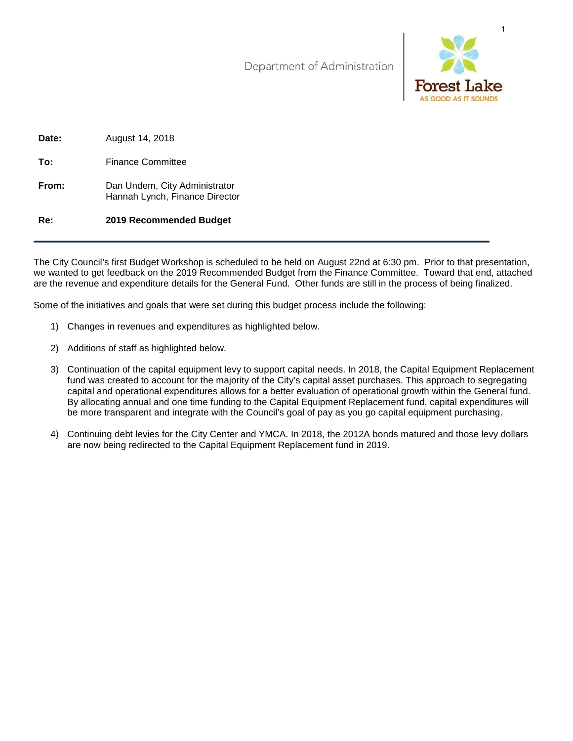Department of Administration

Forest Lake
AS GOOD AS IT SOUNDS

**Date:** August 14, 2018

**To:** Finance Committee

**From:** Dan Undem, City Administrator
Hannah Lynch, Finance Director

**Re:** **2019 Recommended Budget**

---

The City Council's first Budget Workshop is scheduled to be held on August 22nd at 6:30 pm. Prior to that presentation, we wanted to get feedback on the 2019 Recommended Budget from the Finance Committee. Toward that end, attached are the revenue and expenditure details for the General Fund. Other funds are still in the process of being finalized.

Some of the initiatives and goals that were set during this budget process include the following:

1) Changes in revenues and expenditures as highlighted below.

2) Additions of staff as highlighted below.

3) Continuation of the capital equipment levy to support capital needs. In 2018, the Capital Equipment Replacement fund was created to account for the majority of the City's capital asset purchases. This approach to segregating capital and operational expenditures allows for a better evaluation of operational growth within the General fund. By allocating annual and one time funding to the Capital Equipment Replacement fund, capital expenditures will be more transparent and integrate with the Council's goal of pay as you go capital equipment purchasing.

4) Continuing debt levies for the City Center and YMCA. In 2018, the 2012A bonds matured and those levy dollars are now being redirected to the Capital Equipment Replacement fund in 2019.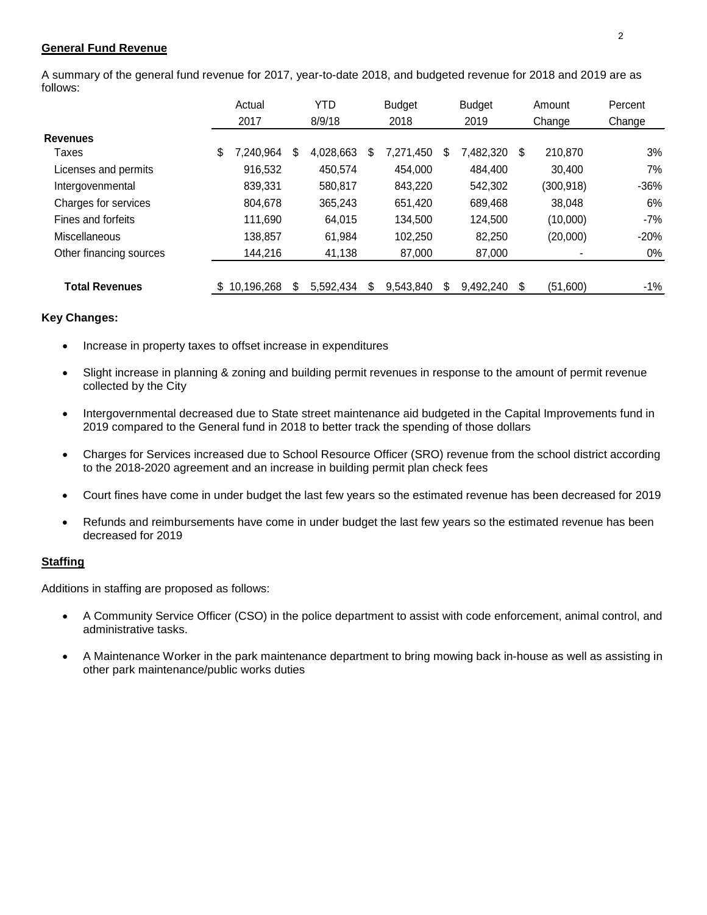## General Fund Revenue

A summary of the general fund revenue for 2017, year-to-date 2018, and budgeted revenue for 2018 and 2019 are as follows:

| | Actual 2017 | YTD 8/9/18 | Budget 2018 | Budget 2019 | Amount Change | Percent Change |
|---|---|---|---|---|---|---|
| **Revenues** | | | | | | |
| Taxes | $ 7,240,964 | $ 4,028,663 | $ 7,271,450 | $ 7,482,320 | $ 210,870 | 3% |
| Licenses and permits | 916,532 | 450,574 | 454,000 | 484,400 | 30,400 | 7% |
| Intergovenmental | 839,331 | 580,817 | 843,220 | 542,302 | (300,918) | -36% |
| Charges for services | 804,678 | 365,243 | 651,420 | 689,468 | 38,048 | 6% |
| Fines and forfeits | 111,690 | 64,015 | 134,500 | 124,500 | (10,000) | -7% |
| Miscellaneous | 138,857 | 61,984 | 102,250 | 82,250 | (20,000) | -20% |
| Other financing sources | 144,216 | 41,138 | 87,000 | 87,000 | - | 0% |
| **Total Revenues** | $ 10,196,268 | $ 5,592,434 | $ 9,543,840 | $ 9,492,240 | $ (51,600) | -1% |

**Key Changes:**

- Increase in property taxes to offset increase in expenditures
- Slight increase in planning & zoning and building permit revenues in response to the amount of permit revenue collected by the City
- Intergovernmental decreased due to State street maintenance aid budgeted in the Capital Improvements fund in 2019 compared to the General fund in 2018 to better track the spending of those dollars
- Charges for Services increased due to School Resource Officer (SRO) revenue from the school district according to the 2018-2020 agreement and an increase in building permit plan check fees
- Court fines have come in under budget the last few years so the estimated revenue has been decreased for 2019
- Refunds and reimbursements have come in under budget the last few years so the estimated revenue has been decreased for 2019

## Staffing

Additions in staffing are proposed as follows:

- A Community Service Officer (CSO) in the police department to assist with code enforcement, animal control, and administrative tasks.
- A Maintenance Worker in the park maintenance department to bring mowing back in-house as well as assisting in other park maintenance/public works duties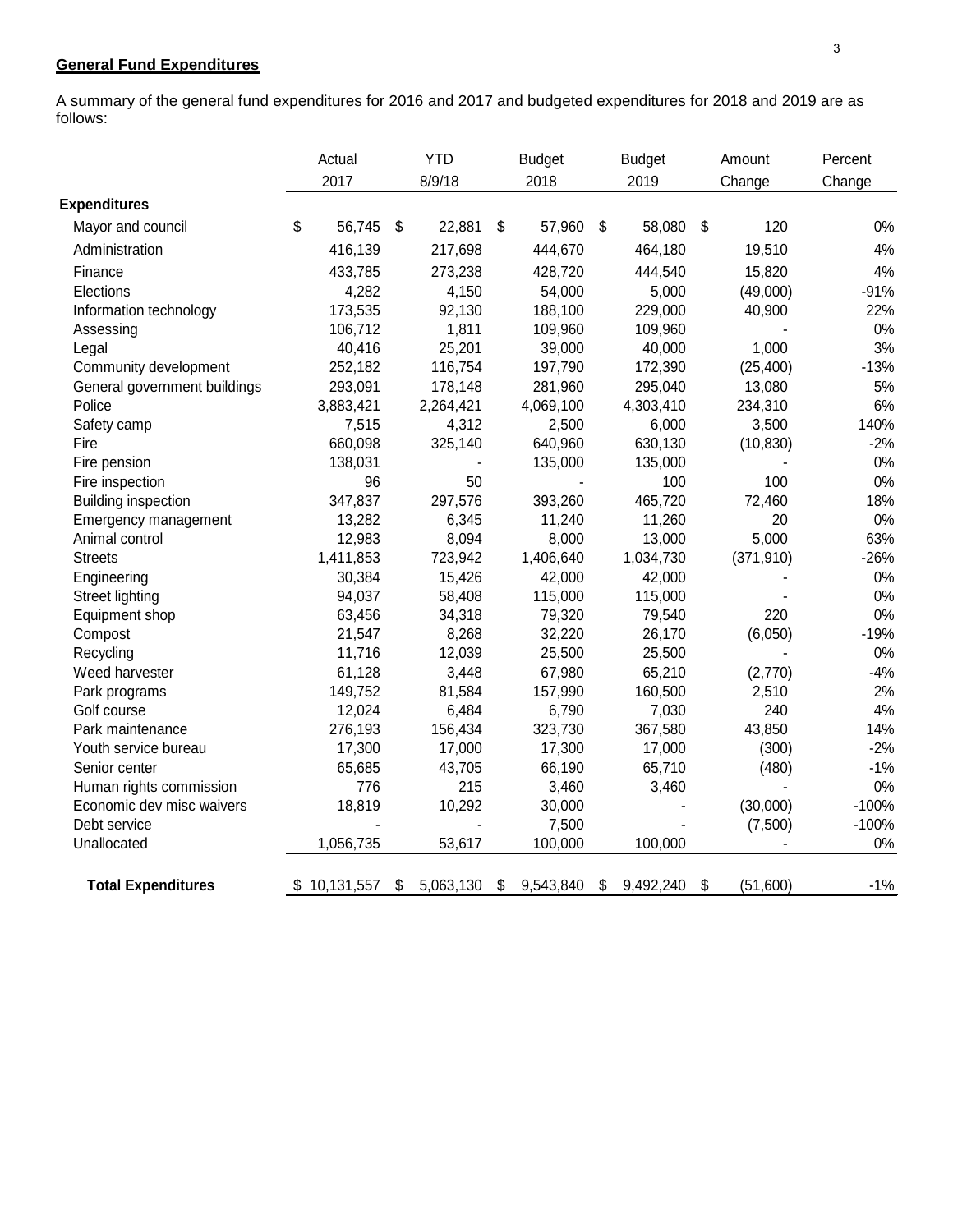## General Fund Expenditures

A summary of the general fund expenditures for 2016 and 2017 and budgeted expenditures for 2018 and 2019 are as follows:

| | Actual 2017 | YTD 8/9/18 | Budget 2018 | Budget 2019 | Amount Change | Percent Change |
|---|---|---|---|---|---|---|
| **Expenditures** | | | | | | |
| Mayor and council | $ 56,745 | $ 22,881 | $ 57,960 | $ 58,080 | $ 120 | 0% |
| Administration | 416,139 | 217,698 | 444,670 | 464,180 | 19,510 | 4% |
| Finance | 433,785 | 273,238 | 428,720 | 444,540 | 15,820 | 4% |
| Elections | 4,282 | 4,150 | 54,000 | 5,000 | (49,000) | -91% |
| Information technology | 173,535 | 92,130 | 188,100 | 229,000 | 40,900 | 22% |
| Assessing | 106,712 | 1,811 | 109,960 | 109,960 | - | 0% |
| Legal | 40,416 | 25,201 | 39,000 | 40,000 | 1,000 | 3% |
| Community development | 252,182 | 116,754 | 197,790 | 172,390 | (25,400) | -13% |
| General government buildings | 293,091 | 178,148 | 281,960 | 295,040 | 13,080 | 5% |
| Police | 3,883,421 | 2,264,421 | 4,069,100 | 4,303,410 | 234,310 | 6% |
| Safety camp | 7,515 | 4,312 | 2,500 | 6,000 | 3,500 | 140% |
| Fire | 660,098 | 325,140 | 640,960 | 630,130 | (10,830) | -2% |
| Fire pension | 138,031 | - | 135,000 | 135,000 | - | 0% |
| Fire inspection | 96 | 50 | - | 100 | 100 | 0% |
| Building inspection | 347,837 | 297,576 | 393,260 | 465,720 | 72,460 | 18% |
| Emergency management | 13,282 | 6,345 | 11,240 | 11,260 | 20 | 0% |
| Animal control | 12,983 | 8,094 | 8,000 | 13,000 | 5,000 | 63% |
| Streets | 1,411,853 | 723,942 | 1,406,640 | 1,034,730 | (371,910) | -26% |
| Engineering | 30,384 | 15,426 | 42,000 | 42,000 | - | 0% |
| Street lighting | 94,037 | 58,408 | 115,000 | 115,000 | - | 0% |
| Equipment shop | 63,456 | 34,318 | 79,320 | 79,540 | 220 | 0% |
| Compost | 21,547 | 8,268 | 32,220 | 26,170 | (6,050) | -19% |
| Recycling | 11,716 | 12,039 | 25,500 | 25,500 | - | 0% |
| Weed harvester | 61,128 | 3,448 | 67,980 | 65,210 | (2,770) | -4% |
| Park programs | 149,752 | 81,584 | 157,990 | 160,500 | 2,510 | 2% |
| Golf course | 12,024 | 6,484 | 6,790 | 7,030 | 240 | 4% |
| Park maintenance | 276,193 | 156,434 | 323,730 | 367,580 | 43,850 | 14% |
| Youth service bureau | 17,300 | 17,000 | 17,300 | 17,000 | (300) | -2% |
| Senior center | 65,685 | 43,705 | 66,190 | 65,710 | (480) | -1% |
| Human rights commission | 776 | 215 | 3,460 | 3,460 | - | 0% |
| Economic dev misc waivers | 18,819 | 10,292 | 30,000 | - | (30,000) | -100% |
| Debt service | - | - | 7,500 | - | (7,500) | -100% |
| Unallocated | 1,056,735 | 53,617 | 100,000 | 100,000 | - | 0% |
| **Total Expenditures** | $ 10,131,557 | $ 5,063,130 | $ 9,543,840 | $ 9,492,240 | $ (51,600) | -1% |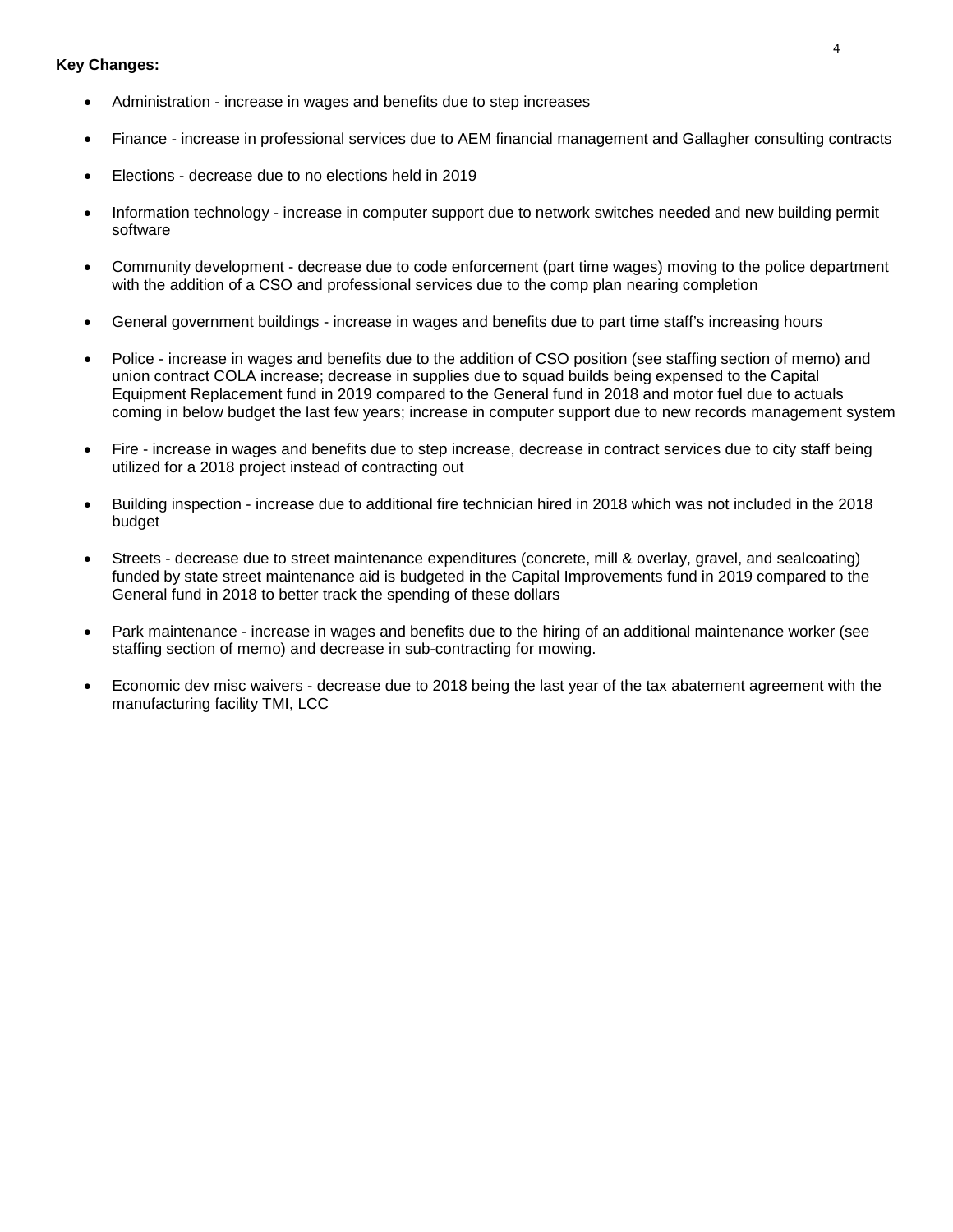**Key Changes:**

- Administration - increase in wages and benefits due to step increases
- Finance - increase in professional services due to AEM financial management and Gallagher consulting contracts
- Elections - decrease due to no elections held in 2019
- Information technology - increase in computer support due to network switches needed and new building permit software
- Community development - decrease due to code enforcement (part time wages) moving to the police department with the addition of a CSO and professional services due to the comp plan nearing completion
- General government buildings - increase in wages and benefits due to part time staff's increasing hours
- Police - increase in wages and benefits due to the addition of CSO position (see staffing section of memo) and union contract COLA increase; decrease in supplies due to squad builds being expensed to the Capital Equipment Replacement fund in 2019 compared to the General fund in 2018 and motor fuel due to actuals coming in below budget the last few years; increase in computer support due to new records management system
- Fire - increase in wages and benefits due to step increase, decrease in contract services due to city staff being utilized for a 2018 project instead of contracting out
- Building inspection - increase due to additional fire technician hired in 2018 which was not included in the 2018 budget
- Streets - decrease due to street maintenance expenditures (concrete, mill & overlay, gravel, and sealcoating) funded by state street maintenance aid is budgeted in the Capital Improvements fund in 2019 compared to the General fund in 2018 to better track the spending of these dollars
- Park maintenance - increase in wages and benefits due to the hiring of an additional maintenance worker (see staffing section of memo) and decrease in sub-contracting for mowing.
- Economic dev misc waivers - decrease due to 2018 being the last year of the tax abatement agreement with the manufacturing facility TMI, LCC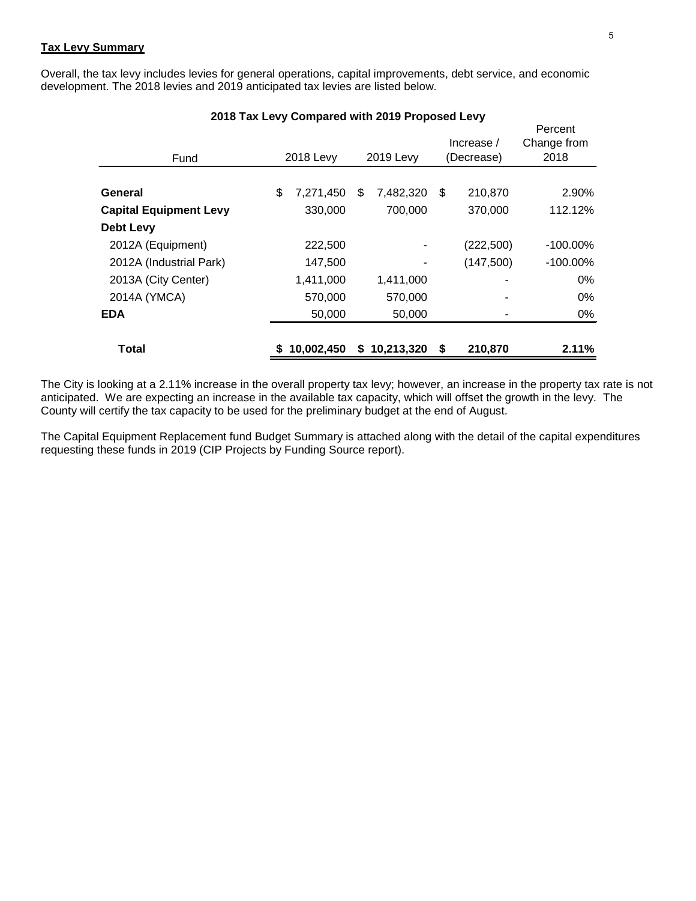**Tax Levy Summary**

Overall, the tax levy includes levies for general operations, capital improvements, debt service, and economic development. The 2018 levies and 2019 anticipated tax levies are listed below.

**2018 Tax Levy Compared with 2019 Proposed Levy**

| Fund | 2018 Levy | 2019 Levy | Increase / (Decrease) | Percent Change from 2018 |
|---|---|---|---|---|
| **General** | $ 7,271,450 | $ 7,482,320 | $ 210,870 | 2.90% |
| **Capital Equipment Levy** | 330,000 | 700,000 | 370,000 | 112.12% |
| **Debt Levy** | | | | |
| 2012A (Equipment) | 222,500 | - | (222,500) | -100.00% |
| 2012A (Industrial Park) | 147,500 | - | (147,500) | -100.00% |
| 2013A (City Center) | 1,411,000 | 1,411,000 | - | 0% |
| 2014A (YMCA) | 570,000 | 570,000 | - | 0% |
| **EDA** | 50,000 | 50,000 | - | 0% |
| **Total** | **$ 10,002,450** | **$ 10,213,320** | **$ 210,870** | **2.11%** |

The City is looking at a 2.11% increase in the overall property tax levy; however, an increase in the property tax rate is not anticipated. We are expecting an increase in the available tax capacity, which will offset the growth in the levy. The County will certify the tax capacity to be used for the preliminary budget at the end of August.

The Capital Equipment Replacement fund Budget Summary is attached along with the detail of the capital expenditures requesting these funds in 2019 (CIP Projects by Funding Source report).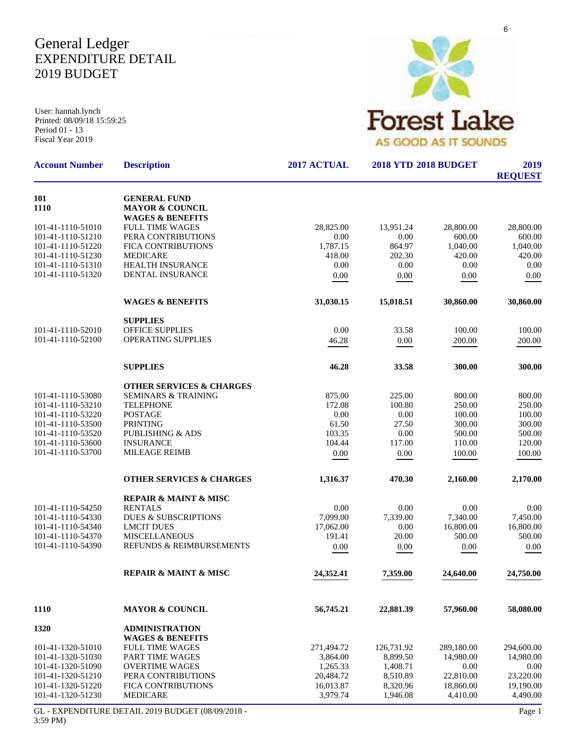# General Ledger
# EXPENDITURE DETAIL
# 2019 BUDGET

User: hannah.lynch
Printed: 08/09/18 15:59:25
Period 01 - 13
Fiscal Year 2019

Forest Lake
AS GOOD AS IT SOUNDS

| Account Number | Description | 2017 ACTUAL | 2018 YTD | 2018 BUDGET | 2019 REQUEST |
|---|---|---|---|---|---|
| **101** | **GENERAL FUND** | | | | |
| **1110** | **MAYOR & COUNCIL** | | | | |
| | **WAGES & BENEFITS** | | | | |
| 101-41-1110-51010 | FULL TIME WAGES | 28,825.00 | 13,951.24 | 28,800.00 | 28,800.00 |
| 101-41-1110-51210 | PERA CONTRIBUTIONS | 0.00 | 0.00 | 600.00 | 600.00 |
| 101-41-1110-51220 | FICA CONTRIBUTIONS | 1,787.15 | 864.97 | 1,040.00 | 1,040.00 |
| 101-41-1110-51230 | MEDICARE | 418.00 | 202.30 | 420.00 | 420.00 |
| 101-41-1110-51310 | HEALTH INSURANCE | 0.00 | 0.00 | 0.00 | 0.00 |
| 101-41-1110-51320 | DENTAL INSURANCE | 0.00 | 0.00 | 0.00 | 0.00 |
| | **WAGES & BENEFITS** | **31,030.15** | **15,018.51** | **30,860.00** | **30,860.00** |
| | **SUPPLIES** | | | | |
| 101-41-1110-52010 | OFFICE SUPPLIES | 0.00 | 33.58 | 100.00 | 100.00 |
| 101-41-1110-52100 | OPERATING SUPPLIES | 46.28 | 0.00 | 200.00 | 200.00 |
| | **SUPPLIES** | **46.28** | **33.58** | **300.00** | **300.00** |
| | **OTHER SERVICES & CHARGES** | | | | |
| 101-41-1110-53080 | SEMINARS & TRAINING | 875.00 | 225.00 | 800.00 | 800.00 |
| 101-41-1110-53210 | TELEPHONE | 172.08 | 100.80 | 250.00 | 250.00 |
| 101-41-1110-53220 | POSTAGE | 0.00 | 0.00 | 100.00 | 100.00 |
| 101-41-1110-53500 | PRINTING | 61.50 | 27.50 | 300.00 | 300.00 |
| 101-41-1110-53520 | PUBLISHING & ADS | 103.35 | 0.00 | 500.00 | 500.00 |
| 101-41-1110-53600 | INSURANCE | 104.44 | 117.00 | 110.00 | 120.00 |
| 101-41-1110-53700 | MILEAGE REIMB | 0.00 | 0.00 | 100.00 | 100.00 |
| | **OTHER SERVICES & CHARGES** | **1,316.37** | **470.30** | **2,160.00** | **2,170.00** |
| | **REPAIR & MAINT & MISC** | | | | |
| 101-41-1110-54250 | RENTALS | 0.00 | 0.00 | 0.00 | 0.00 |
| 101-41-1110-54330 | DUES & SUBSCRIPTIONS | 7,099.00 | 7,339.00 | 7,340.00 | 7,450.00 |
| 101-41-1110-54340 | LMCIT DUES | 17,062.00 | 0.00 | 16,800.00 | 16,800.00 |
| 101-41-1110-54370 | MISCELLANEOUS | 191.41 | 20.00 | 500.00 | 500.00 |
| 101-41-1110-54390 | REFUNDS & REIMBURSEMENTS | 0.00 | 0.00 | 0.00 | 0.00 |
| | **REPAIR & MAINT & MISC** | **24,352.41** | **7,359.00** | **24,640.00** | **24,750.00** |
| **1110** | **MAYOR & COUNCIL** | **56,745.21** | **22,881.39** | **57,960.00** | **58,080.00** |
| **1320** | **ADMINISTRATION** | | | | |
| | **WAGES & BENEFITS** | | | | |
| 101-41-1320-51010 | FULL TIME WAGES | 271,494.72 | 126,731.92 | 289,180.00 | 294,600.00 |
| 101-41-1320-51030 | PART TIME WAGES | 3,864.00 | 8,899.50 | 14,980.00 | 14,980.00 |
| 101-41-1320-51090 | OVERTIME WAGES | 1,265.33 | 1,408.71 | 0.00 | 0.00 |
| 101-41-1320-51210 | PERA CONTRIBUTIONS | 20,484.72 | 8,510.89 | 22,810.00 | 23,220.00 |
| 101-41-1320-51220 | FICA CONTRIBUTIONS | 16,013.87 | 8,320.96 | 18,860.00 | 19,190.00 |
| 101-41-1320-51230 | MEDICARE | 3,979.74 | 1,946.08 | 4,410.00 | 4,490.00 |

GL - EXPENDITURE DETAIL 2019 BUDGET (08/09/2018 - 3:59 PM)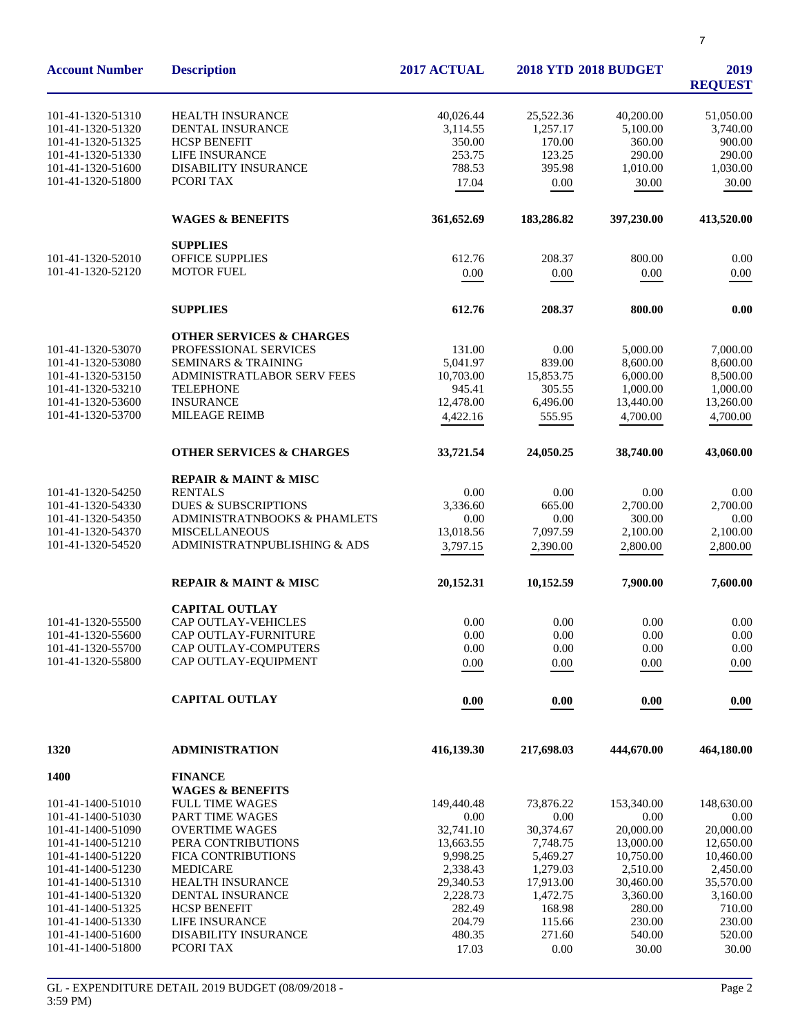| Account Number | Description | 2017 ACTUAL | 2018 YTD | 2018 BUDGET | 2019 REQUEST |
|---|---|---|---|---|---|
| 101-41-1320-51310 | HEALTH INSURANCE | 40,026.44 | 25,522.36 | 40,200.00 | 51,050.00 |
| 101-41-1320-51320 | DENTAL INSURANCE | 3,114.55 | 1,257.17 | 5,100.00 | 3,740.00 |
| 101-41-1320-51325 | HCSP BENEFIT | 350.00 | 170.00 | 360.00 | 900.00 |
| 101-41-1320-51330 | LIFE INSURANCE | 253.75 | 123.25 | 290.00 | 290.00 |
| 101-41-1320-51600 | DISABILITY INSURANCE | 788.53 | 395.98 | 1,010.00 | 1,030.00 |
| 101-41-1320-51800 | PCORI TAX | 17.04 | 0.00 | 30.00 | 30.00 |
| | **WAGES & BENEFITS** | **361,652.69** | **183,286.82** | **397,230.00** | **413,520.00** |
| | **SUPPLIES** | | | | |
| 101-41-1320-52010 | OFFICE SUPPLIES | 612.76 | 208.37 | 800.00 | 0.00 |
| 101-41-1320-52120 | MOTOR FUEL | 0.00 | 0.00 | 0.00 | 0.00 |
| | **SUPPLIES** | **612.76** | **208.37** | **800.00** | **0.00** |
| | **OTHER SERVICES & CHARGES** | | | | |
| 101-41-1320-53070 | PROFESSIONAL SERVICES | 131.00 | 0.00 | 5,000.00 | 7,000.00 |
| 101-41-1320-53080 | SEMINARS & TRAINING | 5,041.97 | 839.00 | 8,600.00 | 8,600.00 |
| 101-41-1320-53150 | ADMINISTRATLABOR SERV FEES | 10,703.00 | 15,853.75 | 6,000.00 | 8,500.00 |
| 101-41-1320-53210 | TELEPHONE | 945.41 | 305.55 | 1,000.00 | 1,000.00 |
| 101-41-1320-53600 | INSURANCE | 12,478.00 | 6,496.00 | 13,440.00 | 13,260.00 |
| 101-41-1320-53700 | MILEAGE REIMB | 4,422.16 | 555.95 | 4,700.00 | 4,700.00 |
| | **OTHER SERVICES & CHARGES** | **33,721.54** | **24,050.25** | **38,740.00** | **43,060.00** |
| | **REPAIR & MAINT & MISC** | | | | |
| 101-41-1320-54250 | RENTALS | 0.00 | 0.00 | 0.00 | 0.00 |
| 101-41-1320-54330 | DUES & SUBSCRIPTIONS | 3,336.60 | 665.00 | 2,700.00 | 2,700.00 |
| 101-41-1320-54350 | ADMINISTRATNBOOKS & PHAMLETS | 0.00 | 0.00 | 300.00 | 0.00 |
| 101-41-1320-54370 | MISCELLANEOUS | 13,018.56 | 7,097.59 | 2,100.00 | 2,100.00 |
| 101-41-1320-54520 | ADMINISTRATNPUBLISHING & ADS | 3,797.15 | 2,390.00 | 2,800.00 | 2,800.00 |
| | **REPAIR & MAINT & MISC** | **20,152.31** | **10,152.59** | **7,900.00** | **7,600.00** |
| | **CAPITAL OUTLAY** | | | | |
| 101-41-1320-55500 | CAP OUTLAY-VEHICLES | 0.00 | 0.00 | 0.00 | 0.00 |
| 101-41-1320-55600 | CAP OUTLAY-FURNITURE | 0.00 | 0.00 | 0.00 | 0.00 |
| 101-41-1320-55700 | CAP OUTLAY-COMPUTERS | 0.00 | 0.00 | 0.00 | 0.00 |
| 101-41-1320-55800 | CAP OUTLAY-EQUIPMENT | 0.00 | 0.00 | 0.00 | 0.00 |
| | **CAPITAL OUTLAY** | **0.00** | **0.00** | **0.00** | **0.00** |
| **1320** | **ADMINISTRATION** | **416,139.30** | **217,698.03** | **444,670.00** | **464,180.00** |
| **1400** | **FINANCE** | | | | |
| | **WAGES & BENEFITS** | | | | |
| 101-41-1400-51010 | FULL TIME WAGES | 149,440.48 | 73,876.22 | 153,340.00 | 148,630.00 |
| 101-41-1400-51030 | PART TIME WAGES | 0.00 | 0.00 | 0.00 | 0.00 |
| 101-41-1400-51090 | OVERTIME WAGES | 32,741.10 | 30,374.67 | 20,000.00 | 20,000.00 |
| 101-41-1400-51210 | PERA CONTRIBUTIONS | 13,663.55 | 7,748.75 | 13,000.00 | 12,650.00 |
| 101-41-1400-51220 | FICA CONTRIBUTIONS | 9,998.25 | 5,469.27 | 10,750.00 | 10,460.00 |
| 101-41-1400-51230 | MEDICARE | 2,338.43 | 1,279.03 | 2,510.00 | 2,450.00 |
| 101-41-1400-51310 | HEALTH INSURANCE | 29,340.53 | 17,913.00 | 30,460.00 | 35,570.00 |
| 101-41-1400-51320 | DENTAL INSURANCE | 2,228.73 | 1,472.75 | 3,360.00 | 3,160.00 |
| 101-41-1400-51325 | HCSP BENEFIT | 282.49 | 168.98 | 280.00 | 710.00 |
| 101-41-1400-51330 | LIFE INSURANCE | 204.79 | 115.66 | 230.00 | 230.00 |
| 101-41-1400-51600 | DISABILITY INSURANCE | 480.35 | 271.60 | 540.00 | 520.00 |
| 101-41-1400-51800 | PCORI TAX | 17.03 | 0.00 | 30.00 | 30.00 |

GL - EXPENDITURE DETAIL 2019 BUDGET (08/09/2018 - 3:59 PM)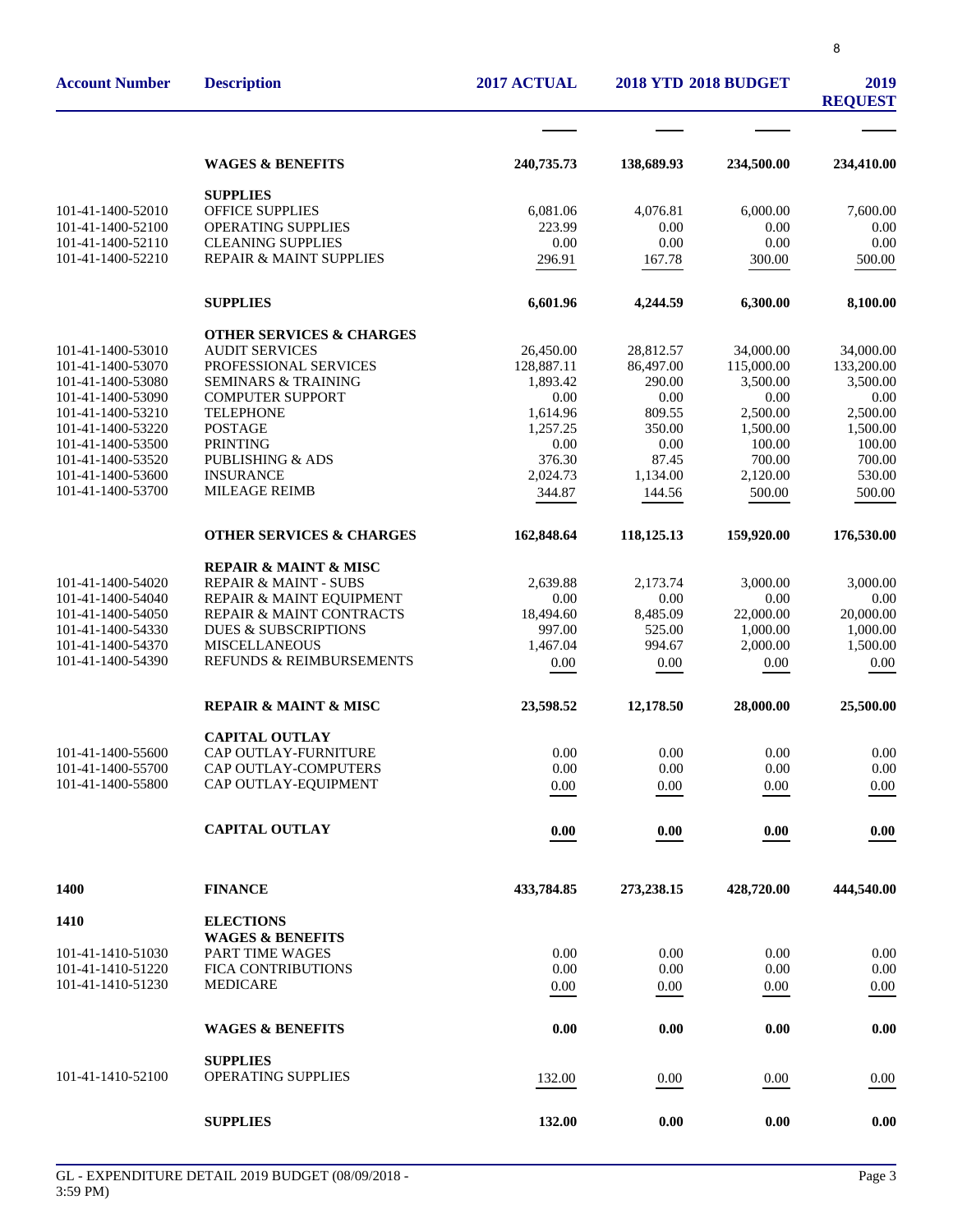| Account Number | Description | 2017 ACTUAL | 2018 YTD | 2018 BUDGET | 2019 REQUEST |
|---|---|---|---|---|---|
| | **WAGES & BENEFITS** | **240,735.73** | **138,689.93** | **234,500.00** | **234,410.00** |
| | **SUPPLIES** | | | | |
| 101-41-1400-52010 | OFFICE SUPPLIES | 6,081.06 | 4,076.81 | 6,000.00 | 7,600.00 |
| 101-41-1400-52100 | OPERATING SUPPLIES | 223.99 | 0.00 | 0.00 | 0.00 |
| 101-41-1400-52110 | CLEANING SUPPLIES | 0.00 | 0.00 | 0.00 | 0.00 |
| 101-41-1400-52210 | REPAIR & MAINT SUPPLIES | 296.91 | 167.78 | 300.00 | 500.00 |
| | **SUPPLIES** | **6,601.96** | **4,244.59** | **6,300.00** | **8,100.00** |
| | **OTHER SERVICES & CHARGES** | | | | |
| 101-41-1400-53010 | AUDIT SERVICES | 26,450.00 | 28,812.57 | 34,000.00 | 34,000.00 |
| 101-41-1400-53070 | PROFESSIONAL SERVICES | 128,887.11 | 86,497.00 | 115,000.00 | 133,200.00 |
| 101-41-1400-53080 | SEMINARS & TRAINING | 1,893.42 | 290.00 | 3,500.00 | 3,500.00 |
| 101-41-1400-53090 | COMPUTER SUPPORT | 0.00 | 0.00 | 0.00 | 0.00 |
| 101-41-1400-53210 | TELEPHONE | 1,614.96 | 809.55 | 2,500.00 | 2,500.00 |
| 101-41-1400-53220 | POSTAGE | 1,257.25 | 350.00 | 1,500.00 | 1,500.00 |
| 101-41-1400-53500 | PRINTING | 0.00 | 0.00 | 100.00 | 100.00 |
| 101-41-1400-53520 | PUBLISHING & ADS | 376.30 | 87.45 | 700.00 | 700.00 |
| 101-41-1400-53600 | INSURANCE | 2,024.73 | 1,134.00 | 2,120.00 | 530.00 |
| 101-41-1400-53700 | MILEAGE REIMB | 344.87 | 144.56 | 500.00 | 500.00 |
| | **OTHER SERVICES & CHARGES** | **162,848.64** | **118,125.13** | **159,920.00** | **176,530.00** |
| | **REPAIR & MAINT & MISC** | | | | |
| 101-41-1400-54020 | REPAIR & MAINT - SUBS | 2,639.88 | 2,173.74 | 3,000.00 | 3,000.00 |
| 101-41-1400-54040 | REPAIR & MAINT EQUIPMENT | 0.00 | 0.00 | 0.00 | 0.00 |
| 101-41-1400-54050 | REPAIR & MAINT CONTRACTS | 18,494.60 | 8,485.09 | 22,000.00 | 20,000.00 |
| 101-41-1400-54330 | DUES & SUBSCRIPTIONS | 997.00 | 525.00 | 1,000.00 | 1,000.00 |
| 101-41-1400-54370 | MISCELLANEOUS | 1,467.04 | 994.67 | 2,000.00 | 1,500.00 |
| 101-41-1400-54390 | REFUNDS & REIMBURSEMENTS | 0.00 | 0.00 | 0.00 | 0.00 |
| | **REPAIR & MAINT & MISC** | **23,598.52** | **12,178.50** | **28,000.00** | **25,500.00** |
| | **CAPITAL OUTLAY** | | | | |
| 101-41-1400-55600 | CAP OUTLAY-FURNITURE | 0.00 | 0.00 | 0.00 | 0.00 |
| 101-41-1400-55700 | CAP OUTLAY-COMPUTERS | 0.00 | 0.00 | 0.00 | 0.00 |
| 101-41-1400-55800 | CAP OUTLAY-EQUIPMENT | 0.00 | 0.00 | 0.00 | 0.00 |
| | **CAPITAL OUTLAY** | **0.00** | **0.00** | **0.00** | **0.00** |
| **1400** | **FINANCE** | **433,784.85** | **273,238.15** | **428,720.00** | **444,540.00** |
| **1410** | **ELECTIONS** | | | | |
| | **WAGES & BENEFITS** | | | | |
| 101-41-1410-51030 | PART TIME WAGES | 0.00 | 0.00 | 0.00 | 0.00 |
| 101-41-1410-51220 | FICA CONTRIBUTIONS | 0.00 | 0.00 | 0.00 | 0.00 |
| 101-41-1410-51230 | MEDICARE | 0.00 | 0.00 | 0.00 | 0.00 |
| | **WAGES & BENEFITS** | **0.00** | **0.00** | **0.00** | **0.00** |
| | **SUPPLIES** | | | | |
| 101-41-1410-52100 | OPERATING SUPPLIES | 132.00 | 0.00 | 0.00 | 0.00 |
| | **SUPPLIES** | **132.00** | **0.00** | **0.00** | **0.00** |

GL - EXPENDITURE DETAIL 2019 BUDGET (08/09/2018 - 3:59 PM)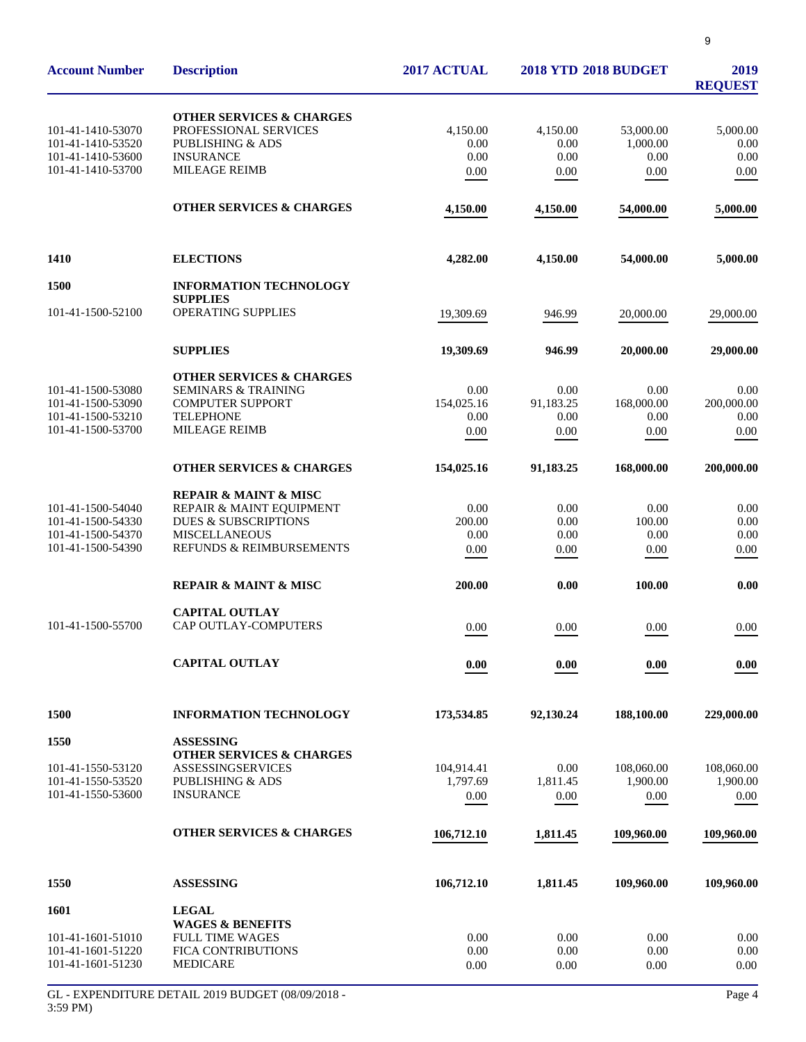| Account Number | Description | 2017 ACTUAL | 2018 YTD | 2018 BUDGET | 2019 REQUEST |
|---|---|---|---|---|---|
| | **OTHER SERVICES & CHARGES** | | | | |
| 101-41-1410-53070 | PROFESSIONAL SERVICES | 4,150.00 | 4,150.00 | 53,000.00 | 5,000.00 |
| 101-41-1410-53520 | PUBLISHING & ADS | 0.00 | 0.00 | 1,000.00 | 0.00 |
| 101-41-1410-53600 | INSURANCE | 0.00 | 0.00 | 0.00 | 0.00 |
| 101-41-1410-53700 | MILEAGE REIMB | 0.00 | 0.00 | 0.00 | 0.00 |
| | **OTHER SERVICES & CHARGES** | **4,150.00** | **4,150.00** | **54,000.00** | **5,000.00** |
| **1410** | **ELECTIONS** | **4,282.00** | **4,150.00** | **54,000.00** | **5,000.00** |
| **1500** | **INFORMATION TECHNOLOGY** | | | | |
| | **SUPPLIES** | | | | |
| 101-41-1500-52100 | OPERATING SUPPLIES | 19,309.69 | 946.99 | 20,000.00 | 29,000.00 |
| | **SUPPLIES** | **19,309.69** | **946.99** | **20,000.00** | **29,000.00** |
| | **OTHER SERVICES & CHARGES** | | | | |
| 101-41-1500-53080 | SEMINARS & TRAINING | 0.00 | 0.00 | 0.00 | 0.00 |
| 101-41-1500-53090 | COMPUTER SUPPORT | 154,025.16 | 91,183.25 | 168,000.00 | 200,000.00 |
| 101-41-1500-53210 | TELEPHONE | 0.00 | 0.00 | 0.00 | 0.00 |
| 101-41-1500-53700 | MILEAGE REIMB | 0.00 | 0.00 | 0.00 | 0.00 |
| | **OTHER SERVICES & CHARGES** | **154,025.16** | **91,183.25** | **168,000.00** | **200,000.00** |
| | **REPAIR & MAINT & MISC** | | | | |
| 101-41-1500-54040 | REPAIR & MAINT EQUIPMENT | 0.00 | 0.00 | 0.00 | 0.00 |
| 101-41-1500-54330 | DUES & SUBSCRIPTIONS | 200.00 | 0.00 | 100.00 | 0.00 |
| 101-41-1500-54370 | MISCELLANEOUS | 0.00 | 0.00 | 0.00 | 0.00 |
| 101-41-1500-54390 | REFUNDS & REIMBURSEMENTS | 0.00 | 0.00 | 0.00 | 0.00 |
| | **REPAIR & MAINT & MISC** | **200.00** | **0.00** | **100.00** | **0.00** |
| | **CAPITAL OUTLAY** | | | | |
| 101-41-1500-55700 | CAP OUTLAY-COMPUTERS | 0.00 | 0.00 | 0.00 | 0.00 |
| | **CAPITAL OUTLAY** | **0.00** | **0.00** | **0.00** | **0.00** |
| **1500** | **INFORMATION TECHNOLOGY** | **173,534.85** | **92,130.24** | **188,100.00** | **229,000.00** |
| **1550** | **ASSESSING** | | | | |
| | **OTHER SERVICES & CHARGES** | | | | |
| 101-41-1550-53120 | ASSESSINGSERVICES | 104,914.41 | 0.00 | 108,060.00 | 108,060.00 |
| 101-41-1550-53520 | PUBLISHING & ADS | 1,797.69 | 1,811.45 | 1,900.00 | 1,900.00 |
| 101-41-1550-53600 | INSURANCE | 0.00 | 0.00 | 0.00 | 0.00 |
| | **OTHER SERVICES & CHARGES** | **106,712.10** | **1,811.45** | **109,960.00** | **109,960.00** |
| **1550** | **ASSESSING** | **106,712.10** | **1,811.45** | **109,960.00** | **109,960.00** |
| **1601** | **LEGAL** | | | | |
| | **WAGES & BENEFITS** | | | | |
| 101-41-1601-51010 | FULL TIME WAGES | 0.00 | 0.00 | 0.00 | 0.00 |
| 101-41-1601-51220 | FICA CONTRIBUTIONS | 0.00 | 0.00 | 0.00 | 0.00 |
| 101-41-1601-51230 | MEDICARE | 0.00 | 0.00 | 0.00 | 0.00 |

GL - EXPENDITURE DETAIL 2019 BUDGET (08/09/2018 - 3:59 PM)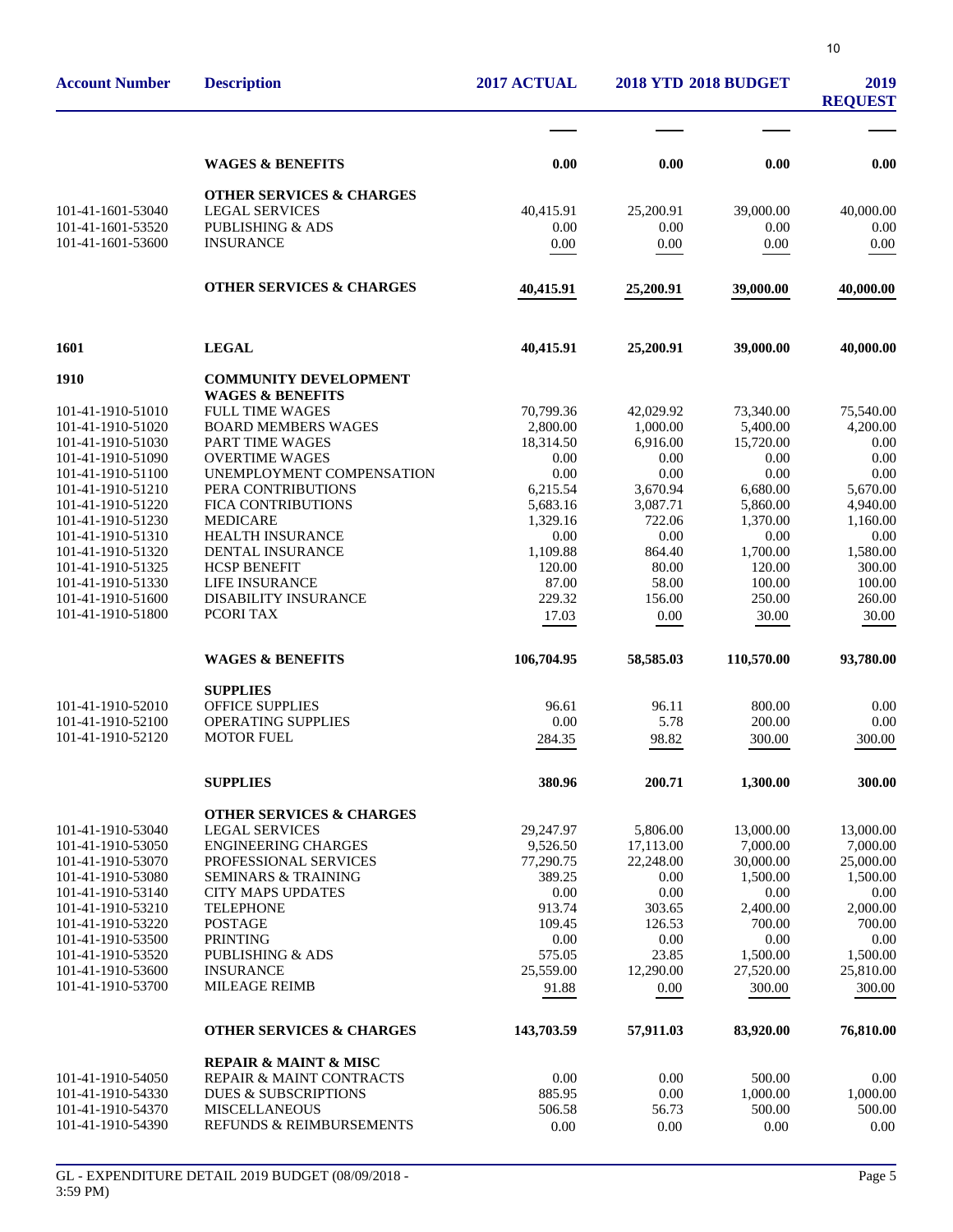| Account Number | Description | 2017 ACTUAL | 2018 YTD | 2018 BUDGET | 2019 REQUEST |
|---|---|---|---|---|---|
| | **WAGES & BENEFITS** | **0.00** | **0.00** | **0.00** | **0.00** |
| | **OTHER SERVICES & CHARGES** | | | | |
| 101-41-1601-53040 | LEGAL SERVICES | 40,415.91 | 25,200.91 | 39,000.00 | 40,000.00 |
| 101-41-1601-53520 | PUBLISHING & ADS | 0.00 | 0.00 | 0.00 | 0.00 |
| 101-41-1601-53600 | INSURANCE | 0.00 | 0.00 | 0.00 | 0.00 |
| | **OTHER SERVICES & CHARGES** | **40,415.91** | **25,200.91** | **39,000.00** | **40,000.00** |
| **1601** | **LEGAL** | **40,415.91** | **25,200.91** | **39,000.00** | **40,000.00** |
| **1910** | **COMMUNITY DEVELOPMENT** | | | | |
| | **WAGES & BENEFITS** | | | | |
| 101-41-1910-51010 | FULL TIME WAGES | 70,799.36 | 42,029.92 | 73,340.00 | 75,540.00 |
| 101-41-1910-51020 | BOARD MEMBERS WAGES | 2,800.00 | 1,000.00 | 5,400.00 | 4,200.00 |
| 101-41-1910-51030 | PART TIME WAGES | 18,314.50 | 6,916.00 | 15,720.00 | 0.00 |
| 101-41-1910-51090 | OVERTIME WAGES | 0.00 | 0.00 | 0.00 | 0.00 |
| 101-41-1910-51100 | UNEMPLOYMENT COMPENSATION | 0.00 | 0.00 | 0.00 | 0.00 |
| 101-41-1910-51210 | PERA CONTRIBUTIONS | 6,215.54 | 3,670.94 | 6,680.00 | 5,670.00 |
| 101-41-1910-51220 | FICA CONTRIBUTIONS | 5,683.16 | 3,087.71 | 5,860.00 | 4,940.00 |
| 101-41-1910-51230 | MEDICARE | 1,329.16 | 722.06 | 1,370.00 | 1,160.00 |
| 101-41-1910-51310 | HEALTH INSURANCE | 0.00 | 0.00 | 0.00 | 0.00 |
| 101-41-1910-51320 | DENTAL INSURANCE | 1,109.88 | 864.40 | 1,700.00 | 1,580.00 |
| 101-41-1910-51325 | HCSP BENEFIT | 120.00 | 80.00 | 120.00 | 300.00 |
| 101-41-1910-51330 | LIFE INSURANCE | 87.00 | 58.00 | 100.00 | 100.00 |
| 101-41-1910-51600 | DISABILITY INSURANCE | 229.32 | 156.00 | 250.00 | 260.00 |
| 101-41-1910-51800 | PCORI TAX | 17.03 | 0.00 | 30.00 | 30.00 |
| | **WAGES & BENEFITS** | **106,704.95** | **58,585.03** | **110,570.00** | **93,780.00** |
| | **SUPPLIES** | | | | |
| 101-41-1910-52010 | OFFICE SUPPLIES | 96.61 | 96.11 | 800.00 | 0.00 |
| 101-41-1910-52100 | OPERATING SUPPLIES | 0.00 | 5.78 | 200.00 | 0.00 |
| 101-41-1910-52120 | MOTOR FUEL | 284.35 | 98.82 | 300.00 | 300.00 |
| | **SUPPLIES** | **380.96** | **200.71** | **1,300.00** | **300.00** |
| | **OTHER SERVICES & CHARGES** | | | | |
| 101-41-1910-53040 | LEGAL SERVICES | 29,247.97 | 5,806.00 | 13,000.00 | 13,000.00 |
| 101-41-1910-53050 | ENGINEERING CHARGES | 9,526.50 | 17,113.00 | 7,000.00 | 7,000.00 |
| 101-41-1910-53070 | PROFESSIONAL SERVICES | 77,290.75 | 22,248.00 | 30,000.00 | 25,000.00 |
| 101-41-1910-53080 | SEMINARS & TRAINING | 389.25 | 0.00 | 1,500.00 | 1,500.00 |
| 101-41-1910-53140 | CITY MAPS UPDATES | 0.00 | 0.00 | 0.00 | 0.00 |
| 101-41-1910-53210 | TELEPHONE | 913.74 | 303.65 | 2,400.00 | 2,000.00 |
| 101-41-1910-53220 | POSTAGE | 109.45 | 126.53 | 700.00 | 700.00 |
| 101-41-1910-53500 | PRINTING | 0.00 | 0.00 | 0.00 | 0.00 |
| 101-41-1910-53520 | PUBLISHING & ADS | 575.05 | 23.85 | 1,500.00 | 1,500.00 |
| 101-41-1910-53600 | INSURANCE | 25,559.00 | 12,290.00 | 27,520.00 | 25,810.00 |
| 101-41-1910-53700 | MILEAGE REIMB | 91.88 | 0.00 | 300.00 | 300.00 |
| | **OTHER SERVICES & CHARGES** | **143,703.59** | **57,911.03** | **83,920.00** | **76,810.00** |
| | **REPAIR & MAINT & MISC** | | | | |
| 101-41-1910-54050 | REPAIR & MAINT CONTRACTS | 0.00 | 0.00 | 500.00 | 0.00 |
| 101-41-1910-54330 | DUES & SUBSCRIPTIONS | 885.95 | 0.00 | 1,000.00 | 1,000.00 |
| 101-41-1910-54370 | MISCELLANEOUS | 506.58 | 56.73 | 500.00 | 500.00 |
| 101-41-1910-54390 | REFUNDS & REIMBURSEMENTS | 0.00 | 0.00 | 0.00 | 0.00 |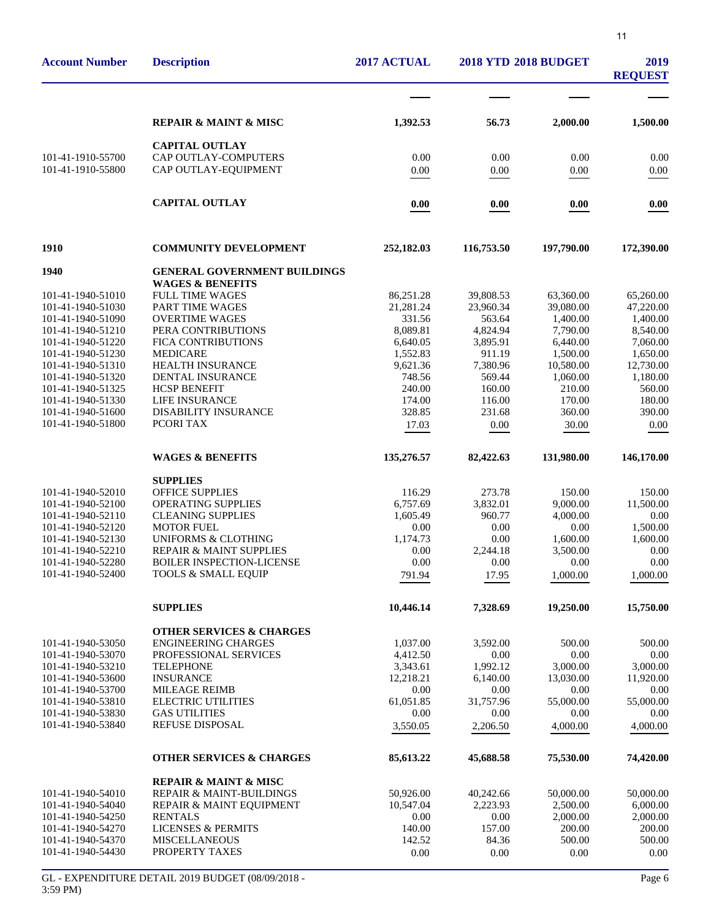| Account Number | Description | 2017 ACTUAL | 2018 YTD | 2018 BUDGET | 2019 REQUEST |
|---|---|---|---|---|---|
| | **REPAIR & MAINT & MISC** | **1,392.53** | **56.73** | **2,000.00** | **1,500.00** |
| | **CAPITAL OUTLAY** | | | | |
| 101-41-1910-55700 | CAP OUTLAY-COMPUTERS | 0.00 | 0.00 | 0.00 | 0.00 |
| 101-41-1910-55800 | CAP OUTLAY-EQUIPMENT | 0.00 | 0.00 | 0.00 | 0.00 |
| | **CAPITAL OUTLAY** | **0.00** | **0.00** | **0.00** | **0.00** |
| **1910** | **COMMUNITY DEVELOPMENT** | **252,182.03** | **116,753.50** | **197,790.00** | **172,390.00** |
| **1940** | **GENERAL GOVERNMENT BUILDINGS** | | | | |
| | **WAGES & BENEFITS** | | | | |
| 101-41-1940-51010 | FULL TIME WAGES | 86,251.28 | 39,808.53 | 63,360.00 | 65,260.00 |
| 101-41-1940-51030 | PART TIME WAGES | 21,281.24 | 23,960.34 | 39,080.00 | 47,220.00 |
| 101-41-1940-51090 | OVERTIME WAGES | 331.56 | 563.64 | 1,400.00 | 1,400.00 |
| 101-41-1940-51210 | PERA CONTRIBUTIONS | 8,089.81 | 4,824.94 | 7,790.00 | 8,540.00 |
| 101-41-1940-51220 | FICA CONTRIBUTIONS | 6,640.05 | 3,895.91 | 6,440.00 | 7,060.00 |
| 101-41-1940-51230 | MEDICARE | 1,552.83 | 911.19 | 1,500.00 | 1,650.00 |
| 101-41-1940-51310 | HEALTH INSURANCE | 9,621.36 | 7,380.96 | 10,580.00 | 12,730.00 |
| 101-41-1940-51320 | DENTAL INSURANCE | 748.56 | 569.44 | 1,060.00 | 1,180.00 |
| 101-41-1940-51325 | HCSP BENEFIT | 240.00 | 160.00 | 210.00 | 560.00 |
| 101-41-1940-51330 | LIFE INSURANCE | 174.00 | 116.00 | 170.00 | 180.00 |
| 101-41-1940-51600 | DISABILITY INSURANCE | 328.85 | 231.68 | 360.00 | 390.00 |
| 101-41-1940-51800 | PCORI TAX | 17.03 | 0.00 | 30.00 | 0.00 |
| | **WAGES & BENEFITS** | **135,276.57** | **82,422.63** | **131,980.00** | **146,170.00** |
| | **SUPPLIES** | | | | |
| 101-41-1940-52010 | OFFICE SUPPLIES | 116.29 | 273.78 | 150.00 | 150.00 |
| 101-41-1940-52100 | OPERATING SUPPLIES | 6,757.69 | 3,832.01 | 9,000.00 | 11,500.00 |
| 101-41-1940-52110 | CLEANING SUPPLIES | 1,605.49 | 960.77 | 4,000.00 | 0.00 |
| 101-41-1940-52120 | MOTOR FUEL | 0.00 | 0.00 | 0.00 | 1,500.00 |
| 101-41-1940-52130 | UNIFORMS & CLOTHING | 1,174.73 | 0.00 | 1,600.00 | 1,600.00 |
| 101-41-1940-52210 | REPAIR & MAINT SUPPLIES | 0.00 | 2,244.18 | 3,500.00 | 0.00 |
| 101-41-1940-52280 | BOILER INSPECTION-LICENSE | 0.00 | 0.00 | 0.00 | 0.00 |
| 101-41-1940-52400 | TOOLS & SMALL EQUIP | 791.94 | 17.95 | 1,000.00 | 1,000.00 |
| | **SUPPLIES** | **10,446.14** | **7,328.69** | **19,250.00** | **15,750.00** |
| | **OTHER SERVICES & CHARGES** | | | | |
| 101-41-1940-53050 | ENGINEERING CHARGES | 1,037.00 | 3,592.00 | 500.00 | 500.00 |
| 101-41-1940-53070 | PROFESSIONAL SERVICES | 4,412.50 | 0.00 | 0.00 | 0.00 |
| 101-41-1940-53210 | TELEPHONE | 3,343.61 | 1,992.12 | 3,000.00 | 3,000.00 |
| 101-41-1940-53600 | INSURANCE | 12,218.21 | 6,140.00 | 13,030.00 | 11,920.00 |
| 101-41-1940-53700 | MILEAGE REIMB | 0.00 | 0.00 | 0.00 | 0.00 |
| 101-41-1940-53810 | ELECTRIC UTILITIES | 61,051.85 | 31,757.96 | 55,000.00 | 55,000.00 |
| 101-41-1940-53830 | GAS UTILITIES | 0.00 | 0.00 | 0.00 | 0.00 |
| 101-41-1940-53840 | REFUSE DISPOSAL | 3,550.05 | 2,206.50 | 4,000.00 | 4,000.00 |
| | **OTHER SERVICES & CHARGES** | **85,613.22** | **45,688.58** | **75,530.00** | **74,420.00** |
| | **REPAIR & MAINT & MISC** | | | | |
| 101-41-1940-54010 | REPAIR & MAINT-BUILDINGS | 50,926.00 | 40,242.66 | 50,000.00 | 50,000.00 |
| 101-41-1940-54040 | REPAIR & MAINT EQUIPMENT | 10,547.04 | 2,223.93 | 2,500.00 | 6,000.00 |
| 101-41-1940-54250 | RENTALS | 0.00 | 0.00 | 2,000.00 | 2,000.00 |
| 101-41-1940-54270 | LICENSES & PERMITS | 140.00 | 157.00 | 200.00 | 200.00 |
| 101-41-1940-54370 | MISCELLANEOUS | 142.52 | 84.36 | 500.00 | 500.00 |
| 101-41-1940-54430 | PROPERTY TAXES | 0.00 | 0.00 | 0.00 | 0.00 |

GL - EXPENDITURE DETAIL 2019 BUDGET (08/09/2018 - 3:59 PM)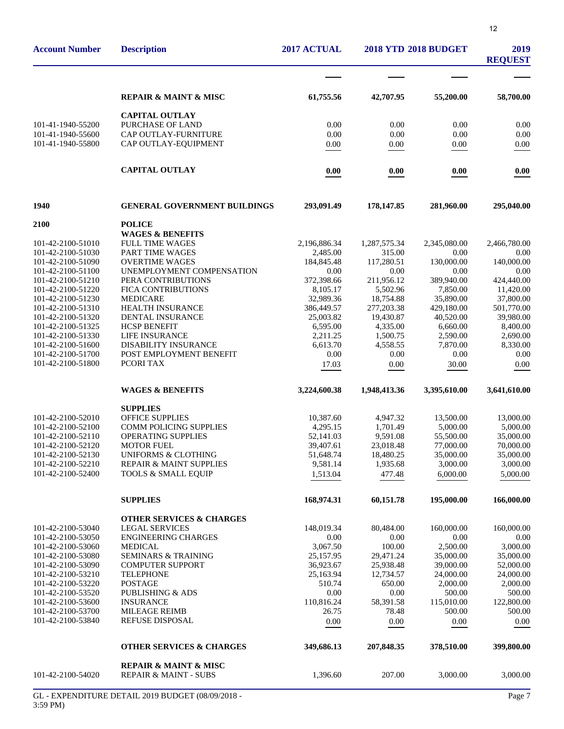| Account Number | Description | 2017 ACTUAL | 2018 YTD | 2018 BUDGET | 2019 REQUEST |
|---|---|---|---|---|---|
| | **REPAIR & MAINT & MISC** | **61,755.56** | **42,707.95** | **55,200.00** | **58,700.00** |
| | **CAPITAL OUTLAY** | | | | |
| 101-41-1940-55200 | PURCHASE OF LAND | 0.00 | 0.00 | 0.00 | 0.00 |
| 101-41-1940-55600 | CAP OUTLAY-FURNITURE | 0.00 | 0.00 | 0.00 | 0.00 |
| 101-41-1940-55800 | CAP OUTLAY-EQUIPMENT | 0.00 | 0.00 | 0.00 | 0.00 |
| | **CAPITAL OUTLAY** | **0.00** | **0.00** | **0.00** | **0.00** |
| **1940** | **GENERAL GOVERNMENT BUILDINGS** | **293,091.49** | **178,147.85** | **281,960.00** | **295,040.00** |
| **2100** | **POLICE** | | | | |
| | **WAGES & BENEFITS** | | | | |
| 101-42-2100-51010 | FULL TIME WAGES | 2,196,886.34 | 1,287,575.34 | 2,345,080.00 | 2,466,780.00 |
| 101-42-2100-51030 | PART TIME WAGES | 2,485.00 | 315.00 | 0.00 | 0.00 |
| 101-42-2100-51090 | OVERTIME WAGES | 184,845.48 | 117,280.51 | 130,000.00 | 140,000.00 |
| 101-42-2100-51100 | UNEMPLOYMENT COMPENSATION | 0.00 | 0.00 | 0.00 | 0.00 |
| 101-42-2100-51210 | PERA CONTRIBUTIONS | 372,398.66 | 211,956.12 | 389,940.00 | 424,440.00 |
| 101-42-2100-51220 | FICA CONTRIBUTIONS | 8,105.17 | 5,502.96 | 7,850.00 | 11,420.00 |
| 101-42-2100-51230 | MEDICARE | 32,989.36 | 18,754.88 | 35,890.00 | 37,800.00 |
| 101-42-2100-51310 | HEALTH INSURANCE | 386,449.57 | 277,203.38 | 429,180.00 | 501,770.00 |
| 101-42-2100-51320 | DENTAL INSURANCE | 25,003.82 | 19,430.87 | 40,520.00 | 39,980.00 |
| 101-42-2100-51325 | HCSP BENEFIT | 6,595.00 | 4,335.00 | 6,660.00 | 8,400.00 |
| 101-42-2100-51330 | LIFE INSURANCE | 2,211.25 | 1,500.75 | 2,590.00 | 2,690.00 |
| 101-42-2100-51600 | DISABILITY INSURANCE | 6,613.70 | 4,558.55 | 7,870.00 | 8,330.00 |
| 101-42-2100-51700 | POST EMPLOYMENT BENEFIT | 0.00 | 0.00 | 0.00 | 0.00 |
| 101-42-2100-51800 | PCORI TAX | 17.03 | 0.00 | 30.00 | 0.00 |
| | **WAGES & BENEFITS** | **3,224,600.38** | **1,948,413.36** | **3,395,610.00** | **3,641,610.00** |
| | **SUPPLIES** | | | | |
| 101-42-2100-52010 | OFFICE SUPPLIES | 10,387.60 | 4,947.32 | 13,500.00 | 13,000.00 |
| 101-42-2100-52100 | COMM POLICING SUPPLIES | 4,295.15 | 1,701.49 | 5,000.00 | 5,000.00 |
| 101-42-2100-52110 | OPERATING SUPPLIES | 52,141.03 | 9,591.08 | 55,500.00 | 35,000.00 |
| 101-42-2100-52120 | MOTOR FUEL | 39,407.61 | 23,018.48 | 77,000.00 | 70,000.00 |
| 101-42-2100-52130 | UNIFORMS & CLOTHING | 51,648.74 | 18,480.25 | 35,000.00 | 35,000.00 |
| 101-42-2100-52210 | REPAIR & MAINT SUPPLIES | 9,581.14 | 1,935.68 | 3,000.00 | 3,000.00 |
| 101-42-2100-52400 | TOOLS & SMALL EQUIP | 1,513.04 | 477.48 | 6,000.00 | 5,000.00 |
| | **SUPPLIES** | **168,974.31** | **60,151.78** | **195,000.00** | **166,000.00** |
| | **OTHER SERVICES & CHARGES** | | | | |
| 101-42-2100-53040 | LEGAL SERVICES | 148,019.34 | 80,484.00 | 160,000.00 | 160,000.00 |
| 101-42-2100-53050 | ENGINEERING CHARGES | 0.00 | 0.00 | 0.00 | 0.00 |
| 101-42-2100-53060 | MEDICAL | 3,067.50 | 100.00 | 2,500.00 | 3,000.00 |
| 101-42-2100-53080 | SEMINARS & TRAINING | 25,157.95 | 29,471.24 | 35,000.00 | 35,000.00 |
| 101-42-2100-53090 | COMPUTER SUPPORT | 36,923.67 | 25,938.48 | 39,000.00 | 52,000.00 |
| 101-42-2100-53210 | TELEPHONE | 25,163.94 | 12,734.57 | 24,000.00 | 24,000.00 |
| 101-42-2100-53220 | POSTAGE | 510.74 | 650.00 | 2,000.00 | 2,000.00 |
| 101-42-2100-53520 | PUBLISHING & ADS | 0.00 | 0.00 | 500.00 | 500.00 |
| 101-42-2100-53600 | INSURANCE | 110,816.24 | 58,391.58 | 115,010.00 | 122,800.00 |
| 101-42-2100-53700 | MILEAGE REIMB | 26.75 | 78.48 | 500.00 | 500.00 |
| 101-42-2100-53840 | REFUSE DISPOSAL | 0.00 | 0.00 | 0.00 | 0.00 |
| | **OTHER SERVICES & CHARGES** | **349,686.13** | **207,848.35** | **378,510.00** | **399,800.00** |
| | **REPAIR & MAINT & MISC** | | | | |
| 101-42-2100-54020 | REPAIR & MAINT - SUBS | 1,396.60 | 207.00 | 3,000.00 | 3,000.00 |

GL - EXPENDITURE DETAIL 2019 BUDGET (08/09/2018 - 3:59 PM)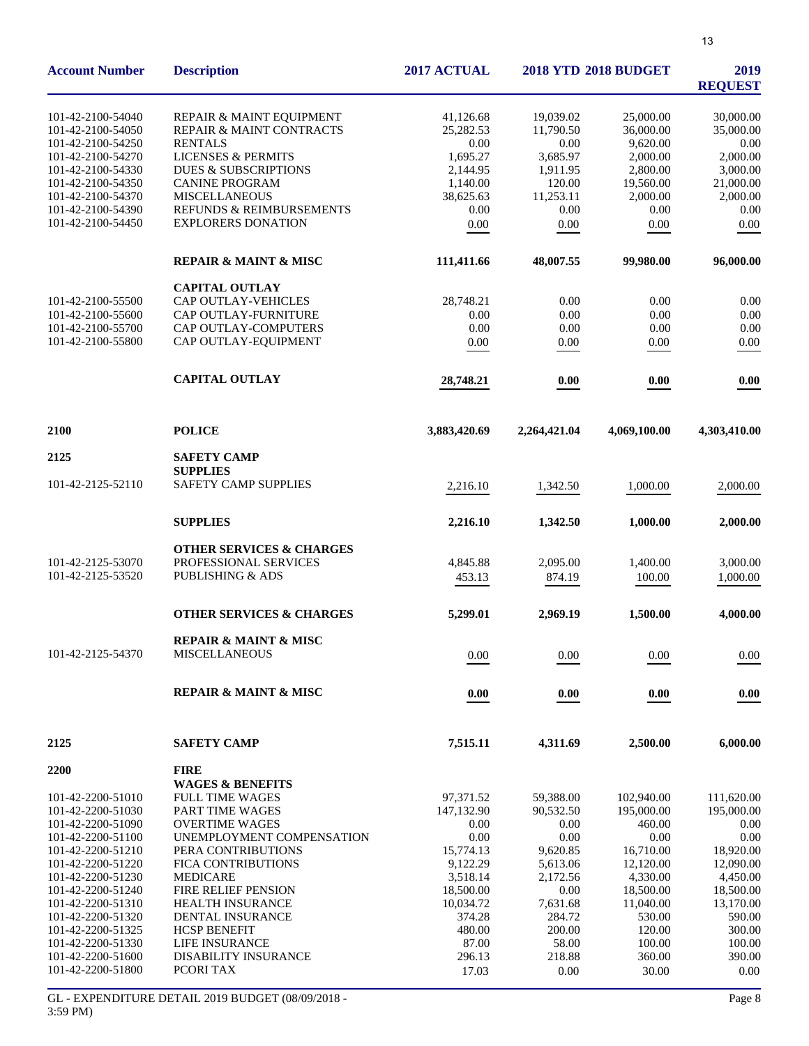| Account Number | Description | 2017 ACTUAL | 2018 YTD | 2018 BUDGET | 2019 REQUEST |
|---|---|---|---|---|---|
| 101-42-2100-54040 | REPAIR & MAINT EQUIPMENT | 41,126.68 | 19,039.02 | 25,000.00 | 30,000.00 |
| 101-42-2100-54050 | REPAIR & MAINT CONTRACTS | 25,282.53 | 11,790.50 | 36,000.00 | 35,000.00 |
| 101-42-2100-54250 | RENTALS | 0.00 | 0.00 | 9,620.00 | 0.00 |
| 101-42-2100-54270 | LICENSES & PERMITS | 1,695.27 | 3,685.97 | 2,000.00 | 2,000.00 |
| 101-42-2100-54330 | DUES & SUBSCRIPTIONS | 2,144.95 | 1,911.95 | 2,800.00 | 3,000.00 |
| 101-42-2100-54350 | CANINE PROGRAM | 1,140.00 | 120.00 | 19,560.00 | 21,000.00 |
| 101-42-2100-54370 | MISCELLANEOUS | 38,625.63 | 11,253.11 | 2,000.00 | 2,000.00 |
| 101-42-2100-54390 | REFUNDS & REIMBURSEMENTS | 0.00 | 0.00 | 0.00 | 0.00 |
| 101-42-2100-54450 | EXPLORERS DONATION | 0.00 | 0.00 | 0.00 | 0.00 |
| | **REPAIR & MAINT & MISC** | **111,411.66** | **48,007.55** | **99,980.00** | **96,000.00** |
| | **CAPITAL OUTLAY** | | | | |
| 101-42-2100-55500 | CAP OUTLAY-VEHICLES | 28,748.21 | 0.00 | 0.00 | 0.00 |
| 101-42-2100-55600 | CAP OUTLAY-FURNITURE | 0.00 | 0.00 | 0.00 | 0.00 |
| 101-42-2100-55700 | CAP OUTLAY-COMPUTERS | 0.00 | 0.00 | 0.00 | 0.00 |
| 101-42-2100-55800 | CAP OUTLAY-EQUIPMENT | 0.00 | 0.00 | 0.00 | 0.00 |
| | **CAPITAL OUTLAY** | **28,748.21** | **0.00** | **0.00** | **0.00** |
| **2100** | **POLICE** | **3,883,420.69** | **2,264,421.04** | **4,069,100.00** | **4,303,410.00** |
| **2125** | **SAFETY CAMP** | | | | |
| | **SUPPLIES** | | | | |
| 101-42-2125-52110 | SAFETY CAMP SUPPLIES | 2,216.10 | 1,342.50 | 1,000.00 | 2,000.00 |
| | **SUPPLIES** | **2,216.10** | **1,342.50** | **1,000.00** | **2,000.00** |
| | **OTHER SERVICES & CHARGES** | | | | |
| 101-42-2125-53070 | PROFESSIONAL SERVICES | 4,845.88 | 2,095.00 | 1,400.00 | 3,000.00 |
| 101-42-2125-53520 | PUBLISHING & ADS | 453.13 | 874.19 | 100.00 | 1,000.00 |
| | **OTHER SERVICES & CHARGES** | **5,299.01** | **2,969.19** | **1,500.00** | **4,000.00** |
| | **REPAIR & MAINT & MISC** | | | | |
| 101-42-2125-54370 | MISCELLANEOUS | 0.00 | 0.00 | 0.00 | 0.00 |
| | **REPAIR & MAINT & MISC** | **0.00** | **0.00** | **0.00** | **0.00** |
| **2125** | **SAFETY CAMP** | **7,515.11** | **4,311.69** | **2,500.00** | **6,000.00** |
| **2200** | **FIRE** | | | | |
| | **WAGES & BENEFITS** | | | | |
| 101-42-2200-51010 | FULL TIME WAGES | 97,371.52 | 59,388.00 | 102,940.00 | 111,620.00 |
| 101-42-2200-51030 | PART TIME WAGES | 147,132.90 | 90,532.50 | 195,000.00 | 195,000.00 |
| 101-42-2200-51090 | OVERTIME WAGES | 0.00 | 0.00 | 460.00 | 0.00 |
| 101-42-2200-51100 | UNEMPLOYMENT COMPENSATION | 0.00 | 0.00 | 0.00 | 0.00 |
| 101-42-2200-51210 | PERA CONTRIBUTIONS | 15,774.13 | 9,620.85 | 16,710.00 | 18,920.00 |
| 101-42-2200-51220 | FICA CONTRIBUTIONS | 9,122.29 | 5,613.06 | 12,120.00 | 12,090.00 |
| 101-42-2200-51230 | MEDICARE | 3,518.14 | 2,172.56 | 4,330.00 | 4,450.00 |
| 101-42-2200-51240 | FIRE RELIEF PENSION | 18,500.00 | 0.00 | 18,500.00 | 18,500.00 |
| 101-42-2200-51310 | HEALTH INSURANCE | 10,034.72 | 7,631.68 | 11,040.00 | 13,170.00 |
| 101-42-2200-51320 | DENTAL INSURANCE | 374.28 | 284.72 | 530.00 | 590.00 |
| 101-42-2200-51325 | HCSP BENEFIT | 480.00 | 200.00 | 120.00 | 300.00 |
| 101-42-2200-51330 | LIFE INSURANCE | 87.00 | 58.00 | 100.00 | 100.00 |
| 101-42-2200-51600 | DISABILITY INSURANCE | 296.13 | 218.88 | 360.00 | 390.00 |
| 101-42-2200-51800 | PCORI TAX | 17.03 | 0.00 | 30.00 | 0.00 |

GL - EXPENDITURE DETAIL 2019 BUDGET (08/09/2018 - 3:59 PM)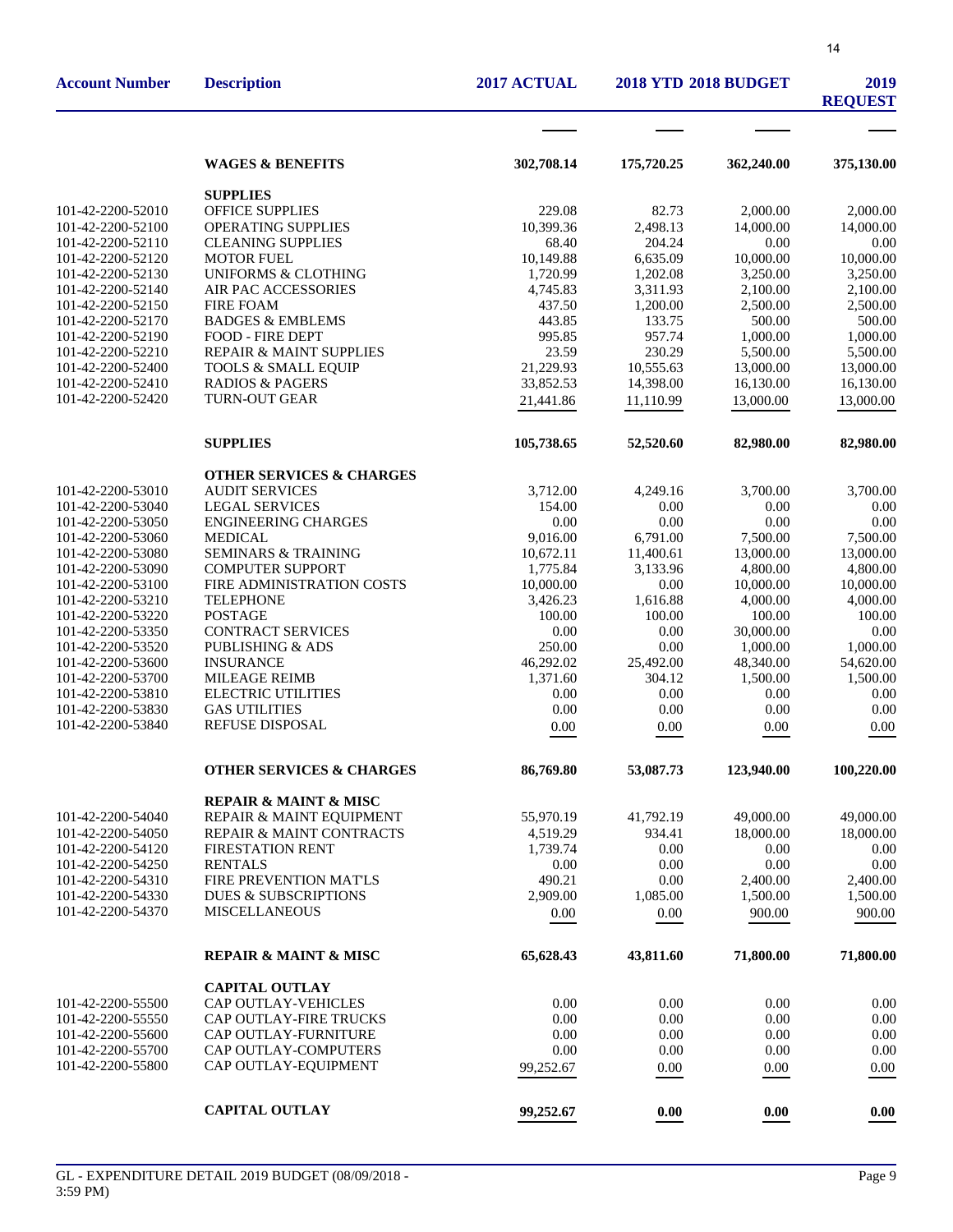| Account Number | Description | 2017 ACTUAL | 2018 YTD | 2018 BUDGET | 2019 REQUEST |
|---|---|---|---|---|---|
| | **WAGES & BENEFITS** | **302,708.14** | **175,720.25** | **362,240.00** | **375,130.00** |
| | **SUPPLIES** | | | | |
| 101-42-2200-52010 | OFFICE SUPPLIES | 229.08 | 82.73 | 2,000.00 | 2,000.00 |
| 101-42-2200-52100 | OPERATING SUPPLIES | 10,399.36 | 2,498.13 | 14,000.00 | 14,000.00 |
| 101-42-2200-52110 | CLEANING SUPPLIES | 68.40 | 204.24 | 0.00 | 0.00 |
| 101-42-2200-52120 | MOTOR FUEL | 10,149.88 | 6,635.09 | 10,000.00 | 10,000.00 |
| 101-42-2200-52130 | UNIFORMS & CLOTHING | 1,720.99 | 1,202.08 | 3,250.00 | 3,250.00 |
| 101-42-2200-52140 | AIR PAC ACCESSORIES | 4,745.83 | 3,311.93 | 2,100.00 | 2,100.00 |
| 101-42-2200-52150 | FIRE FOAM | 437.50 | 1,200.00 | 2,500.00 | 2,500.00 |
| 101-42-2200-52170 | BADGES & EMBLEMS | 443.85 | 133.75 | 500.00 | 500.00 |
| 101-42-2200-52190 | FOOD - FIRE DEPT | 995.85 | 957.74 | 1,000.00 | 1,000.00 |
| 101-42-2200-52210 | REPAIR & MAINT SUPPLIES | 23.59 | 230.29 | 5,500.00 | 5,500.00 |
| 101-42-2200-52400 | TOOLS & SMALL EQUIP | 21,229.93 | 10,555.63 | 13,000.00 | 13,000.00 |
| 101-42-2200-52410 | RADIOS & PAGERS | 33,852.53 | 14,398.00 | 16,130.00 | 16,130.00 |
| 101-42-2200-52420 | TURN-OUT GEAR | 21,441.86 | 11,110.99 | 13,000.00 | 13,000.00 |
| | **SUPPLIES** | **105,738.65** | **52,520.60** | **82,980.00** | **82,980.00** |
| | **OTHER SERVICES & CHARGES** | | | | |
| 101-42-2200-53010 | AUDIT SERVICES | 3,712.00 | 4,249.16 | 3,700.00 | 3,700.00 |
| 101-42-2200-53040 | LEGAL SERVICES | 154.00 | 0.00 | 0.00 | 0.00 |
| 101-42-2200-53050 | ENGINEERING CHARGES | 0.00 | 0.00 | 0.00 | 0.00 |
| 101-42-2200-53060 | MEDICAL | 9,016.00 | 6,791.00 | 7,500.00 | 7,500.00 |
| 101-42-2200-53080 | SEMINARS & TRAINING | 10,672.11 | 11,400.61 | 13,000.00 | 13,000.00 |
| 101-42-2200-53090 | COMPUTER SUPPORT | 1,775.84 | 3,133.96 | 4,800.00 | 4,800.00 |
| 101-42-2200-53100 | FIRE ADMINISTRATION COSTS | 10,000.00 | 0.00 | 10,000.00 | 10,000.00 |
| 101-42-2200-53210 | TELEPHONE | 3,426.23 | 1,616.88 | 4,000.00 | 4,000.00 |
| 101-42-2200-53220 | POSTAGE | 100.00 | 100.00 | 100.00 | 100.00 |
| 101-42-2200-53350 | CONTRACT SERVICES | 0.00 | 0.00 | 30,000.00 | 0.00 |
| 101-42-2200-53520 | PUBLISHING & ADS | 250.00 | 0.00 | 1,000.00 | 1,000.00 |
| 101-42-2200-53600 | INSURANCE | 46,292.02 | 25,492.00 | 48,340.00 | 54,620.00 |
| 101-42-2200-53700 | MILEAGE REIMB | 1,371.60 | 304.12 | 1,500.00 | 1,500.00 |
| 101-42-2200-53810 | ELECTRIC UTILITIES | 0.00 | 0.00 | 0.00 | 0.00 |
| 101-42-2200-53830 | GAS UTILITIES | 0.00 | 0.00 | 0.00 | 0.00 |
| 101-42-2200-53840 | REFUSE DISPOSAL | 0.00 | 0.00 | 0.00 | 0.00 |
| | **OTHER SERVICES & CHARGES** | **86,769.80** | **53,087.73** | **123,940.00** | **100,220.00** |
| | **REPAIR & MAINT & MISC** | | | | |
| 101-42-2200-54040 | REPAIR & MAINT EQUIPMENT | 55,970.19 | 41,792.19 | 49,000.00 | 49,000.00 |
| 101-42-2200-54050 | REPAIR & MAINT CONTRACTS | 4,519.29 | 934.41 | 18,000.00 | 18,000.00 |
| 101-42-2200-54120 | FIRESTATION RENT | 1,739.74 | 0.00 | 0.00 | 0.00 |
| 101-42-2200-54250 | RENTALS | 0.00 | 0.00 | 0.00 | 0.00 |
| 101-42-2200-54310 | FIRE PREVENTION MAT'LS | 490.21 | 0.00 | 2,400.00 | 2,400.00 |
| 101-42-2200-54330 | DUES & SUBSCRIPTIONS | 2,909.00 | 1,085.00 | 1,500.00 | 1,500.00 |
| 101-42-2200-54370 | MISCELLANEOUS | 0.00 | 0.00 | 900.00 | 900.00 |
| | **REPAIR & MAINT & MISC** | **65,628.43** | **43,811.60** | **71,800.00** | **71,800.00** |
| | **CAPITAL OUTLAY** | | | | |
| 101-42-2200-55500 | CAP OUTLAY-VEHICLES | 0.00 | 0.00 | 0.00 | 0.00 |
| 101-42-2200-55550 | CAP OUTLAY-FIRE TRUCKS | 0.00 | 0.00 | 0.00 | 0.00 |
| 101-42-2200-55600 | CAP OUTLAY-FURNITURE | 0.00 | 0.00 | 0.00 | 0.00 |
| 101-42-2200-55700 | CAP OUTLAY-COMPUTERS | 0.00 | 0.00 | 0.00 | 0.00 |
| 101-42-2200-55800 | CAP OUTLAY-EQUIPMENT | 99,252.67 | 0.00 | 0.00 | 0.00 |
| | **CAPITAL OUTLAY** | **99,252.67** | **0.00** | **0.00** | **0.00** |

GL - EXPENDITURE DETAIL 2019 BUDGET (08/09/2018 - 3:59 PM)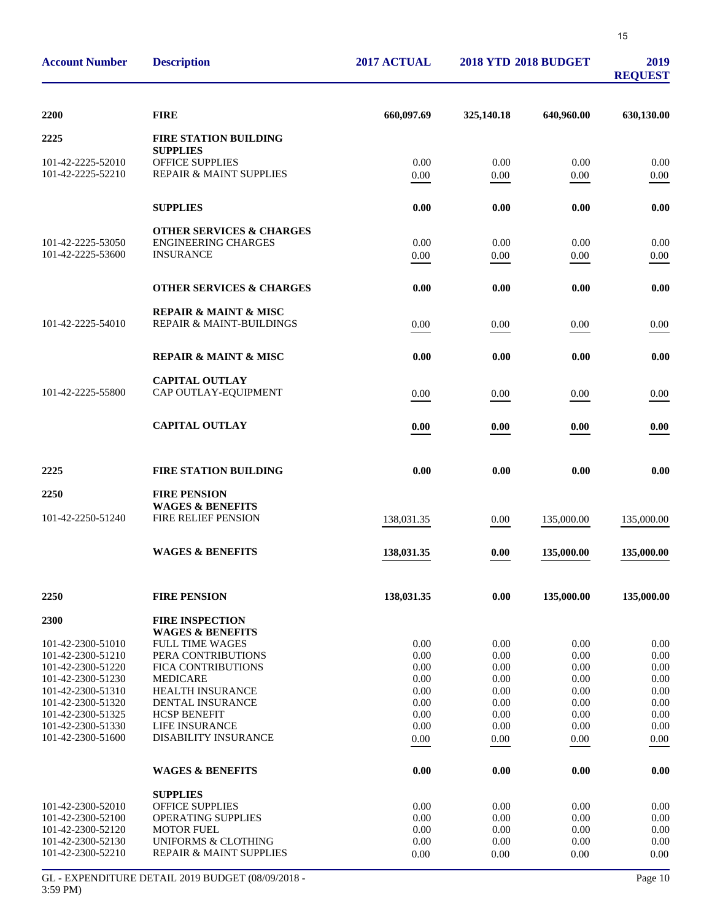| Account Number | Description | 2017 ACTUAL | 2018 YTD | 2018 BUDGET | 2019 REQUEST |
|---|---|---|---|---|---|
| **2200** | **FIRE** | **660,097.69** | **325,140.18** | **640,960.00** | **630,130.00** |
| **2225** | **FIRE STATION BUILDING** | | | | |
| | **SUPPLIES** | | | | |
| 101-42-2225-52010 | OFFICE SUPPLIES | 0.00 | 0.00 | 0.00 | 0.00 |
| 101-42-2225-52210 | REPAIR & MAINT SUPPLIES | 0.00 | 0.00 | 0.00 | 0.00 |
| | **SUPPLIES** | **0.00** | **0.00** | **0.00** | **0.00** |
| | **OTHER SERVICES & CHARGES** | | | | |
| 101-42-2225-53050 | ENGINEERING CHARGES | 0.00 | 0.00 | 0.00 | 0.00 |
| 101-42-2225-53600 | INSURANCE | 0.00 | 0.00 | 0.00 | 0.00 |
| | **OTHER SERVICES & CHARGES** | **0.00** | **0.00** | **0.00** | **0.00** |
| | **REPAIR & MAINT & MISC** | | | | |
| 101-42-2225-54010 | REPAIR & MAINT-BUILDINGS | 0.00 | 0.00 | 0.00 | 0.00 |
| | **REPAIR & MAINT & MISC** | **0.00** | **0.00** | **0.00** | **0.00** |
| | **CAPITAL OUTLAY** | | | | |
| 101-42-2225-55800 | CAP OUTLAY-EQUIPMENT | 0.00 | 0.00 | 0.00 | 0.00 |
| | **CAPITAL OUTLAY** | **0.00** | **0.00** | **0.00** | **0.00** |
| **2225** | **FIRE STATION BUILDING** | **0.00** | **0.00** | **0.00** | **0.00** |
| **2250** | **FIRE PENSION** | | | | |
| | **WAGES & BENEFITS** | | | | |
| 101-42-2250-51240 | FIRE RELIEF PENSION | 138,031.35 | 0.00 | 135,000.00 | 135,000.00 |
| | **WAGES & BENEFITS** | **138,031.35** | **0.00** | **135,000.00** | **135,000.00** |
| **2250** | **FIRE PENSION** | **138,031.35** | **0.00** | **135,000.00** | **135,000.00** |
| **2300** | **FIRE INSPECTION** | | | | |
| | **WAGES & BENEFITS** | | | | |
| 101-42-2300-51010 | FULL TIME WAGES | 0.00 | 0.00 | 0.00 | 0.00 |
| 101-42-2300-51210 | PERA CONTRIBUTIONS | 0.00 | 0.00 | 0.00 | 0.00 |
| 101-42-2300-51220 | FICA CONTRIBUTIONS | 0.00 | 0.00 | 0.00 | 0.00 |
| 101-42-2300-51230 | MEDICARE | 0.00 | 0.00 | 0.00 | 0.00 |
| 101-42-2300-51310 | HEALTH INSURANCE | 0.00 | 0.00 | 0.00 | 0.00 |
| 101-42-2300-51320 | DENTAL INSURANCE | 0.00 | 0.00 | 0.00 | 0.00 |
| 101-42-2300-51325 | HCSP BENEFIT | 0.00 | 0.00 | 0.00 | 0.00 |
| 101-42-2300-51330 | LIFE INSURANCE | 0.00 | 0.00 | 0.00 | 0.00 |
| 101-42-2300-51600 | DISABILITY INSURANCE | 0.00 | 0.00 | 0.00 | 0.00 |
| | **WAGES & BENEFITS** | **0.00** | **0.00** | **0.00** | **0.00** |
| | **SUPPLIES** | | | | |
| 101-42-2300-52010 | OFFICE SUPPLIES | 0.00 | 0.00 | 0.00 | 0.00 |
| 101-42-2300-52100 | OPERATING SUPPLIES | 0.00 | 0.00 | 0.00 | 0.00 |
| 101-42-2300-52120 | MOTOR FUEL | 0.00 | 0.00 | 0.00 | 0.00 |
| 101-42-2300-52130 | UNIFORMS & CLOTHING | 0.00 | 0.00 | 0.00 | 0.00 |
| 101-42-2300-52210 | REPAIR & MAINT SUPPLIES | 0.00 | 0.00 | 0.00 | 0.00 |

GL - EXPENDITURE DETAIL 2019 BUDGET (08/09/2018 - 3:59 PM)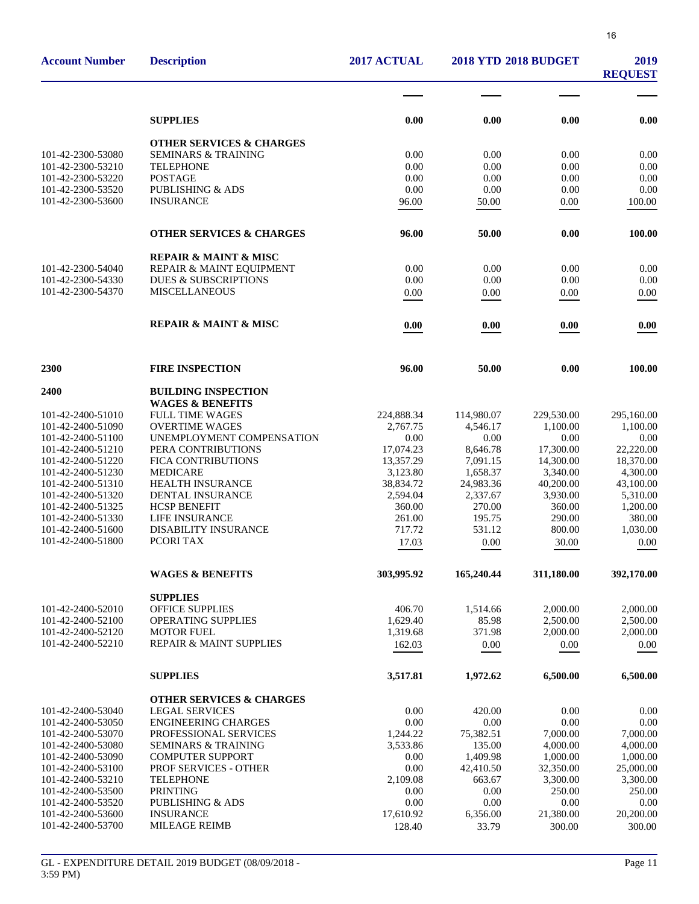| Account Number | Description | 2017 ACTUAL | 2018 YTD | 2018 BUDGET | 2019 REQUEST |
|---|---|---|---|---|---|
| | **SUPPLIES** | **0.00** | **0.00** | **0.00** | **0.00** |
| | **OTHER SERVICES & CHARGES** | | | | |
| 101-42-2300-53080 | SEMINARS & TRAINING | 0.00 | 0.00 | 0.00 | 0.00 |
| 101-42-2300-53210 | TELEPHONE | 0.00 | 0.00 | 0.00 | 0.00 |
| 101-42-2300-53220 | POSTAGE | 0.00 | 0.00 | 0.00 | 0.00 |
| 101-42-2300-53520 | PUBLISHING & ADS | 0.00 | 0.00 | 0.00 | 0.00 |
| 101-42-2300-53600 | INSURANCE | 96.00 | 50.00 | 0.00 | 100.00 |
| | **OTHER SERVICES & CHARGES** | **96.00** | **50.00** | **0.00** | **100.00** |
| | **REPAIR & MAINT & MISC** | | | | |
| 101-42-2300-54040 | REPAIR & MAINT EQUIPMENT | 0.00 | 0.00 | 0.00 | 0.00 |
| 101-42-2300-54330 | DUES & SUBSCRIPTIONS | 0.00 | 0.00 | 0.00 | 0.00 |
| 101-42-2300-54370 | MISCELLANEOUS | 0.00 | 0.00 | 0.00 | 0.00 |
| | **REPAIR & MAINT & MISC** | **0.00** | **0.00** | **0.00** | **0.00** |
| **2300** | **FIRE INSPECTION** | **96.00** | **50.00** | **0.00** | **100.00** |
| **2400** | **BUILDING INSPECTION** | | | | |
| | **WAGES & BENEFITS** | | | | |
| 101-42-2400-51010 | FULL TIME WAGES | 224,888.34 | 114,980.07 | 229,530.00 | 295,160.00 |
| 101-42-2400-51090 | OVERTIME WAGES | 2,767.75 | 4,546.17 | 1,100.00 | 1,100.00 |
| 101-42-2400-51100 | UNEMPLOYMENT COMPENSATION | 0.00 | 0.00 | 0.00 | 0.00 |
| 101-42-2400-51210 | PERA CONTRIBUTIONS | 17,074.23 | 8,646.78 | 17,300.00 | 22,220.00 |
| 101-42-2400-51220 | FICA CONTRIBUTIONS | 13,357.29 | 7,091.15 | 14,300.00 | 18,370.00 |
| 101-42-2400-51230 | MEDICARE | 3,123.80 | 1,658.37 | 3,340.00 | 4,300.00 |
| 101-42-2400-51310 | HEALTH INSURANCE | 38,834.72 | 24,983.36 | 40,200.00 | 43,100.00 |
| 101-42-2400-51320 | DENTAL INSURANCE | 2,594.04 | 2,337.67 | 3,930.00 | 5,310.00 |
| 101-42-2400-51325 | HCSP BENEFIT | 360.00 | 270.00 | 360.00 | 1,200.00 |
| 101-42-2400-51330 | LIFE INSURANCE | 261.00 | 195.75 | 290.00 | 380.00 |
| 101-42-2400-51600 | DISABILITY INSURANCE | 717.72 | 531.12 | 800.00 | 1,030.00 |
| 101-42-2400-51800 | PCORI TAX | 17.03 | 0.00 | 30.00 | 0.00 |
| | **WAGES & BENEFITS** | **303,995.92** | **165,240.44** | **311,180.00** | **392,170.00** |
| | **SUPPLIES** | | | | |
| 101-42-2400-52010 | OFFICE SUPPLIES | 406.70 | 1,514.66 | 2,000.00 | 2,000.00 |
| 101-42-2400-52100 | OPERATING SUPPLIES | 1,629.40 | 85.98 | 2,500.00 | 2,500.00 |
| 101-42-2400-52120 | MOTOR FUEL | 1,319.68 | 371.98 | 2,000.00 | 2,000.00 |
| 101-42-2400-52210 | REPAIR & MAINT SUPPLIES | 162.03 | 0.00 | 0.00 | 0.00 |
| | **SUPPLIES** | **3,517.81** | **1,972.62** | **6,500.00** | **6,500.00** |
| | **OTHER SERVICES & CHARGES** | | | | |
| 101-42-2400-53040 | LEGAL SERVICES | 0.00 | 420.00 | 0.00 | 0.00 |
| 101-42-2400-53050 | ENGINEERING CHARGES | 0.00 | 0.00 | 0.00 | 0.00 |
| 101-42-2400-53070 | PROFESSIONAL SERVICES | 1,244.22 | 75,382.51 | 7,000.00 | 7,000.00 |
| 101-42-2400-53080 | SEMINARS & TRAINING | 3,533.86 | 135.00 | 4,000.00 | 4,000.00 |
| 101-42-2400-53090 | COMPUTER SUPPORT | 0.00 | 1,409.98 | 1,000.00 | 1,000.00 |
| 101-42-2400-53100 | PROF SERVICES - OTHER | 0.00 | 42,410.50 | 32,350.00 | 25,000.00 |
| 101-42-2400-53210 | TELEPHONE | 2,109.08 | 663.67 | 3,300.00 | 3,300.00 |
| 101-42-2400-53500 | PRINTING | 0.00 | 0.00 | 250.00 | 250.00 |
| 101-42-2400-53520 | PUBLISHING & ADS | 0.00 | 0.00 | 0.00 | 0.00 |
| 101-42-2400-53600 | INSURANCE | 17,610.92 | 6,356.00 | 21,380.00 | 20,200.00 |
| 101-42-2400-53700 | MILEAGE REIMB | 128.40 | 33.79 | 300.00 | 300.00 |

GL - EXPENDITURE DETAIL 2019 BUDGET (08/09/2018 - 3:59 PM)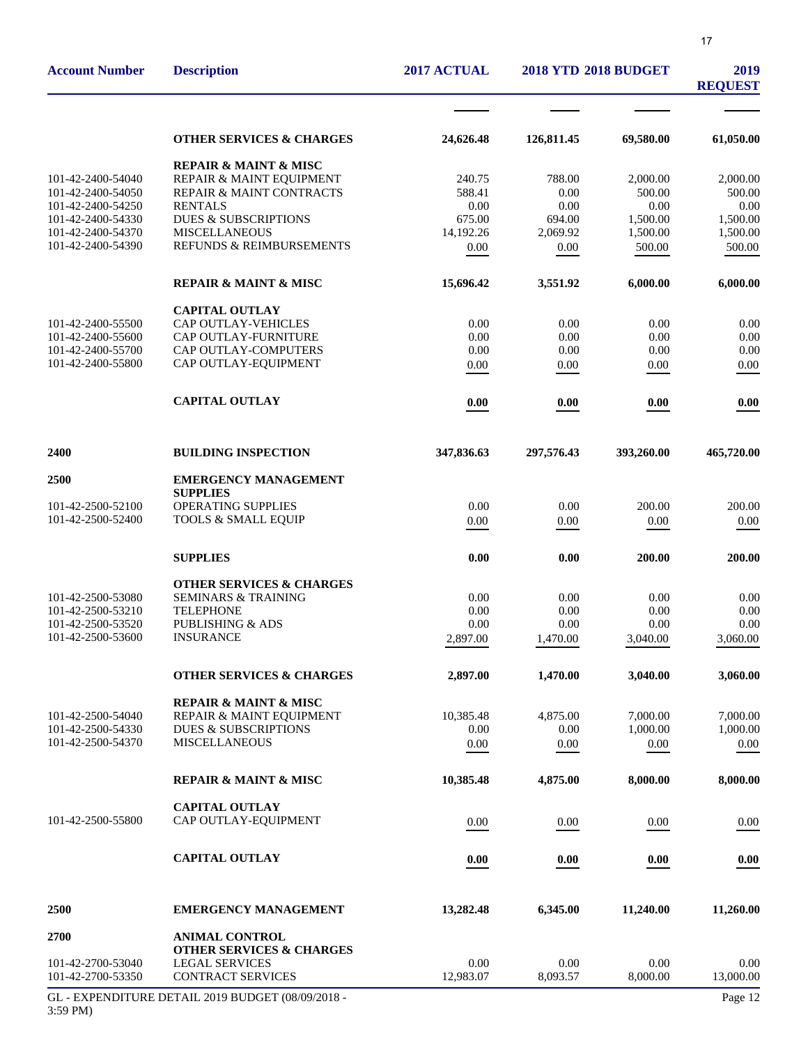| Account Number | Description | 2017 ACTUAL | 2018 YTD | 2018 BUDGET | 2019 REQUEST |
|---|---|---|---|---|---|
| | **OTHER SERVICES & CHARGES** | **24,626.48** | **126,811.45** | **69,580.00** | **61,050.00** |
| | **REPAIR & MAINT & MISC** | | | | |
| 101-42-2400-54040 | REPAIR & MAINT EQUIPMENT | 240.75 | 788.00 | 2,000.00 | 2,000.00 |
| 101-42-2400-54050 | REPAIR & MAINT CONTRACTS | 588.41 | 0.00 | 500.00 | 500.00 |
| 101-42-2400-54250 | RENTALS | 0.00 | 0.00 | 0.00 | 0.00 |
| 101-42-2400-54330 | DUES & SUBSCRIPTIONS | 675.00 | 694.00 | 1,500.00 | 1,500.00 |
| 101-42-2400-54370 | MISCELLANEOUS | 14,192.26 | 2,069.92 | 1,500.00 | 1,500.00 |
| 101-42-2400-54390 | REFUNDS & REIMBURSEMENTS | 0.00 | 0.00 | 500.00 | 500.00 |
| | **REPAIR & MAINT & MISC** | **15,696.42** | **3,551.92** | **6,000.00** | **6,000.00** |
| | **CAPITAL OUTLAY** | | | | |
| 101-42-2400-55500 | CAP OUTLAY-VEHICLES | 0.00 | 0.00 | 0.00 | 0.00 |
| 101-42-2400-55600 | CAP OUTLAY-FURNITURE | 0.00 | 0.00 | 0.00 | 0.00 |
| 101-42-2400-55700 | CAP OUTLAY-COMPUTERS | 0.00 | 0.00 | 0.00 | 0.00 |
| 101-42-2400-55800 | CAP OUTLAY-EQUIPMENT | 0.00 | 0.00 | 0.00 | 0.00 |
| | **CAPITAL OUTLAY** | **0.00** | **0.00** | **0.00** | **0.00** |
| **2400** | **BUILDING INSPECTION** | **347,836.63** | **297,576.43** | **393,260.00** | **465,720.00** |
| **2500** | **EMERGENCY MANAGEMENT** | | | | |
| | **SUPPLIES** | | | | |
| 101-42-2500-52100 | OPERATING SUPPLIES | 0.00 | 0.00 | 200.00 | 200.00 |
| 101-42-2500-52400 | TOOLS & SMALL EQUIP | 0.00 | 0.00 | 0.00 | 0.00 |
| | **SUPPLIES** | **0.00** | **0.00** | **200.00** | **200.00** |
| | **OTHER SERVICES & CHARGES** | | | | |
| 101-42-2500-53080 | SEMINARS & TRAINING | 0.00 | 0.00 | 0.00 | 0.00 |
| 101-42-2500-53210 | TELEPHONE | 0.00 | 0.00 | 0.00 | 0.00 |
| 101-42-2500-53520 | PUBLISHING & ADS | 0.00 | 0.00 | 0.00 | 0.00 |
| 101-42-2500-53600 | INSURANCE | 2,897.00 | 1,470.00 | 3,040.00 | 3,060.00 |
| | **OTHER SERVICES & CHARGES** | **2,897.00** | **1,470.00** | **3,040.00** | **3,060.00** |
| | **REPAIR & MAINT & MISC** | | | | |
| 101-42-2500-54040 | REPAIR & MAINT EQUIPMENT | 10,385.48 | 4,875.00 | 7,000.00 | 7,000.00 |
| 101-42-2500-54330 | DUES & SUBSCRIPTIONS | 0.00 | 0.00 | 1,000.00 | 1,000.00 |
| 101-42-2500-54370 | MISCELLANEOUS | 0.00 | 0.00 | 0.00 | 0.00 |
| | **REPAIR & MAINT & MISC** | **10,385.48** | **4,875.00** | **8,000.00** | **8,000.00** |
| | **CAPITAL OUTLAY** | | | | |
| 101-42-2500-55800 | CAP OUTLAY-EQUIPMENT | 0.00 | 0.00 | 0.00 | 0.00 |
| | **CAPITAL OUTLAY** | **0.00** | **0.00** | **0.00** | **0.00** |
| **2500** | **EMERGENCY MANAGEMENT** | **13,282.48** | **6,345.00** | **11,240.00** | **11,260.00** |
| **2700** | **ANIMAL CONTROL** | | | | |
| | **OTHER SERVICES & CHARGES** | | | | |
| 101-42-2700-53040 | LEGAL SERVICES | 0.00 | 0.00 | 0.00 | 0.00 |
| 101-42-2700-53350 | CONTRACT SERVICES | 12,983.07 | 8,093.57 | 8,000.00 | 13,000.00 |

GL - EXPENDITURE DETAIL 2019 BUDGET (08/09/2018 - 3:59 PM)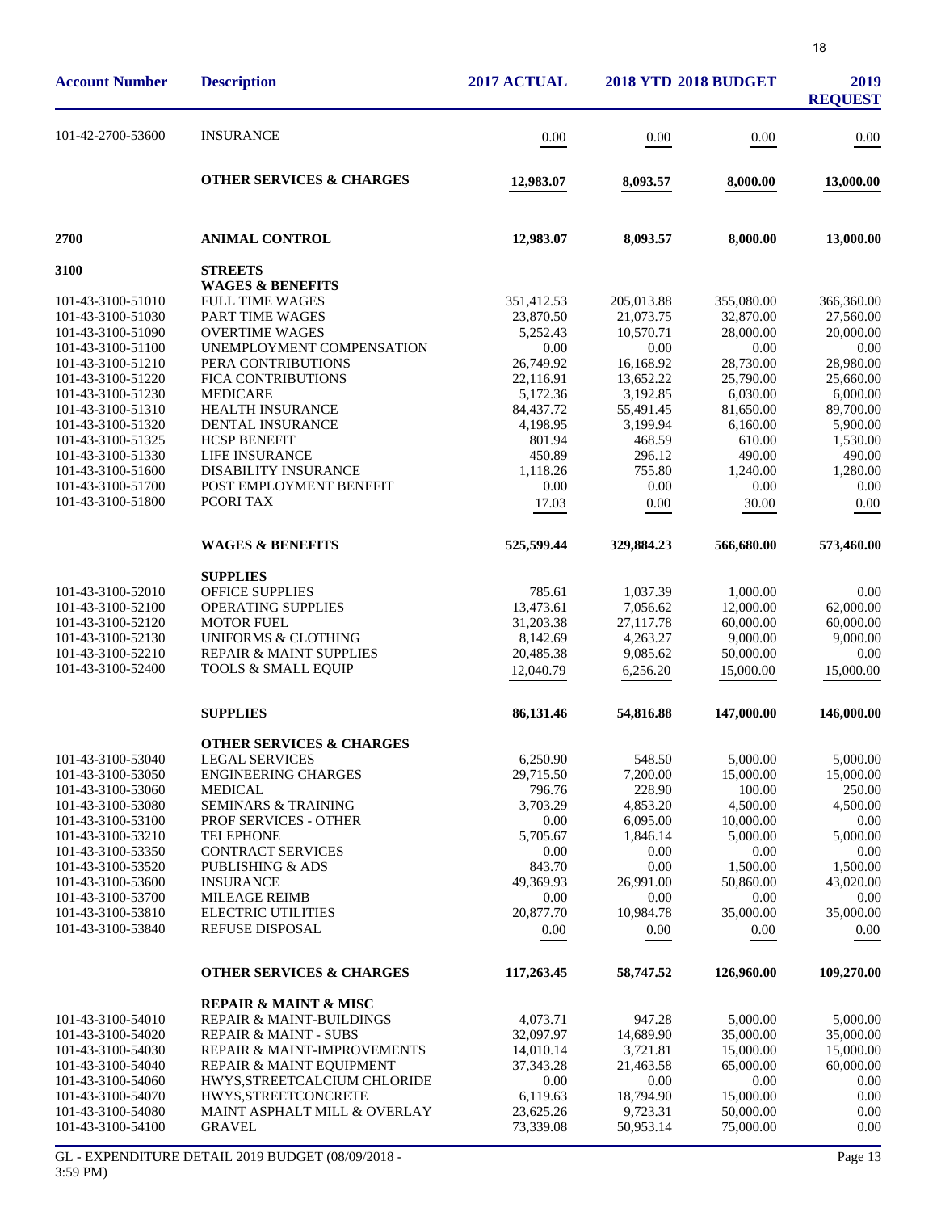| Account Number | Description | 2017 ACTUAL | 2018 YTD | 2018 BUDGET | 2019 REQUEST |
|---|---|---|---|---|---|
| 101-42-2700-53600 | INSURANCE | 0.00 | 0.00 | 0.00 | 0.00 |
| | **OTHER SERVICES & CHARGES** | **12,983.07** | **8,093.57** | **8,000.00** | **13,000.00** |
| **2700** | **ANIMAL CONTROL** | **12,983.07** | **8,093.57** | **8,000.00** | **13,000.00** |
| **3100** | **STREETS** | | | | |
| | **WAGES & BENEFITS** | | | | |
| 101-43-3100-51010 | FULL TIME WAGES | 351,412.53 | 205,013.88 | 355,080.00 | 366,360.00 |
| 101-43-3100-51030 | PART TIME WAGES | 23,870.50 | 21,073.75 | 32,870.00 | 27,560.00 |
| 101-43-3100-51090 | OVERTIME WAGES | 5,252.43 | 10,570.71 | 28,000.00 | 20,000.00 |
| 101-43-3100-51100 | UNEMPLOYMENT COMPENSATION | 0.00 | 0.00 | 0.00 | 0.00 |
| 101-43-3100-51210 | PERA CONTRIBUTIONS | 26,749.92 | 16,168.92 | 28,730.00 | 28,980.00 |
| 101-43-3100-51220 | FICA CONTRIBUTIONS | 22,116.91 | 13,652.22 | 25,790.00 | 25,660.00 |
| 101-43-3100-51230 | MEDICARE | 5,172.36 | 3,192.85 | 6,030.00 | 6,000.00 |
| 101-43-3100-51310 | HEALTH INSURANCE | 84,437.72 | 55,491.45 | 81,650.00 | 89,700.00 |
| 101-43-3100-51320 | DENTAL INSURANCE | 4,198.95 | 3,199.94 | 6,160.00 | 5,900.00 |
| 101-43-3100-51325 | HCSP BENEFIT | 801.94 | 468.59 | 610.00 | 1,530.00 |
| 101-43-3100-51330 | LIFE INSURANCE | 450.89 | 296.12 | 490.00 | 490.00 |
| 101-43-3100-51600 | DISABILITY INSURANCE | 1,118.26 | 755.80 | 1,240.00 | 1,280.00 |
| 101-43-3100-51700 | POST EMPLOYMENT BENEFIT | 0.00 | 0.00 | 0.00 | 0.00 |
| 101-43-3100-51800 | PCORI TAX | 17.03 | 0.00 | 30.00 | 0.00 |
| | **WAGES & BENEFITS** | **525,599.44** | **329,884.23** | **566,680.00** | **573,460.00** |
| | **SUPPLIES** | | | | |
| 101-43-3100-52010 | OFFICE SUPPLIES | 785.61 | 1,037.39 | 1,000.00 | 0.00 |
| 101-43-3100-52100 | OPERATING SUPPLIES | 13,473.61 | 7,056.62 | 12,000.00 | 62,000.00 |
| 101-43-3100-52120 | MOTOR FUEL | 31,203.38 | 27,117.78 | 60,000.00 | 60,000.00 |
| 101-43-3100-52130 | UNIFORMS & CLOTHING | 8,142.69 | 4,263.27 | 9,000.00 | 9,000.00 |
| 101-43-3100-52210 | REPAIR & MAINT SUPPLIES | 20,485.38 | 9,085.62 | 50,000.00 | 0.00 |
| 101-43-3100-52400 | TOOLS & SMALL EQUIP | 12,040.79 | 6,256.20 | 15,000.00 | 15,000.00 |
| | **SUPPLIES** | **86,131.46** | **54,816.88** | **147,000.00** | **146,000.00** |
| | **OTHER SERVICES & CHARGES** | | | | |
| 101-43-3100-53040 | LEGAL SERVICES | 6,250.90 | 548.50 | 5,000.00 | 5,000.00 |
| 101-43-3100-53050 | ENGINEERING CHARGES | 29,715.50 | 7,200.00 | 15,000.00 | 15,000.00 |
| 101-43-3100-53060 | MEDICAL | 796.76 | 228.90 | 100.00 | 250.00 |
| 101-43-3100-53080 | SEMINARS & TRAINING | 3,703.29 | 4,853.20 | 4,500.00 | 4,500.00 |
| 101-43-3100-53100 | PROF SERVICES - OTHER | 0.00 | 6,095.00 | 10,000.00 | 0.00 |
| 101-43-3100-53210 | TELEPHONE | 5,705.67 | 1,846.14 | 5,000.00 | 5,000.00 |
| 101-43-3100-53350 | CONTRACT SERVICES | 0.00 | 0.00 | 0.00 | 0.00 |
| 101-43-3100-53520 | PUBLISHING & ADS | 843.70 | 0.00 | 1,500.00 | 1,500.00 |
| 101-43-3100-53600 | INSURANCE | 49,369.93 | 26,991.00 | 50,860.00 | 43,020.00 |
| 101-43-3100-53700 | MILEAGE REIMB | 0.00 | 0.00 | 0.00 | 0.00 |
| 101-43-3100-53810 | ELECTRIC UTILITIES | 20,877.70 | 10,984.78 | 35,000.00 | 35,000.00 |
| 101-43-3100-53840 | REFUSE DISPOSAL | 0.00 | 0.00 | 0.00 | 0.00 |
| | **OTHER SERVICES & CHARGES** | **117,263.45** | **58,747.52** | **126,960.00** | **109,270.00** |
| | **REPAIR & MAINT & MISC** | | | | |
| 101-43-3100-54010 | REPAIR & MAINT-BUILDINGS | 4,073.71 | 947.28 | 5,000.00 | 5,000.00 |
| 101-43-3100-54020 | REPAIR & MAINT - SUBS | 32,097.97 | 14,689.90 | 35,000.00 | 35,000.00 |
| 101-43-3100-54030 | REPAIR & MAINT-IMPROVEMENTS | 14,010.14 | 3,721.81 | 15,000.00 | 15,000.00 |
| 101-43-3100-54040 | REPAIR & MAINT EQUIPMENT | 37,343.28 | 21,463.58 | 65,000.00 | 60,000.00 |
| 101-43-3100-54060 | HWYS,STREETCALCIUM CHLORIDE | 0.00 | 0.00 | 0.00 | 0.00 |
| 101-43-3100-54070 | HWYS,STREETCONCRETE | 6,119.63 | 18,794.90 | 15,000.00 | 0.00 |
| 101-43-3100-54080 | MAINT ASPHALT MILL & OVERLAY | 23,625.26 | 9,723.31 | 50,000.00 | 0.00 |
| 101-43-3100-54100 | GRAVEL | 73,339.08 | 50,953.14 | 75,000.00 | 0.00 |

GL - EXPENDITURE DETAIL 2019 BUDGET (08/09/2018 - 3:59 PM)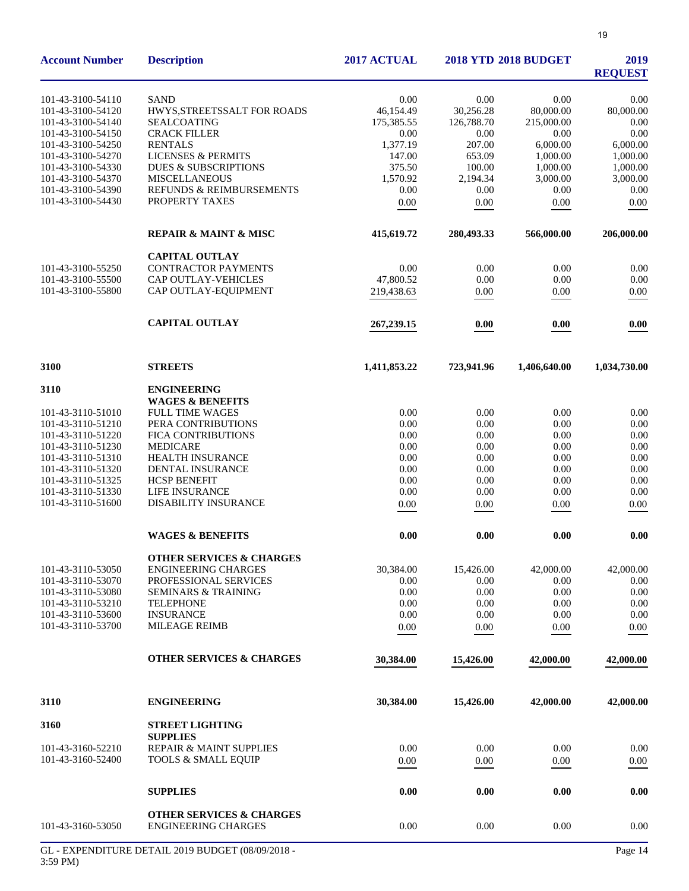| Account Number | Description | 2017 ACTUAL | 2018 YTD | 2018 BUDGET | 2019 REQUEST |
|---|---|---|---|---|---|
| 101-43-3100-54110 | SAND | 0.00 | 0.00 | 0.00 | 0.00 |
| 101-43-3100-54120 | HWYS,STREETSSALT FOR ROADS | 46,154.49 | 30,256.28 | 80,000.00 | 80,000.00 |
| 101-43-3100-54140 | SEALCOATING | 175,385.55 | 126,788.70 | 215,000.00 | 0.00 |
| 101-43-3100-54150 | CRACK FILLER | 0.00 | 0.00 | 0.00 | 0.00 |
| 101-43-3100-54250 | RENTALS | 1,377.19 | 207.00 | 6,000.00 | 6,000.00 |
| 101-43-3100-54270 | LICENSES & PERMITS | 147.00 | 653.09 | 1,000.00 | 1,000.00 |
| 101-43-3100-54330 | DUES & SUBSCRIPTIONS | 375.50 | 100.00 | 1,000.00 | 1,000.00 |
| 101-43-3100-54370 | MISCELLANEOUS | 1,570.92 | 2,194.34 | 3,000.00 | 3,000.00 |
| 101-43-3100-54390 | REFUNDS & REIMBURSEMENTS | 0.00 | 0.00 | 0.00 | 0.00 |
| 101-43-3100-54430 | PROPERTY TAXES | 0.00 | 0.00 | 0.00 | 0.00 |
| | **REPAIR & MAINT & MISC** | **415,619.72** | **280,493.33** | **566,000.00** | **206,000.00** |
| | **CAPITAL OUTLAY** | | | | |
| 101-43-3100-55250 | CONTRACTOR PAYMENTS | 0.00 | 0.00 | 0.00 | 0.00 |
| 101-43-3100-55500 | CAP OUTLAY-VEHICLES | 47,800.52 | 0.00 | 0.00 | 0.00 |
| 101-43-3100-55800 | CAP OUTLAY-EQUIPMENT | 219,438.63 | 0.00 | 0.00 | 0.00 |
| | **CAPITAL OUTLAY** | **267,239.15** | **0.00** | **0.00** | **0.00** |
| **3100** | **STREETS** | **1,411,853.22** | **723,941.96** | **1,406,640.00** | **1,034,730.00** |
| **3110** | **ENGINEERING** | | | | |
| | **WAGES & BENEFITS** | | | | |
| 101-43-3110-51010 | FULL TIME WAGES | 0.00 | 0.00 | 0.00 | 0.00 |
| 101-43-3110-51210 | PERA CONTRIBUTIONS | 0.00 | 0.00 | 0.00 | 0.00 |
| 101-43-3110-51220 | FICA CONTRIBUTIONS | 0.00 | 0.00 | 0.00 | 0.00 |
| 101-43-3110-51230 | MEDICARE | 0.00 | 0.00 | 0.00 | 0.00 |
| 101-43-3110-51310 | HEALTH INSURANCE | 0.00 | 0.00 | 0.00 | 0.00 |
| 101-43-3110-51320 | DENTAL INSURANCE | 0.00 | 0.00 | 0.00 | 0.00 |
| 101-43-3110-51325 | HCSP BENEFIT | 0.00 | 0.00 | 0.00 | 0.00 |
| 101-43-3110-51330 | LIFE INSURANCE | 0.00 | 0.00 | 0.00 | 0.00 |
| 101-43-3110-51600 | DISABILITY INSURANCE | 0.00 | 0.00 | 0.00 | 0.00 |
| | **WAGES & BENEFITS** | **0.00** | **0.00** | **0.00** | **0.00** |
| | **OTHER SERVICES & CHARGES** | | | | |
| 101-43-3110-53050 | ENGINEERING CHARGES | 30,384.00 | 15,426.00 | 42,000.00 | 42,000.00 |
| 101-43-3110-53070 | PROFESSIONAL SERVICES | 0.00 | 0.00 | 0.00 | 0.00 |
| 101-43-3110-53080 | SEMINARS & TRAINING | 0.00 | 0.00 | 0.00 | 0.00 |
| 101-43-3110-53210 | TELEPHONE | 0.00 | 0.00 | 0.00 | 0.00 |
| 101-43-3110-53600 | INSURANCE | 0.00 | 0.00 | 0.00 | 0.00 |
| 101-43-3110-53700 | MILEAGE REIMB | 0.00 | 0.00 | 0.00 | 0.00 |
| | **OTHER SERVICES & CHARGES** | **30,384.00** | **15,426.00** | **42,000.00** | **42,000.00** |
| **3110** | **ENGINEERING** | **30,384.00** | **15,426.00** | **42,000.00** | **42,000.00** |
| **3160** | **STREET LIGHTING** | | | | |
| | **SUPPLIES** | | | | |
| 101-43-3160-52210 | REPAIR & MAINT SUPPLIES | 0.00 | 0.00 | 0.00 | 0.00 |
| 101-43-3160-52400 | TOOLS & SMALL EQUIP | 0.00 | 0.00 | 0.00 | 0.00 |
| | **SUPPLIES** | **0.00** | **0.00** | **0.00** | **0.00** |
| | **OTHER SERVICES & CHARGES** | | | | |
| 101-43-3160-53050 | ENGINEERING CHARGES | 0.00 | 0.00 | 0.00 | 0.00 |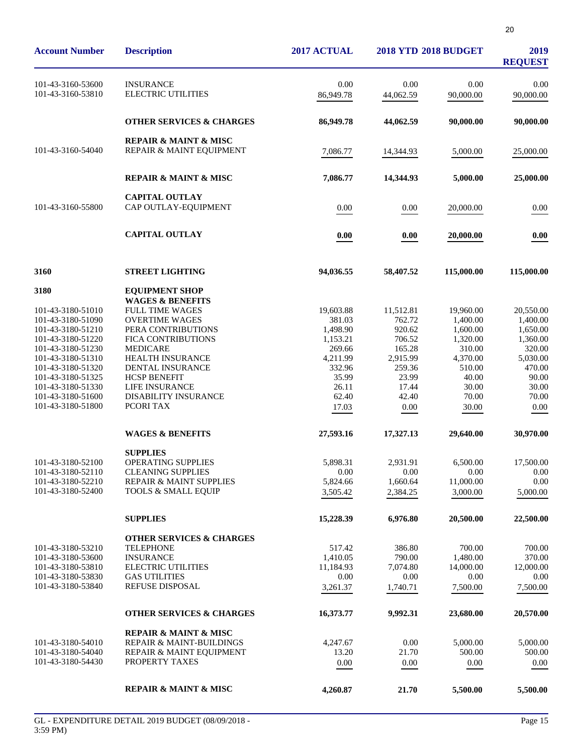| Account Number | Description | 2017 ACTUAL | 2018 YTD | 2018 BUDGET | 2019 REQUEST |
|---|---|---|---|---|---|
| 101-43-3160-53600 | INSURANCE | 0.00 | 0.00 | 0.00 | 0.00 |
| 101-43-3160-53810 | ELECTRIC UTILITIES | 86,949.78 | 44,062.59 | 90,000.00 | 90,000.00 |
| | **OTHER SERVICES & CHARGES** | **86,949.78** | **44,062.59** | **90,000.00** | **90,000.00** |
| | **REPAIR & MAINT & MISC** | | | | |
| 101-43-3160-54040 | REPAIR & MAINT EQUIPMENT | 7,086.77 | 14,344.93 | 5,000.00 | 25,000.00 |
| | **REPAIR & MAINT & MISC** | **7,086.77** | **14,344.93** | **5,000.00** | **25,000.00** |
| | **CAPITAL OUTLAY** | | | | |
| 101-43-3160-55800 | CAP OUTLAY-EQUIPMENT | 0.00 | 0.00 | 20,000.00 | 0.00 |
| | **CAPITAL OUTLAY** | **0.00** | **0.00** | **20,000.00** | **0.00** |
| **3160** | **STREET LIGHTING** | **94,036.55** | **58,407.52** | **115,000.00** | **115,000.00** |
| **3180** | **EQUIPMENT SHOP** | | | | |
| | **WAGES & BENEFITS** | | | | |
| 101-43-3180-51010 | FULL TIME WAGES | 19,603.88 | 11,512.81 | 19,960.00 | 20,550.00 |
| 101-43-3180-51090 | OVERTIME WAGES | 381.03 | 762.72 | 1,400.00 | 1,400.00 |
| 101-43-3180-51210 | PERA CONTRIBUTIONS | 1,498.90 | 920.62 | 1,600.00 | 1,650.00 |
| 101-43-3180-51220 | FICA CONTRIBUTIONS | 1,153.21 | 706.52 | 1,320.00 | 1,360.00 |
| 101-43-3180-51230 | MEDICARE | 269.66 | 165.28 | 310.00 | 320.00 |
| 101-43-3180-51310 | HEALTH INSURANCE | 4,211.99 | 2,915.99 | 4,370.00 | 5,030.00 |
| 101-43-3180-51320 | DENTAL INSURANCE | 332.96 | 259.36 | 510.00 | 470.00 |
| 101-43-3180-51325 | HCSP BENEFIT | 35.99 | 23.99 | 40.00 | 90.00 |
| 101-43-3180-51330 | LIFE INSURANCE | 26.11 | 17.44 | 30.00 | 30.00 |
| 101-43-3180-51600 | DISABILITY INSURANCE | 62.40 | 42.40 | 70.00 | 70.00 |
| 101-43-3180-51800 | PCORI TAX | 17.03 | 0.00 | 30.00 | 0.00 |
| | **WAGES & BENEFITS** | **27,593.16** | **17,327.13** | **29,640.00** | **30,970.00** |
| | **SUPPLIES** | | | | |
| 101-43-3180-52100 | OPERATING SUPPLIES | 5,898.31 | 2,931.91 | 6,500.00 | 17,500.00 |
| 101-43-3180-52110 | CLEANING SUPPLIES | 0.00 | 0.00 | 0.00 | 0.00 |
| 101-43-3180-52210 | REPAIR & MAINT SUPPLIES | 5,824.66 | 1,660.64 | 11,000.00 | 0.00 |
| 101-43-3180-52400 | TOOLS & SMALL EQUIP | 3,505.42 | 2,384.25 | 3,000.00 | 5,000.00 |
| | **SUPPLIES** | **15,228.39** | **6,976.80** | **20,500.00** | **22,500.00** |
| | **OTHER SERVICES & CHARGES** | | | | |
| 101-43-3180-53210 | TELEPHONE | 517.42 | 386.80 | 700.00 | 700.00 |
| 101-43-3180-53600 | INSURANCE | 1,410.05 | 790.00 | 1,480.00 | 370.00 |
| 101-43-3180-53810 | ELECTRIC UTILITIES | 11,184.93 | 7,074.80 | 14,000.00 | 12,000.00 |
| 101-43-3180-53830 | GAS UTILITIES | 0.00 | 0.00 | 0.00 | 0.00 |
| 101-43-3180-53840 | REFUSE DISPOSAL | 3,261.37 | 1,740.71 | 7,500.00 | 7,500.00 |
| | **OTHER SERVICES & CHARGES** | **16,373.77** | **9,992.31** | **23,680.00** | **20,570.00** |
| | **REPAIR & MAINT & MISC** | | | | |
| 101-43-3180-54010 | REPAIR & MAINT-BUILDINGS | 4,247.67 | 0.00 | 5,000.00 | 5,000.00 |
| 101-43-3180-54040 | REPAIR & MAINT EQUIPMENT | 13.20 | 21.70 | 500.00 | 500.00 |
| 101-43-3180-54430 | PROPERTY TAXES | 0.00 | 0.00 | 0.00 | 0.00 |
| | **REPAIR & MAINT & MISC** | **4,260.87** | **21.70** | **5,500.00** | **5,500.00** |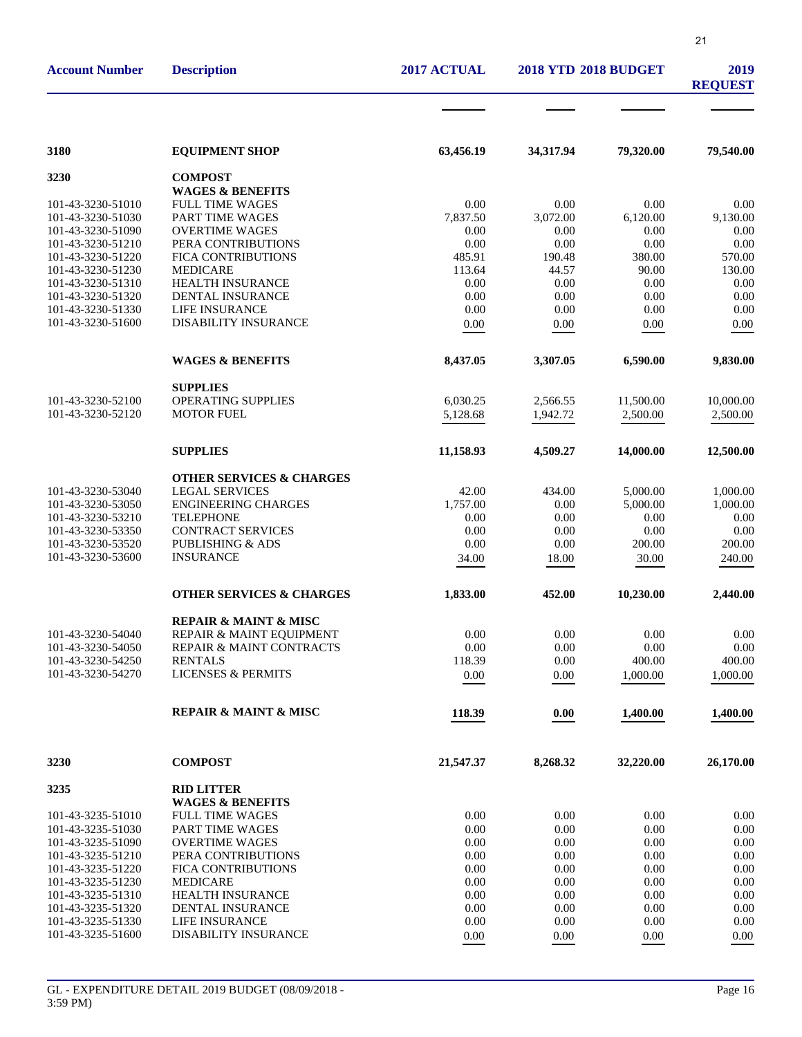| Account Number | Description | 2017 ACTUAL | 2018 YTD | 2018 BUDGET | 2019 REQUEST |
|---|---|---|---|---|---|
| 3180 | **EQUIPMENT SHOP** | **63,456.19** | **34,317.94** | **79,320.00** | **79,540.00** |
| 3230 | **COMPOST** | | | | |
| | **WAGES & BENEFITS** | | | | |
| 101-43-3230-51010 | FULL TIME WAGES | 0.00 | 0.00 | 0.00 | 0.00 |
| 101-43-3230-51030 | PART TIME WAGES | 7,837.50 | 3,072.00 | 6,120.00 | 9,130.00 |
| 101-43-3230-51090 | OVERTIME WAGES | 0.00 | 0.00 | 0.00 | 0.00 |
| 101-43-3230-51210 | PERA CONTRIBUTIONS | 0.00 | 0.00 | 0.00 | 0.00 |
| 101-43-3230-51220 | FICA CONTRIBUTIONS | 485.91 | 190.48 | 380.00 | 570.00 |
| 101-43-3230-51230 | MEDICARE | 113.64 | 44.57 | 90.00 | 130.00 |
| 101-43-3230-51310 | HEALTH INSURANCE | 0.00 | 0.00 | 0.00 | 0.00 |
| 101-43-3230-51320 | DENTAL INSURANCE | 0.00 | 0.00 | 0.00 | 0.00 |
| 101-43-3230-51330 | LIFE INSURANCE | 0.00 | 0.00 | 0.00 | 0.00 |
| 101-43-3230-51600 | DISABILITY INSURANCE | 0.00 | 0.00 | 0.00 | 0.00 |
| | **WAGES & BENEFITS** | **8,437.05** | **3,307.05** | **6,590.00** | **9,830.00** |
| | **SUPPLIES** | | | | |
| 101-43-3230-52100 | OPERATING SUPPLIES | 6,030.25 | 2,566.55 | 11,500.00 | 10,000.00 |
| 101-43-3230-52120 | MOTOR FUEL | 5,128.68 | 1,942.72 | 2,500.00 | 2,500.00 |
| | **SUPPLIES** | **11,158.93** | **4,509.27** | **14,000.00** | **12,500.00** |
| | **OTHER SERVICES & CHARGES** | | | | |
| 101-43-3230-53040 | LEGAL SERVICES | 42.00 | 434.00 | 5,000.00 | 1,000.00 |
| 101-43-3230-53050 | ENGINEERING CHARGES | 1,757.00 | 0.00 | 5,000.00 | 1,000.00 |
| 101-43-3230-53210 | TELEPHONE | 0.00 | 0.00 | 0.00 | 0.00 |
| 101-43-3230-53350 | CONTRACT SERVICES | 0.00 | 0.00 | 0.00 | 0.00 |
| 101-43-3230-53520 | PUBLISHING & ADS | 0.00 | 0.00 | 200.00 | 200.00 |
| 101-43-3230-53600 | INSURANCE | 34.00 | 18.00 | 30.00 | 240.00 |
| | **OTHER SERVICES & CHARGES** | **1,833.00** | **452.00** | **10,230.00** | **2,440.00** |
| | **REPAIR & MAINT & MISC** | | | | |
| 101-43-3230-54040 | REPAIR & MAINT EQUIPMENT | 0.00 | 0.00 | 0.00 | 0.00 |
| 101-43-3230-54050 | REPAIR & MAINT CONTRACTS | 0.00 | 0.00 | 0.00 | 0.00 |
| 101-43-3230-54250 | RENTALS | 118.39 | 0.00 | 400.00 | 400.00 |
| 101-43-3230-54270 | LICENSES & PERMITS | 0.00 | 0.00 | 1,000.00 | 1,000.00 |
| | **REPAIR & MAINT & MISC** | **118.39** | **0.00** | **1,400.00** | **1,400.00** |
| 3230 | **COMPOST** | **21,547.37** | **8,268.32** | **32,220.00** | **26,170.00** |
| 3235 | **RID LITTER** | | | | |
| | **WAGES & BENEFITS** | | | | |
| 101-43-3235-51010 | FULL TIME WAGES | 0.00 | 0.00 | 0.00 | 0.00 |
| 101-43-3235-51030 | PART TIME WAGES | 0.00 | 0.00 | 0.00 | 0.00 |
| 101-43-3235-51090 | OVERTIME WAGES | 0.00 | 0.00 | 0.00 | 0.00 |
| 101-43-3235-51210 | PERA CONTRIBUTIONS | 0.00 | 0.00 | 0.00 | 0.00 |
| 101-43-3235-51220 | FICA CONTRIBUTIONS | 0.00 | 0.00 | 0.00 | 0.00 |
| 101-43-3235-51230 | MEDICARE | 0.00 | 0.00 | 0.00 | 0.00 |
| 101-43-3235-51310 | HEALTH INSURANCE | 0.00 | 0.00 | 0.00 | 0.00 |
| 101-43-3235-51320 | DENTAL INSURANCE | 0.00 | 0.00 | 0.00 | 0.00 |
| 101-43-3235-51330 | LIFE INSURANCE | 0.00 | 0.00 | 0.00 | 0.00 |
| 101-43-3235-51600 | DISABILITY INSURANCE | 0.00 | 0.00 | 0.00 | 0.00 |

GL - EXPENDITURE DETAIL 2019 BUDGET (08/09/2018 - 3:59 PM)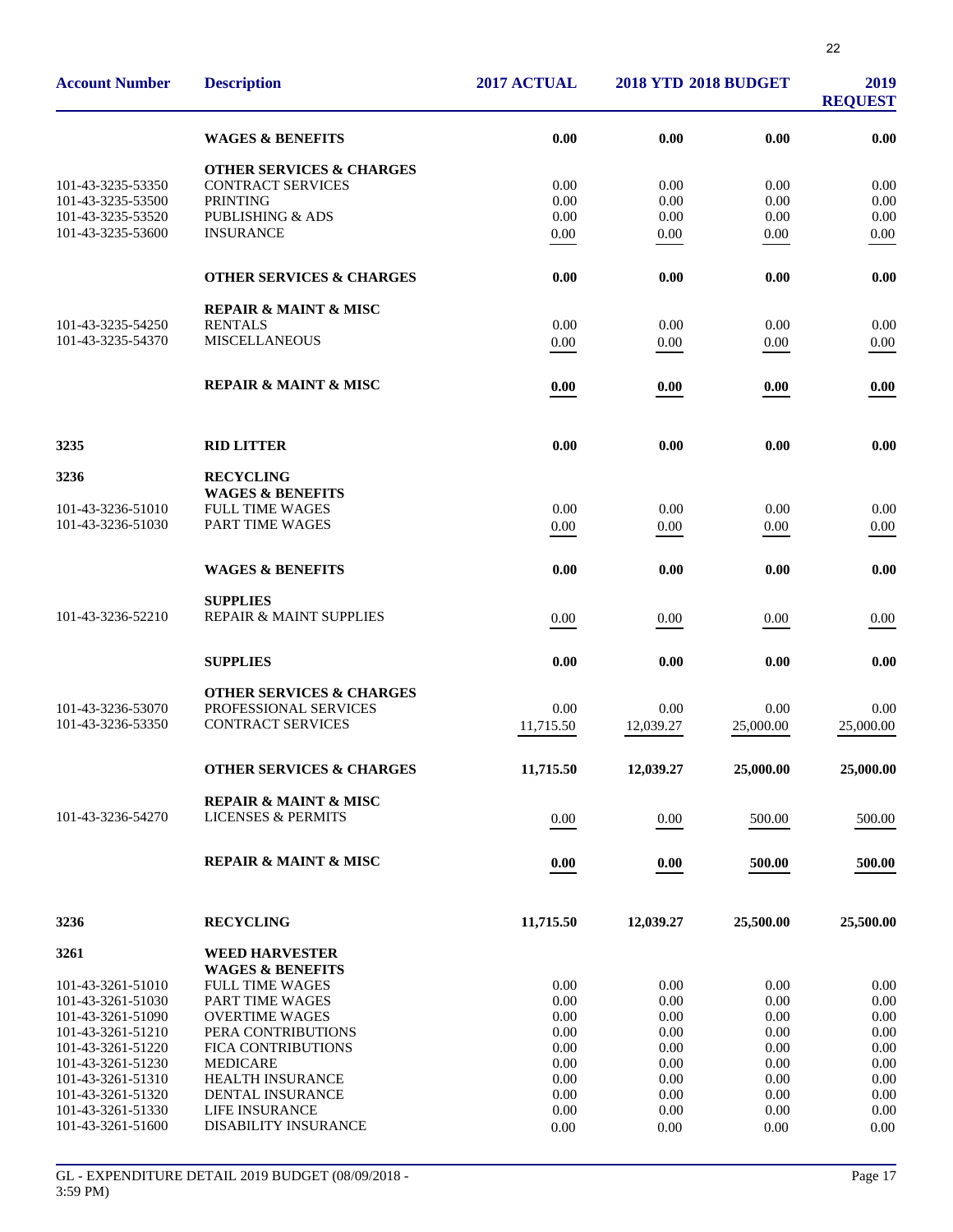| Account Number | Description | 2017 ACTUAL | 2018 YTD | 2018 BUDGET | 2019 REQUEST |
|---|---|---|---|---|---|
| | **WAGES & BENEFITS** | **0.00** | **0.00** | **0.00** | **0.00** |
| | **OTHER SERVICES & CHARGES** | | | | |
| 101-43-3235-53350 | CONTRACT SERVICES | 0.00 | 0.00 | 0.00 | 0.00 |
| 101-43-3235-53500 | PRINTING | 0.00 | 0.00 | 0.00 | 0.00 |
| 101-43-3235-53520 | PUBLISHING & ADS | 0.00 | 0.00 | 0.00 | 0.00 |
| 101-43-3235-53600 | INSURANCE | 0.00 | 0.00 | 0.00 | 0.00 |
| | **OTHER SERVICES & CHARGES** | **0.00** | **0.00** | **0.00** | **0.00** |
| | **REPAIR & MAINT & MISC** | | | | |
| 101-43-3235-54250 | RENTALS | 0.00 | 0.00 | 0.00 | 0.00 |
| 101-43-3235-54370 | MISCELLANEOUS | 0.00 | 0.00 | 0.00 | 0.00 |
| | **REPAIR & MAINT & MISC** | **0.00** | **0.00** | **0.00** | **0.00** |
| **3235** | **RID LITTER** | **0.00** | **0.00** | **0.00** | **0.00** |
| **3236** | **RECYCLING** | | | | |
| | **WAGES & BENEFITS** | | | | |
| 101-43-3236-51010 | FULL TIME WAGES | 0.00 | 0.00 | 0.00 | 0.00 |
| 101-43-3236-51030 | PART TIME WAGES | 0.00 | 0.00 | 0.00 | 0.00 |
| | **WAGES & BENEFITS** | **0.00** | **0.00** | **0.00** | **0.00** |
| | **SUPPLIES** | | | | |
| 101-43-3236-52210 | REPAIR & MAINT SUPPLIES | 0.00 | 0.00 | 0.00 | 0.00 |
| | **SUPPLIES** | **0.00** | **0.00** | **0.00** | **0.00** |
| | **OTHER SERVICES & CHARGES** | | | | |
| 101-43-3236-53070 | PROFESSIONAL SERVICES | 0.00 | 0.00 | 0.00 | 0.00 |
| 101-43-3236-53350 | CONTRACT SERVICES | 11,715.50 | 12,039.27 | 25,000.00 | 25,000.00 |
| | **OTHER SERVICES & CHARGES** | **11,715.50** | **12,039.27** | **25,000.00** | **25,000.00** |
| | **REPAIR & MAINT & MISC** | | | | |
| 101-43-3236-54270 | LICENSES & PERMITS | 0.00 | 0.00 | 500.00 | 500.00 |
| | **REPAIR & MAINT & MISC** | **0.00** | **0.00** | **500.00** | **500.00** |
| **3236** | **RECYCLING** | **11,715.50** | **12,039.27** | **25,500.00** | **25,500.00** |
| **3261** | **WEED HARVESTER** | | | | |
| | **WAGES & BENEFITS** | | | | |
| 101-43-3261-51010 | FULL TIME WAGES | 0.00 | 0.00 | 0.00 | 0.00 |
| 101-43-3261-51030 | PART TIME WAGES | 0.00 | 0.00 | 0.00 | 0.00 |
| 101-43-3261-51090 | OVERTIME WAGES | 0.00 | 0.00 | 0.00 | 0.00 |
| 101-43-3261-51210 | PERA CONTRIBUTIONS | 0.00 | 0.00 | 0.00 | 0.00 |
| 101-43-3261-51220 | FICA CONTRIBUTIONS | 0.00 | 0.00 | 0.00 | 0.00 |
| 101-43-3261-51230 | MEDICARE | 0.00 | 0.00 | 0.00 | 0.00 |
| 101-43-3261-51310 | HEALTH INSURANCE | 0.00 | 0.00 | 0.00 | 0.00 |
| 101-43-3261-51320 | DENTAL INSURANCE | 0.00 | 0.00 | 0.00 | 0.00 |
| 101-43-3261-51330 | LIFE INSURANCE | 0.00 | 0.00 | 0.00 | 0.00 |
| 101-43-3261-51600 | DISABILITY INSURANCE | 0.00 | 0.00 | 0.00 | 0.00 |

GL - EXPENDITURE DETAIL 2019 BUDGET (08/09/2018 - 3:59 PM)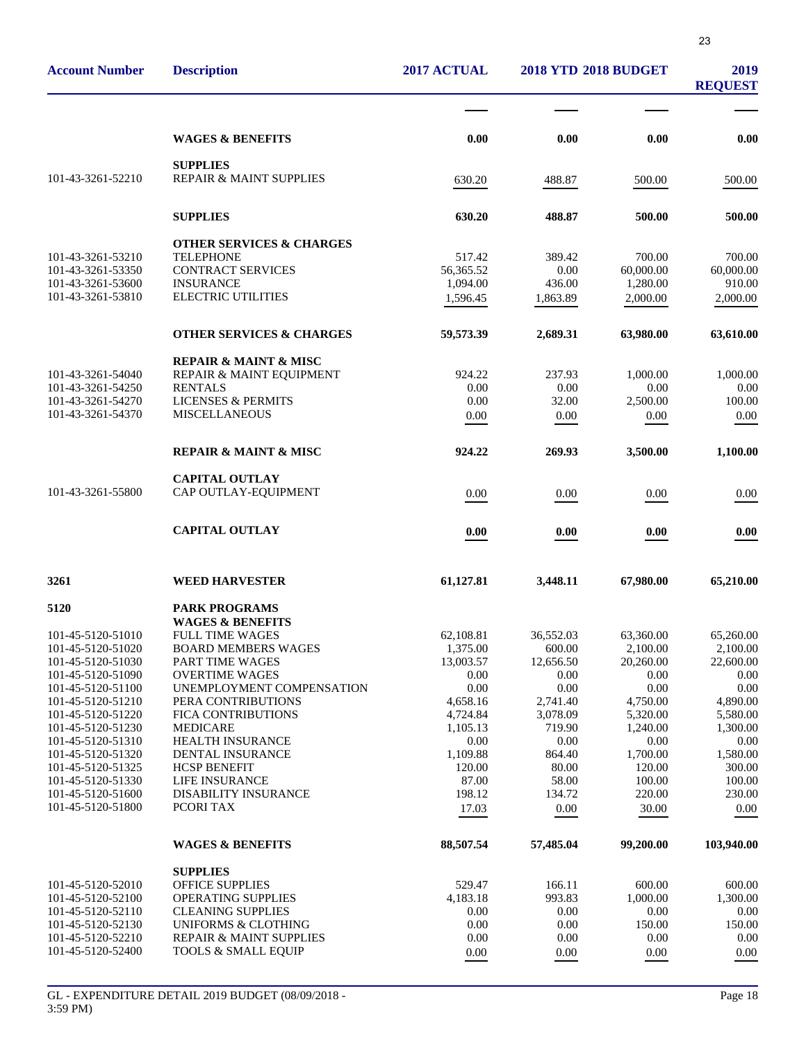| Account Number | Description | 2017 ACTUAL | 2018 YTD | 2018 BUDGET | 2019 REQUEST |
|---|---|---|---|---|---|
| | **WAGES & BENEFITS** | **0.00** | **0.00** | **0.00** | **0.00** |
| | **SUPPLIES** | | | | |
| 101-43-3261-52210 | REPAIR & MAINT SUPPLIES | 630.20 | 488.87 | 500.00 | 500.00 |
| | **SUPPLIES** | **630.20** | **488.87** | **500.00** | **500.00** |
| | **OTHER SERVICES & CHARGES** | | | | |
| 101-43-3261-53210 | TELEPHONE | 517.42 | 389.42 | 700.00 | 700.00 |
| 101-43-3261-53350 | CONTRACT SERVICES | 56,365.52 | 0.00 | 60,000.00 | 60,000.00 |
| 101-43-3261-53600 | INSURANCE | 1,094.00 | 436.00 | 1,280.00 | 910.00 |
| 101-43-3261-53810 | ELECTRIC UTILITIES | 1,596.45 | 1,863.89 | 2,000.00 | 2,000.00 |
| | **OTHER SERVICES & CHARGES** | **59,573.39** | **2,689.31** | **63,980.00** | **63,610.00** |
| | **REPAIR & MAINT & MISC** | | | | |
| 101-43-3261-54040 | REPAIR & MAINT EQUIPMENT | 924.22 | 237.93 | 1,000.00 | 1,000.00 |
| 101-43-3261-54250 | RENTALS | 0.00 | 0.00 | 0.00 | 0.00 |
| 101-43-3261-54270 | LICENSES & PERMITS | 0.00 | 32.00 | 2,500.00 | 100.00 |
| 101-43-3261-54370 | MISCELLANEOUS | 0.00 | 0.00 | 0.00 | 0.00 |
| | **REPAIR & MAINT & MISC** | **924.22** | **269.93** | **3,500.00** | **1,100.00** |
| | **CAPITAL OUTLAY** | | | | |
| 101-43-3261-55800 | CAP OUTLAY-EQUIPMENT | 0.00 | 0.00 | 0.00 | 0.00 |
| | **CAPITAL OUTLAY** | **0.00** | **0.00** | **0.00** | **0.00** |
| **3261** | **WEED HARVESTER** | **61,127.81** | **3,448.11** | **67,980.00** | **65,210.00** |
| **5120** | **PARK PROGRAMS** | | | | |
| | **WAGES & BENEFITS** | | | | |
| 101-45-5120-51010 | FULL TIME WAGES | 62,108.81 | 36,552.03 | 63,360.00 | 65,260.00 |
| 101-45-5120-51020 | BOARD MEMBERS WAGES | 1,375.00 | 600.00 | 2,100.00 | 2,100.00 |
| 101-45-5120-51030 | PART TIME WAGES | 13,003.57 | 12,656.50 | 20,260.00 | 22,600.00 |
| 101-45-5120-51090 | OVERTIME WAGES | 0.00 | 0.00 | 0.00 | 0.00 |
| 101-45-5120-51100 | UNEMPLOYMENT COMPENSATION | 0.00 | 0.00 | 0.00 | 0.00 |
| 101-45-5120-51210 | PERA CONTRIBUTIONS | 4,658.16 | 2,741.40 | 4,750.00 | 4,890.00 |
| 101-45-5120-51220 | FICA CONTRIBUTIONS | 4,724.84 | 3,078.09 | 5,320.00 | 5,580.00 |
| 101-45-5120-51230 | MEDICARE | 1,105.13 | 719.90 | 1,240.00 | 1,300.00 |
| 101-45-5120-51310 | HEALTH INSURANCE | 0.00 | 0.00 | 0.00 | 0.00 |
| 101-45-5120-51320 | DENTAL INSURANCE | 1,109.88 | 864.40 | 1,700.00 | 1,580.00 |
| 101-45-5120-51325 | HCSP BENEFIT | 120.00 | 80.00 | 120.00 | 300.00 |
| 101-45-5120-51330 | LIFE INSURANCE | 87.00 | 58.00 | 100.00 | 100.00 |
| 101-45-5120-51600 | DISABILITY INSURANCE | 198.12 | 134.72 | 220.00 | 230.00 |
| 101-45-5120-51800 | PCORI TAX | 17.03 | 0.00 | 30.00 | 0.00 |
| | **WAGES & BENEFITS** | **88,507.54** | **57,485.04** | **99,200.00** | **103,940.00** |
| | **SUPPLIES** | | | | |
| 101-45-5120-52010 | OFFICE SUPPLIES | 529.47 | 166.11 | 600.00 | 600.00 |
| 101-45-5120-52100 | OPERATING SUPPLIES | 4,183.18 | 993.83 | 1,000.00 | 1,300.00 |
| 101-45-5120-52110 | CLEANING SUPPLIES | 0.00 | 0.00 | 0.00 | 0.00 |
| 101-45-5120-52130 | UNIFORMS & CLOTHING | 0.00 | 0.00 | 150.00 | 150.00 |
| 101-45-5120-52210 | REPAIR & MAINT SUPPLIES | 0.00 | 0.00 | 0.00 | 0.00 |
| 101-45-5120-52400 | TOOLS & SMALL EQUIP | 0.00 | 0.00 | 0.00 | 0.00 |

GL - EXPENDITURE DETAIL 2019 BUDGET (08/09/2018 - 3:59 PM)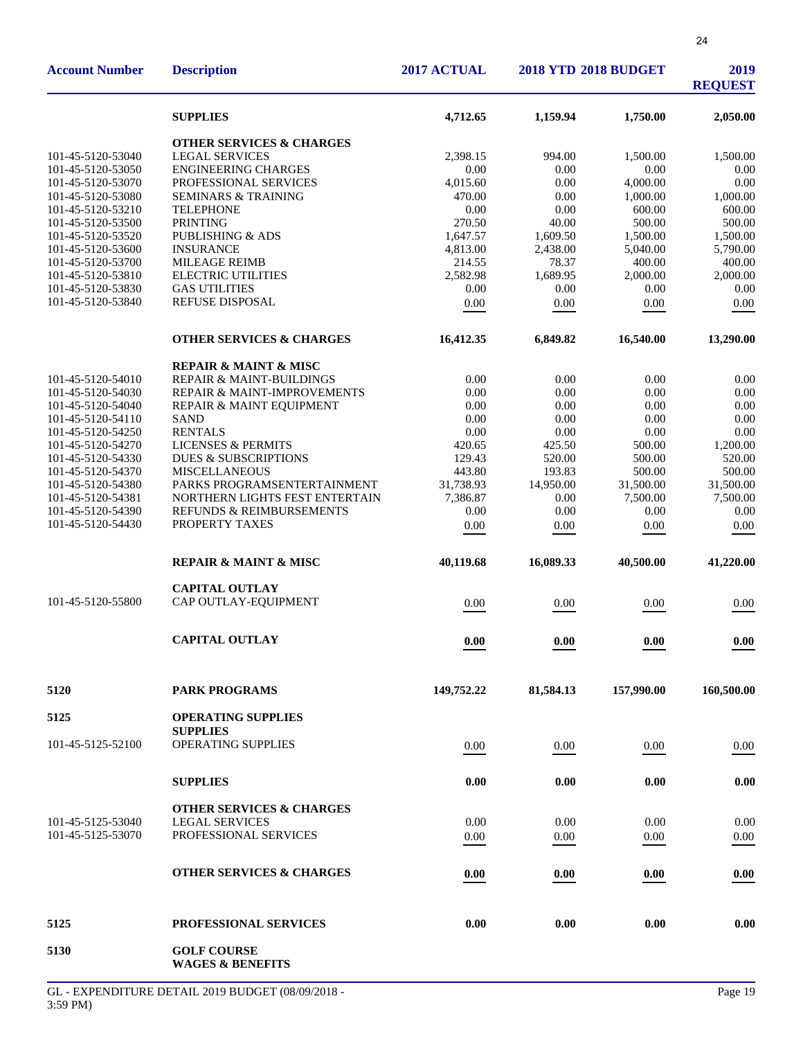| Account Number | Description | 2017 ACTUAL | 2018 YTD | 2018 BUDGET | 2019 REQUEST |
|---|---|---|---|---|---|
| | **SUPPLIES** | **4,712.65** | **1,159.94** | **1,750.00** | **2,050.00** |
| | **OTHER SERVICES & CHARGES** | | | | |
| 101-45-5120-53040 | LEGAL SERVICES | 2,398.15 | 994.00 | 1,500.00 | 1,500.00 |
| 101-45-5120-53050 | ENGINEERING CHARGES | 0.00 | 0.00 | 0.00 | 0.00 |
| 101-45-5120-53070 | PROFESSIONAL SERVICES | 4,015.60 | 0.00 | 4,000.00 | 0.00 |
| 101-45-5120-53080 | SEMINARS & TRAINING | 470.00 | 0.00 | 1,000.00 | 1,000.00 |
| 101-45-5120-53210 | TELEPHONE | 0.00 | 0.00 | 600.00 | 600.00 |
| 101-45-5120-53500 | PRINTING | 270.50 | 40.00 | 500.00 | 500.00 |
| 101-45-5120-53520 | PUBLISHING & ADS | 1,647.57 | 1,609.50 | 1,500.00 | 1,500.00 |
| 101-45-5120-53600 | INSURANCE | 4,813.00 | 2,438.00 | 5,040.00 | 5,790.00 |
| 101-45-5120-53700 | MILEAGE REIMB | 214.55 | 78.37 | 400.00 | 400.00 |
| 101-45-5120-53810 | ELECTRIC UTILITIES | 2,582.98 | 1,689.95 | 2,000.00 | 2,000.00 |
| 101-45-5120-53830 | GAS UTILITIES | 0.00 | 0.00 | 0.00 | 0.00 |
| 101-45-5120-53840 | REFUSE DISPOSAL | 0.00 | 0.00 | 0.00 | 0.00 |
| | **OTHER SERVICES & CHARGES** | **16,412.35** | **6,849.82** | **16,540.00** | **13,290.00** |
| | **REPAIR & MAINT & MISC** | | | | |
| 101-45-5120-54010 | REPAIR & MAINT-BUILDINGS | 0.00 | 0.00 | 0.00 | 0.00 |
| 101-45-5120-54030 | REPAIR & MAINT-IMPROVEMENTS | 0.00 | 0.00 | 0.00 | 0.00 |
| 101-45-5120-54040 | REPAIR & MAINT EQUIPMENT | 0.00 | 0.00 | 0.00 | 0.00 |
| 101-45-5120-54110 | SAND | 0.00 | 0.00 | 0.00 | 0.00 |
| 101-45-5120-54250 | RENTALS | 0.00 | 0.00 | 0.00 | 0.00 |
| 101-45-5120-54270 | LICENSES & PERMITS | 420.65 | 425.50 | 500.00 | 1,200.00 |
| 101-45-5120-54330 | DUES & SUBSCRIPTIONS | 129.43 | 520.00 | 500.00 | 520.00 |
| 101-45-5120-54370 | MISCELLANEOUS | 443.80 | 193.83 | 500.00 | 500.00 |
| 101-45-5120-54380 | PARKS PROGRAMSENTERTAINMENT | 31,738.93 | 14,950.00 | 31,500.00 | 31,500.00 |
| 101-45-5120-54381 | NORTHERN LIGHTS FEST ENTERTAIN | 7,386.87 | 0.00 | 7,500.00 | 7,500.00 |
| 101-45-5120-54390 | REFUNDS & REIMBURSEMENTS | 0.00 | 0.00 | 0.00 | 0.00 |
| 101-45-5120-54430 | PROPERTY TAXES | 0.00 | 0.00 | 0.00 | 0.00 |
| | **REPAIR & MAINT & MISC** | **40,119.68** | **16,089.33** | **40,500.00** | **41,220.00** |
| | **CAPITAL OUTLAY** | | | | |
| 101-45-5120-55800 | CAP OUTLAY-EQUIPMENT | 0.00 | 0.00 | 0.00 | 0.00 |
| | **CAPITAL OUTLAY** | **0.00** | **0.00** | **0.00** | **0.00** |
| **5120** | **PARK PROGRAMS** | **149,752.22** | **81,584.13** | **157,990.00** | **160,500.00** |
| **5125** | **OPERATING SUPPLIES** | | | | |
| | **SUPPLIES** | | | | |
| 101-45-5125-52100 | OPERATING SUPPLIES | 0.00 | 0.00 | 0.00 | 0.00 |
| | **SUPPLIES** | **0.00** | **0.00** | **0.00** | **0.00** |
| | **OTHER SERVICES & CHARGES** | | | | |
| 101-45-5125-53040 | LEGAL SERVICES | 0.00 | 0.00 | 0.00 | 0.00 |
| 101-45-5125-53070 | PROFESSIONAL SERVICES | 0.00 | 0.00 | 0.00 | 0.00 |
| | **OTHER SERVICES & CHARGES** | **0.00** | **0.00** | **0.00** | **0.00** |
| **5125** | **PROFESSIONAL SERVICES** | **0.00** | **0.00** | **0.00** | **0.00** |
| **5130** | **GOLF COURSE** | | | | |
| | **WAGES & BENEFITS** | | | | |

GL - EXPENDITURE DETAIL 2019 BUDGET (08/09/2018 - 3:59 PM)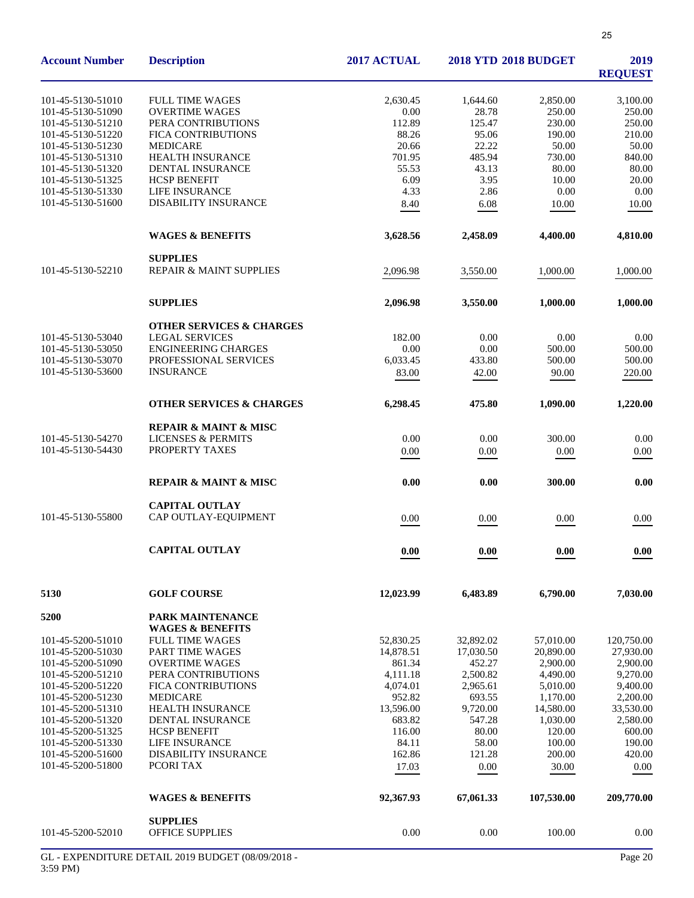| Account Number | Description | 2017 ACTUAL | 2018 YTD | 2018 BUDGET | 2019 REQUEST |
|---|---|---|---|---|---|
| 101-45-5130-51010 | FULL TIME WAGES | 2,630.45 | 1,644.60 | 2,850.00 | 3,100.00 |
| 101-45-5130-51090 | OVERTIME WAGES | 0.00 | 28.78 | 250.00 | 250.00 |
| 101-45-5130-51210 | PERA CONTRIBUTIONS | 112.89 | 125.47 | 230.00 | 250.00 |
| 101-45-5130-51220 | FICA CONTRIBUTIONS | 88.26 | 95.06 | 190.00 | 210.00 |
| 101-45-5130-51230 | MEDICARE | 20.66 | 22.22 | 50.00 | 50.00 |
| 101-45-5130-51310 | HEALTH INSURANCE | 701.95 | 485.94 | 730.00 | 840.00 |
| 101-45-5130-51320 | DENTAL INSURANCE | 55.53 | 43.13 | 80.00 | 80.00 |
| 101-45-5130-51325 | HCSP BENEFIT | 6.09 | 3.95 | 10.00 | 20.00 |
| 101-45-5130-51330 | LIFE INSURANCE | 4.33 | 2.86 | 0.00 | 0.00 |
| 101-45-5130-51600 | DISABILITY INSURANCE | 8.40 | 6.08 | 10.00 | 10.00 |
| | **WAGES & BENEFITS** | **3,628.56** | **2,458.09** | **4,400.00** | **4,810.00** |
| | **SUPPLIES** | | | | |
| 101-45-5130-52210 | REPAIR & MAINT SUPPLIES | 2,096.98 | 3,550.00 | 1,000.00 | 1,000.00 |
| | **SUPPLIES** | **2,096.98** | **3,550.00** | **1,000.00** | **1,000.00** |
| | **OTHER SERVICES & CHARGES** | | | | |
| 101-45-5130-53040 | LEGAL SERVICES | 182.00 | 0.00 | 0.00 | 0.00 |
| 101-45-5130-53050 | ENGINEERING CHARGES | 0.00 | 0.00 | 500.00 | 500.00 |
| 101-45-5130-53070 | PROFESSIONAL SERVICES | 6,033.45 | 433.80 | 500.00 | 500.00 |
| 101-45-5130-53600 | INSURANCE | 83.00 | 42.00 | 90.00 | 220.00 |
| | **OTHER SERVICES & CHARGES** | **6,298.45** | **475.80** | **1,090.00** | **1,220.00** |
| | **REPAIR & MAINT & MISC** | | | | |
| 101-45-5130-54270 | LICENSES & PERMITS | 0.00 | 0.00 | 300.00 | 0.00 |
| 101-45-5130-54430 | PROPERTY TAXES | 0.00 | 0.00 | 0.00 | 0.00 |
| | **REPAIR & MAINT & MISC** | **0.00** | **0.00** | **300.00** | **0.00** |
| | **CAPITAL OUTLAY** | | | | |
| 101-45-5130-55800 | CAP OUTLAY-EQUIPMENT | 0.00 | 0.00 | 0.00 | 0.00 |
| | **CAPITAL OUTLAY** | **0.00** | **0.00** | **0.00** | **0.00** |
| **5130** | **GOLF COURSE** | **12,023.99** | **6,483.89** | **6,790.00** | **7,030.00** |
| **5200** | **PARK MAINTENANCE** | | | | |
| | **WAGES & BENEFITS** | | | | |
| 101-45-5200-51010 | FULL TIME WAGES | 52,830.25 | 32,892.02 | 57,010.00 | 120,750.00 |
| 101-45-5200-51030 | PART TIME WAGES | 14,878.51 | 17,030.50 | 20,890.00 | 27,930.00 |
| 101-45-5200-51090 | OVERTIME WAGES | 861.34 | 452.27 | 2,900.00 | 2,900.00 |
| 101-45-5200-51210 | PERA CONTRIBUTIONS | 4,111.18 | 2,500.82 | 4,490.00 | 9,270.00 |
| 101-45-5200-51220 | FICA CONTRIBUTIONS | 4,074.01 | 2,965.61 | 5,010.00 | 9,400.00 |
| 101-45-5200-51230 | MEDICARE | 952.82 | 693.55 | 1,170.00 | 2,200.00 |
| 101-45-5200-51310 | HEALTH INSURANCE | 13,596.00 | 9,720.00 | 14,580.00 | 33,530.00 |
| 101-45-5200-51320 | DENTAL INSURANCE | 683.82 | 547.28 | 1,030.00 | 2,580.00 |
| 101-45-5200-51325 | HCSP BENEFIT | 116.00 | 80.00 | 120.00 | 600.00 |
| 101-45-5200-51330 | LIFE INSURANCE | 84.11 | 58.00 | 100.00 | 190.00 |
| 101-45-5200-51600 | DISABILITY INSURANCE | 162.86 | 121.28 | 200.00 | 420.00 |
| 101-45-5200-51800 | PCORI TAX | 17.03 | 0.00 | 30.00 | 0.00 |
| | **WAGES & BENEFITS** | **92,367.93** | **67,061.33** | **107,530.00** | **209,770.00** |
| | **SUPPLIES** | | | | |
| 101-45-5200-52010 | OFFICE SUPPLIES | 0.00 | 0.00 | 100.00 | 0.00 |

GL - EXPENDITURE DETAIL 2019 BUDGET (08/09/2018 - 3:59 PM)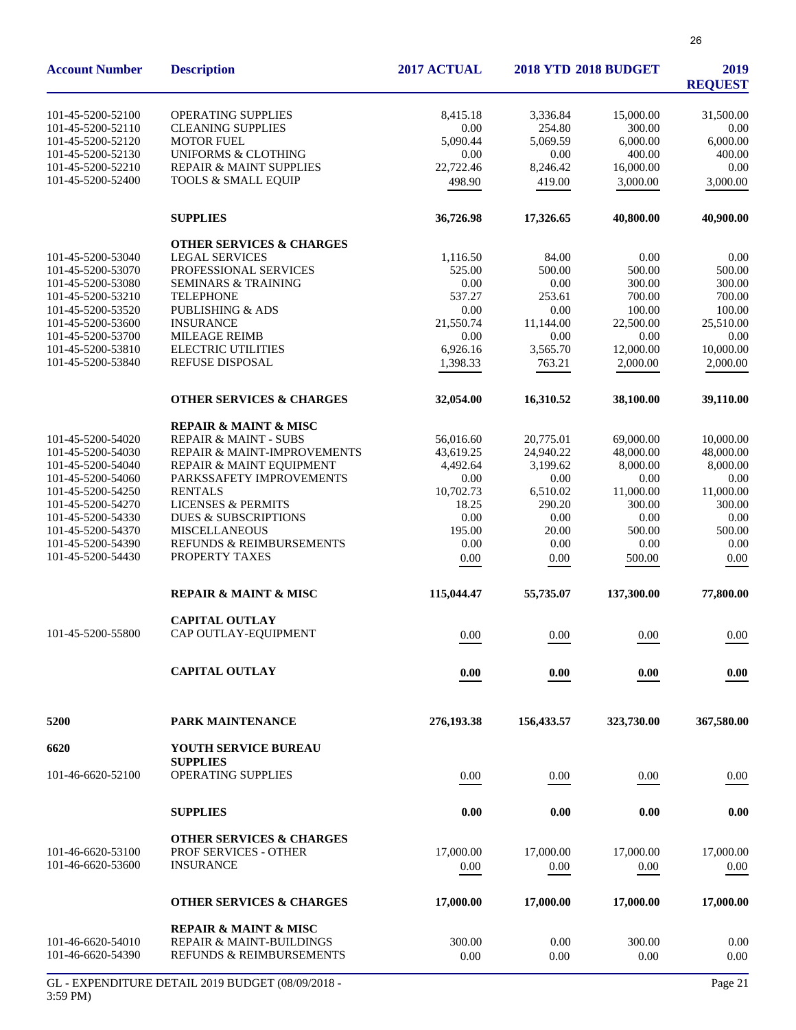| Account Number | Description | 2017 ACTUAL | 2018 YTD | 2018 BUDGET | 2019 REQUEST |
|---|---|---|---|---|---|
| 101-45-5200-52100 | OPERATING SUPPLIES | 8,415.18 | 3,336.84 | 15,000.00 | 31,500.00 |
| 101-45-5200-52110 | CLEANING SUPPLIES | 0.00 | 254.80 | 300.00 | 0.00 |
| 101-45-5200-52120 | MOTOR FUEL | 5,090.44 | 5,069.59 | 6,000.00 | 6,000.00 |
| 101-45-5200-52130 | UNIFORMS & CLOTHING | 0.00 | 0.00 | 400.00 | 400.00 |
| 101-45-5200-52210 | REPAIR & MAINT SUPPLIES | 22,722.46 | 8,246.42 | 16,000.00 | 0.00 |
| 101-45-5200-52400 | TOOLS & SMALL EQUIP | 498.90 | 419.00 | 3,000.00 | 3,000.00 |
| | **SUPPLIES** | **36,726.98** | **17,326.65** | **40,800.00** | **40,900.00** |
| | **OTHER SERVICES & CHARGES** | | | | |
| 101-45-5200-53040 | LEGAL SERVICES | 1,116.50 | 84.00 | 0.00 | 0.00 |
| 101-45-5200-53070 | PROFESSIONAL SERVICES | 525.00 | 500.00 | 500.00 | 500.00 |
| 101-45-5200-53080 | SEMINARS & TRAINING | 0.00 | 0.00 | 300.00 | 300.00 |
| 101-45-5200-53210 | TELEPHONE | 537.27 | 253.61 | 700.00 | 700.00 |
| 101-45-5200-53520 | PUBLISHING & ADS | 0.00 | 0.00 | 100.00 | 100.00 |
| 101-45-5200-53600 | INSURANCE | 21,550.74 | 11,144.00 | 22,500.00 | 25,510.00 |
| 101-45-5200-53700 | MILEAGE REIMB | 0.00 | 0.00 | 0.00 | 0.00 |
| 101-45-5200-53810 | ELECTRIC UTILITIES | 6,926.16 | 3,565.70 | 12,000.00 | 10,000.00 |
| 101-45-5200-53840 | REFUSE DISPOSAL | 1,398.33 | 763.21 | 2,000.00 | 2,000.00 |
| | **OTHER SERVICES & CHARGES** | **32,054.00** | **16,310.52** | **38,100.00** | **39,110.00** |
| | **REPAIR & MAINT & MISC** | | | | |
| 101-45-5200-54020 | REPAIR & MAINT - SUBS | 56,016.60 | 20,775.01 | 69,000.00 | 10,000.00 |
| 101-45-5200-54030 | REPAIR & MAINT-IMPROVEMENTS | 43,619.25 | 24,940.22 | 48,000.00 | 48,000.00 |
| 101-45-5200-54040 | REPAIR & MAINT EQUIPMENT | 4,492.64 | 3,199.62 | 8,000.00 | 8,000.00 |
| 101-45-5200-54060 | PARKSSAFETY IMPROVEMENTS | 0.00 | 0.00 | 0.00 | 0.00 |
| 101-45-5200-54250 | RENTALS | 10,702.73 | 6,510.02 | 11,000.00 | 11,000.00 |
| 101-45-5200-54270 | LICENSES & PERMITS | 18.25 | 290.20 | 300.00 | 300.00 |
| 101-45-5200-54330 | DUES & SUBSCRIPTIONS | 0.00 | 0.00 | 0.00 | 0.00 |
| 101-45-5200-54370 | MISCELLANEOUS | 195.00 | 20.00 | 500.00 | 500.00 |
| 101-45-5200-54390 | REFUNDS & REIMBURSEMENTS | 0.00 | 0.00 | 0.00 | 0.00 |
| 101-45-5200-54430 | PROPERTY TAXES | 0.00 | 0.00 | 500.00 | 0.00 |
| | **REPAIR & MAINT & MISC** | **115,044.47** | **55,735.07** | **137,300.00** | **77,800.00** |
| | **CAPITAL OUTLAY** | | | | |
| 101-45-5200-55800 | CAP OUTLAY-EQUIPMENT | 0.00 | 0.00 | 0.00 | 0.00 |
| | **CAPITAL OUTLAY** | **0.00** | **0.00** | **0.00** | **0.00** |
| **5200** | **PARK MAINTENANCE** | **276,193.38** | **156,433.57** | **323,730.00** | **367,580.00** |
| **6620** | **YOUTH SERVICE BUREAU** | | | | |
| | **SUPPLIES** | | | | |
| 101-46-6620-52100 | OPERATING SUPPLIES | 0.00 | 0.00 | 0.00 | 0.00 |
| | **SUPPLIES** | **0.00** | **0.00** | **0.00** | **0.00** |
| | **OTHER SERVICES & CHARGES** | | | | |
| 101-46-6620-53100 | PROF SERVICES - OTHER | 17,000.00 | 17,000.00 | 17,000.00 | 17,000.00 |
| 101-46-6620-53600 | INSURANCE | 0.00 | 0.00 | 0.00 | 0.00 |
| | **OTHER SERVICES & CHARGES** | **17,000.00** | **17,000.00** | **17,000.00** | **17,000.00** |
| | **REPAIR & MAINT & MISC** | | | | |
| 101-46-6620-54010 | REPAIR & MAINT-BUILDINGS | 300.00 | 0.00 | 300.00 | 0.00 |
| 101-46-6620-54390 | REFUNDS & REIMBURSEMENTS | 0.00 | 0.00 | 0.00 | 0.00 |

GL - EXPENDITURE DETAIL 2019 BUDGET (08/09/2018 - 3:59 PM)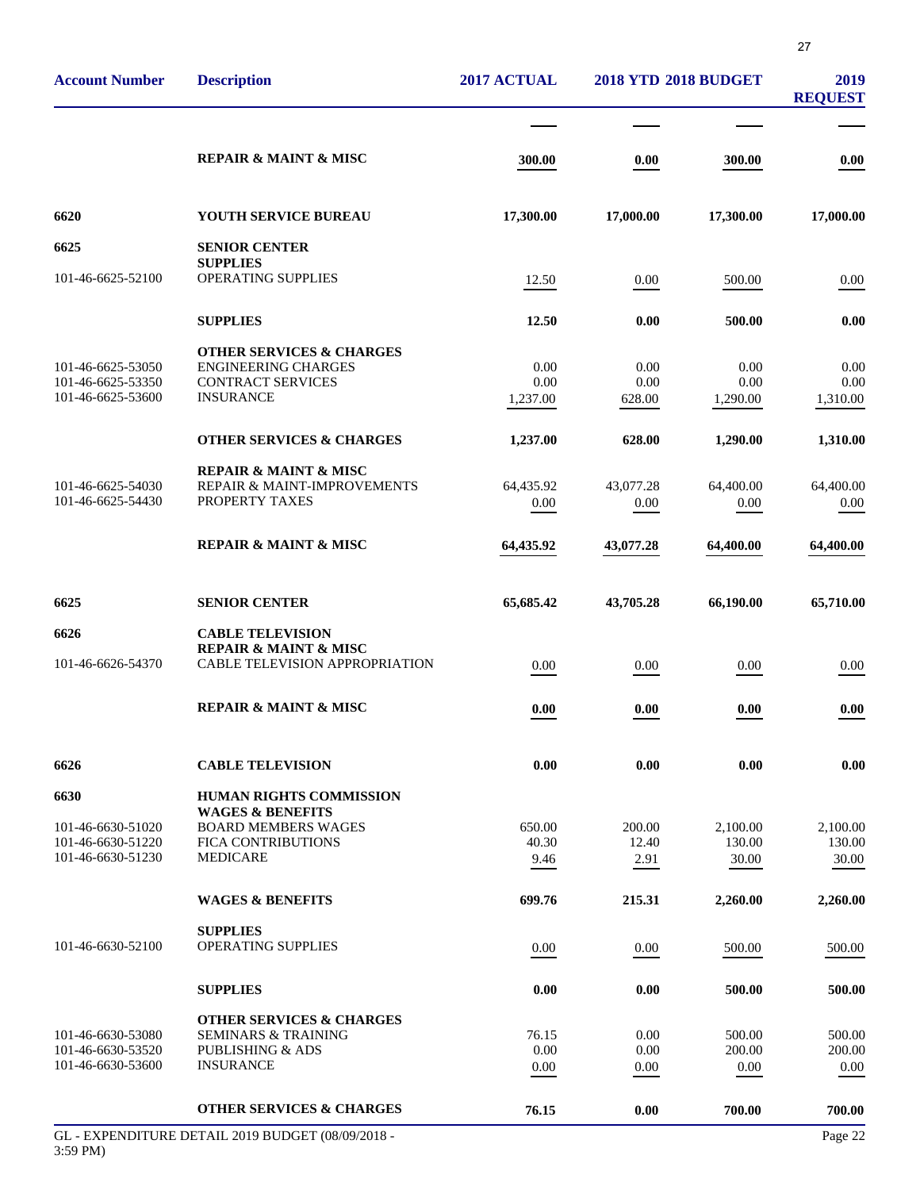| Account Number | Description | 2017 ACTUAL | 2018 YTD | 2018 BUDGET | 2019 REQUEST |
|---|---|---|---|---|---|
| | **REPAIR & MAINT & MISC** | **300.00** | **0.00** | **300.00** | **0.00** |
| **6620** | **YOUTH SERVICE BUREAU** | **17,300.00** | **17,000.00** | **17,300.00** | **17,000.00** |
| **6625** | **SENIOR CENTER** | | | | |
| | **SUPPLIES** | | | | |
| 101-46-6625-52100 | OPERATING SUPPLIES | 12.50 | 0.00 | 500.00 | 0.00 |
| | **SUPPLIES** | **12.50** | **0.00** | **500.00** | **0.00** |
| | **OTHER SERVICES & CHARGES** | | | | |
| 101-46-6625-53050 | ENGINEERING CHARGES | 0.00 | 0.00 | 0.00 | 0.00 |
| 101-46-6625-53350 | CONTRACT SERVICES | 0.00 | 0.00 | 0.00 | 0.00 |
| 101-46-6625-53600 | INSURANCE | 1,237.00 | 628.00 | 1,290.00 | 1,310.00 |
| | **OTHER SERVICES & CHARGES** | **1,237.00** | **628.00** | **1,290.00** | **1,310.00** |
| | **REPAIR & MAINT & MISC** | | | | |
| 101-46-6625-54030 | REPAIR & MAINT-IMPROVEMENTS | 64,435.92 | 43,077.28 | 64,400.00 | 64,400.00 |
| 101-46-6625-54430 | PROPERTY TAXES | 0.00 | 0.00 | 0.00 | 0.00 |
| | **REPAIR & MAINT & MISC** | **64,435.92** | **43,077.28** | **64,400.00** | **64,400.00** |
| **6625** | **SENIOR CENTER** | **65,685.42** | **43,705.28** | **66,190.00** | **65,710.00** |
| **6626** | **CABLE TELEVISION** | | | | |
| | **REPAIR & MAINT & MISC** | | | | |
| 101-46-6626-54370 | CABLE TELEVISION APPROPRIATION | 0.00 | 0.00 | 0.00 | 0.00 |
| | **REPAIR & MAINT & MISC** | **0.00** | **0.00** | **0.00** | **0.00** |
| **6626** | **CABLE TELEVISION** | **0.00** | **0.00** | **0.00** | **0.00** |
| **6630** | **HUMAN RIGHTS COMMISSION** | | | | |
| | **WAGES & BENEFITS** | | | | |
| 101-46-6630-51020 | BOARD MEMBERS WAGES | 650.00 | 200.00 | 2,100.00 | 2,100.00 |
| 101-46-6630-51220 | FICA CONTRIBUTIONS | 40.30 | 12.40 | 130.00 | 130.00 |
| 101-46-6630-51230 | MEDICARE | 9.46 | 2.91 | 30.00 | 30.00 |
| | **WAGES & BENEFITS** | **699.76** | **215.31** | **2,260.00** | **2,260.00** |
| | **SUPPLIES** | | | | |
| 101-46-6630-52100 | OPERATING SUPPLIES | 0.00 | 0.00 | 500.00 | 500.00 |
| | **SUPPLIES** | **0.00** | **0.00** | **500.00** | **500.00** |
| | **OTHER SERVICES & CHARGES** | | | | |
| 101-46-6630-53080 | SEMINARS & TRAINING | 76.15 | 0.00 | 500.00 | 500.00 |
| 101-46-6630-53520 | PUBLISHING & ADS | 0.00 | 0.00 | 200.00 | 200.00 |
| 101-46-6630-53600 | INSURANCE | 0.00 | 0.00 | 0.00 | 0.00 |
| | **OTHER SERVICES & CHARGES** | **76.15** | **0.00** | **700.00** | **700.00** |

GL - EXPENDITURE DETAIL 2019 BUDGET (08/09/2018 - 3:59 PM)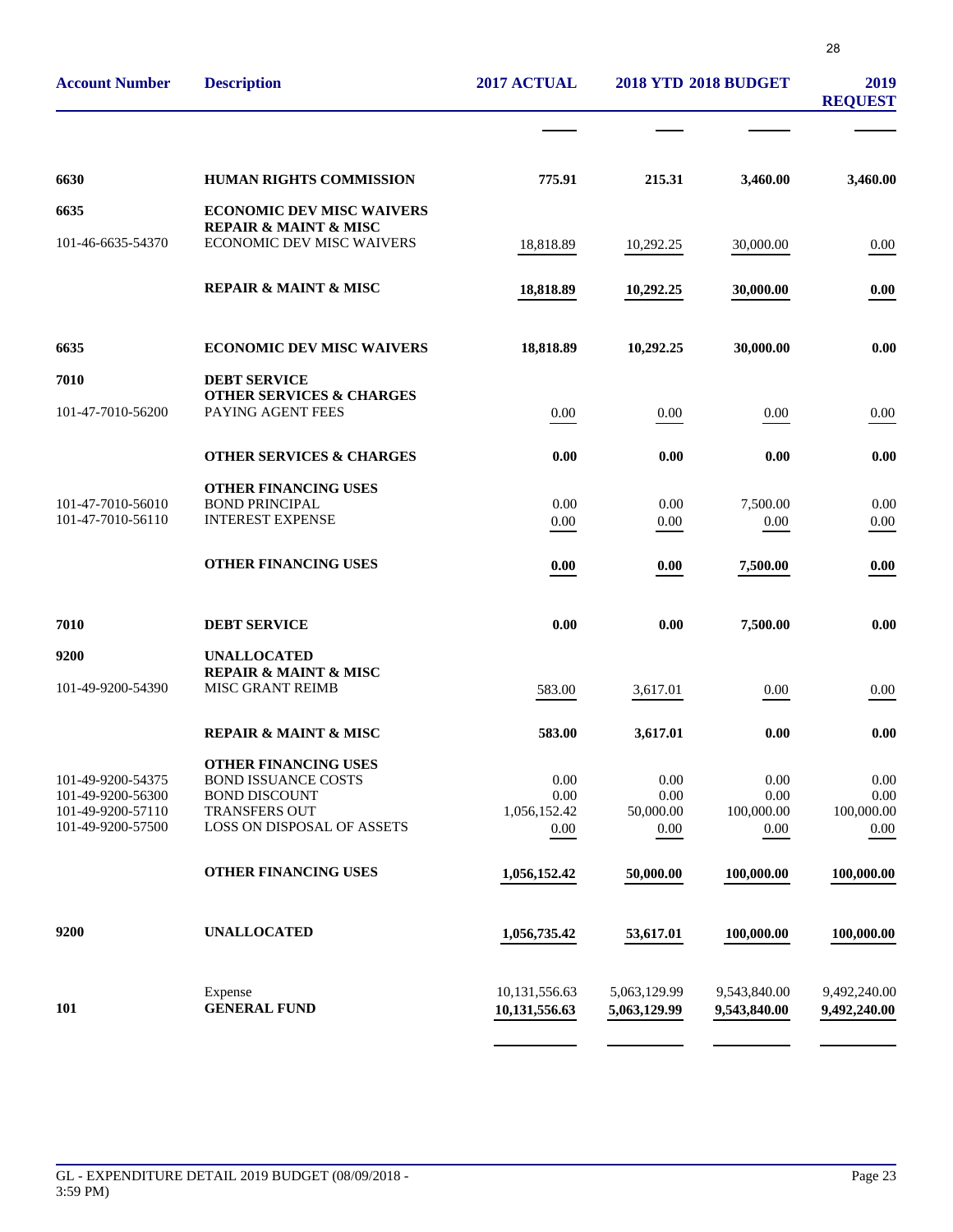| Account Number | Description | 2017 ACTUAL | 2018 YTD | 2018 BUDGET | 2019 REQUEST |
|---|---|---|---|---|---|
| 6630 | **HUMAN RIGHTS COMMISSION** | **775.91** | **215.31** | **3,460.00** | **3,460.00** |
| 6635 | **ECONOMIC DEV MISC WAIVERS** | | | | |
| | **REPAIR & MAINT & MISC** | | | | |
| 101-46-6635-54370 | ECONOMIC DEV MISC WAIVERS | 18,818.89 | 10,292.25 | 30,000.00 | 0.00 |
| | **REPAIR & MAINT & MISC** | **18,818.89** | **10,292.25** | **30,000.00** | **0.00** |
| 6635 | **ECONOMIC DEV MISC WAIVERS** | **18,818.89** | **10,292.25** | **30,000.00** | **0.00** |
| 7010 | **DEBT SERVICE** | | | | |
| | **OTHER SERVICES & CHARGES** | | | | |
| 101-47-7010-56200 | PAYING AGENT FEES | 0.00 | 0.00 | 0.00 | 0.00 |
| | **OTHER SERVICES & CHARGES** | **0.00** | **0.00** | **0.00** | **0.00** |
| | **OTHER FINANCING USES** | | | | |
| 101-47-7010-56010 | BOND PRINCIPAL | 0.00 | 0.00 | 7,500.00 | 0.00 |
| 101-47-7010-56110 | INTEREST EXPENSE | 0.00 | 0.00 | 0.00 | 0.00 |
| | **OTHER FINANCING USES** | **0.00** | **0.00** | **7,500.00** | **0.00** |
| 7010 | **DEBT SERVICE** | **0.00** | **0.00** | **7,500.00** | **0.00** |
| 9200 | **UNALLOCATED** | | | | |
| | **REPAIR & MAINT & MISC** | | | | |
| 101-49-9200-54390 | MISC GRANT REIMB | 583.00 | 3,617.01 | 0.00 | 0.00 |
| | **REPAIR & MAINT & MISC** | **583.00** | **3,617.01** | **0.00** | **0.00** |
| | **OTHER FINANCING USES** | | | | |
| 101-49-9200-54375 | BOND ISSUANCE COSTS | 0.00 | 0.00 | 0.00 | 0.00 |
| 101-49-9200-56300 | BOND DISCOUNT | 0.00 | 0.00 | 0.00 | 0.00 |
| 101-49-9200-57110 | TRANSFERS OUT | 1,056,152.42 | 50,000.00 | 100,000.00 | 100,000.00 |
| 101-49-9200-57500 | LOSS ON DISPOSAL OF ASSETS | 0.00 | 0.00 | 0.00 | 0.00 |
| | **OTHER FINANCING USES** | **1,056,152.42** | **50,000.00** | **100,000.00** | **100,000.00** |
| 9200 | **UNALLOCATED** | **1,056,735.42** | **53,617.01** | **100,000.00** | **100,000.00** |
| | Expense | 10,131,556.63 | 5,063,129.99 | 9,543,840.00 | 9,492,240.00 |
| 101 | **GENERAL FUND** | **10,131,556.63** | **5,063,129.99** | **9,543,840.00** | **9,492,240.00** |

GL - EXPENDITURE DETAIL 2019 BUDGET (08/09/2018 - 3:59 PM)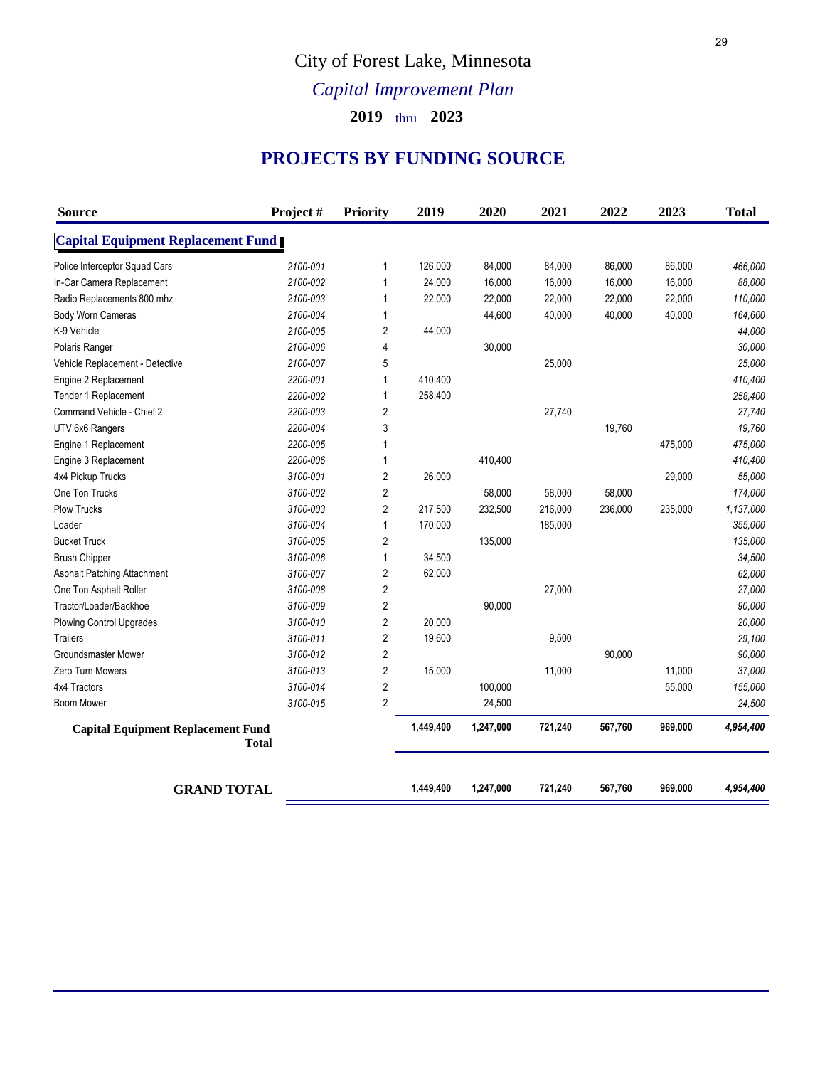# City of Forest Lake, Minnesota

## *Capital Improvement Plan*

### 2019 thru 2023

## PROJECTS BY FUNDING SOURCE

| Source | Project # | Priority | 2019 | 2020 | 2021 | 2022 | 2023 | Total |
|---|---|---|---|---|---|---|---|---|
| **Capital Equipment Replacement Fund** | | | | | | | | |
| Police Interceptor Squad Cars | *2100-001* | 1 | 126,000 | 84,000 | 84,000 | 86,000 | 86,000 | *466,000* |
| In-Car Camera Replacement | *2100-002* | 1 | 24,000 | 16,000 | 16,000 | 16,000 | 16,000 | *88,000* |
| Radio Replacements 800 mhz | *2100-003* | 1 | 22,000 | 22,000 | 22,000 | 22,000 | 22,000 | *110,000* |
| Body Worn Cameras | *2100-004* | 1 | | 44,600 | 40,000 | 40,000 | 40,000 | *164,600* |
| K-9 Vehicle | *2100-005* | 2 | 44,000 | | | | | *44,000* |
| Polaris Ranger | *2100-006* | 4 | | 30,000 | | | | *30,000* |
| Vehicle Replacement - Detective | *2100-007* | 5 | | | 25,000 | | | *25,000* |
| Engine 2 Replacement | *2200-001* | 1 | 410,400 | | | | | *410,400* |
| Tender 1 Replacement | *2200-002* | 1 | 258,400 | | | | | *258,400* |
| Command Vehicle - Chief 2 | *2200-003* | 2 | | | 27,740 | | | *27,740* |
| UTV 6x6 Rangers | *2200-004* | 3 | | | | 19,760 | | *19,760* |
| Engine 1 Replacement | *2200-005* | 1 | | | | | 475,000 | *475,000* |
| Engine 3 Replacement | *2200-006* | 1 | | 410,400 | | | | *410,400* |
| 4x4 Pickup Trucks | *3100-001* | 2 | 26,000 | | | | 29,000 | *55,000* |
| One Ton Trucks | *3100-002* | 2 | | 58,000 | 58,000 | 58,000 | | *174,000* |
| Plow Trucks | *3100-003* | 2 | 217,500 | 232,500 | 216,000 | 236,000 | 235,000 | *1,137,000* |
| Loader | *3100-004* | 1 | 170,000 | | 185,000 | | | *355,000* |
| Bucket Truck | *3100-005* | 2 | | 135,000 | | | | *135,000* |
| Brush Chipper | *3100-006* | 1 | 34,500 | | | | | *34,500* |
| Asphalt Patching Attachment | *3100-007* | 2 | 62,000 | | | | | *62,000* |
| One Ton Asphalt Roller | *3100-008* | 2 | | | 27,000 | | | *27,000* |
| Tractor/Loader/Backhoe | *3100-009* | 2 | | 90,000 | | | | *90,000* |
| Plowing Control Upgrades | *3100-010* | 2 | 20,000 | | | | | *20,000* |
| Trailers | *3100-011* | 2 | 19,600 | | 9,500 | | | *29,100* |
| Groundsmaster Mower | *3100-012* | 2 | | | | 90,000 | | *90,000* |
| Zero Turn Mowers | *3100-013* | 2 | 15,000 | | 11,000 | | 11,000 | *37,000* |
| 4x4 Tractors | *3100-014* | 2 | | 100,000 | | | 55,000 | *155,000* |
| Boom Mower | *3100-015* | 2 | | 24,500 | | | | *24,500* |
| **Capital Equipment Replacement Fund Total** | | | **1,449,400** | **1,247,000** | **721,240** | **567,760** | **969,000** | ***4,954,400*** |
| **GRAND TOTAL** | | | **1,449,400** | **1,247,000** | **721,240** | **567,760** | **969,000** | ***4,954,400*** |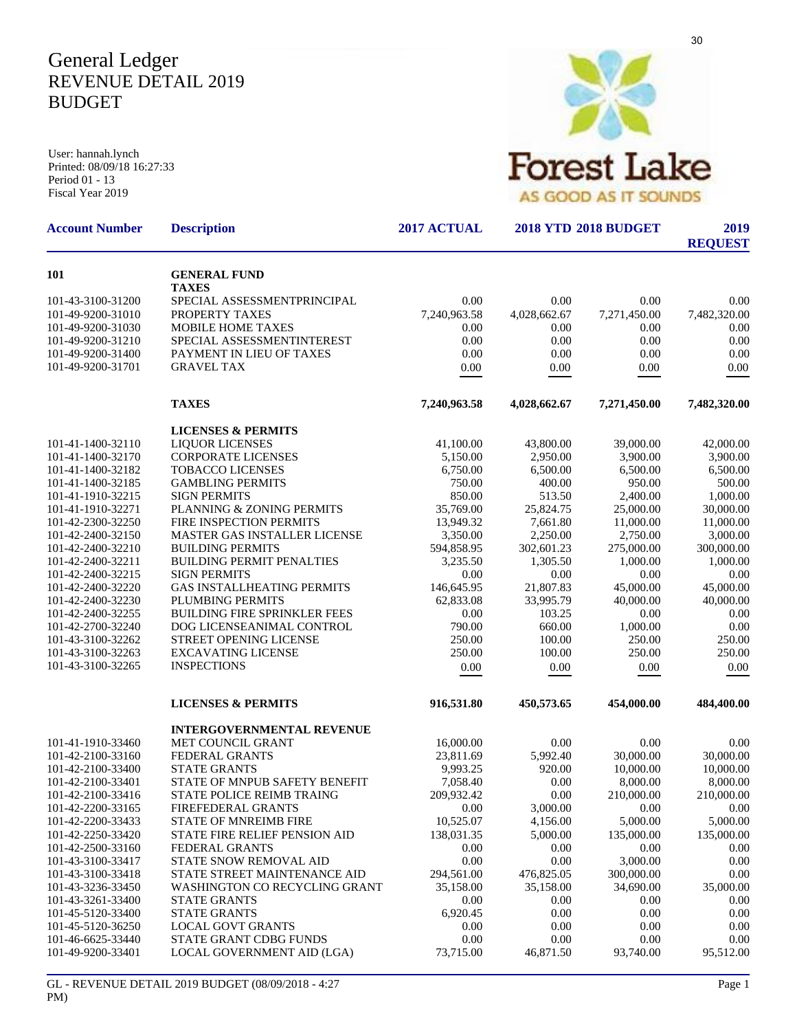# General Ledger
# REVENUE DETAIL 2019 BUDGET

User: hannah.lynch
Printed: 08/09/18 16:27:33
Period 01 - 13
Fiscal Year 2019

Forest Lake
AS GOOD AS IT SOUNDS

| Account Number | Description | 2017 ACTUAL | 2018 YTD | 2018 BUDGET | 2019 REQUEST |
|---|---|---|---|---|---|
| **101** | **GENERAL FUND** | | | | |
| | **TAXES** | | | | |
| 101-43-3100-31200 | SPECIAL ASSESSMENTPRINCIPAL | 0.00 | 0.00 | 0.00 | 0.00 |
| 101-49-9200-31010 | PROPERTY TAXES | 7,240,963.58 | 4,028,662.67 | 7,271,450.00 | 7,482,320.00 |
| 101-49-9200-31030 | MOBILE HOME TAXES | 0.00 | 0.00 | 0.00 | 0.00 |
| 101-49-9200-31210 | SPECIAL ASSESSMENTINTEREST | 0.00 | 0.00 | 0.00 | 0.00 |
| 101-49-9200-31400 | PAYMENT IN LIEU OF TAXES | 0.00 | 0.00 | 0.00 | 0.00 |
| 101-49-9200-31701 | GRAVEL TAX | 0.00 | 0.00 | 0.00 | 0.00 |
| | **TAXES** | **7,240,963.58** | **4,028,662.67** | **7,271,450.00** | **7,482,320.00** |
| | **LICENSES & PERMITS** | | | | |
| 101-41-1400-32110 | LIQUOR LICENSES | 41,100.00 | 43,800.00 | 39,000.00 | 42,000.00 |
| 101-41-1400-32170 | CORPORATE LICENSES | 5,150.00 | 2,950.00 | 3,900.00 | 3,900.00 |
| 101-41-1400-32182 | TOBACCO LICENSES | 6,750.00 | 6,500.00 | 6,500.00 | 6,500.00 |
| 101-41-1400-32185 | GAMBLING PERMITS | 750.00 | 400.00 | 950.00 | 500.00 |
| 101-41-1910-32215 | SIGN PERMITS | 850.00 | 513.50 | 2,400.00 | 1,000.00 |
| 101-41-1910-32271 | PLANNING & ZONING PERMITS | 35,769.00 | 25,824.75 | 25,000.00 | 30,000.00 |
| 101-42-2300-32250 | FIRE INSPECTION PERMITS | 13,949.32 | 7,661.80 | 11,000.00 | 11,000.00 |
| 101-42-2400-32150 | MASTER GAS INSTALLER LICENSE | 3,350.00 | 2,250.00 | 2,750.00 | 3,000.00 |
| 101-42-2400-32210 | BUILDING PERMITS | 594,858.95 | 302,601.23 | 275,000.00 | 300,000.00 |
| 101-42-2400-32211 | BUILDING PERMIT PENALTIES | 3,235.50 | 1,305.50 | 1,000.00 | 1,000.00 |
| 101-42-2400-32215 | SIGN PERMITS | 0.00 | 0.00 | 0.00 | 0.00 |
| 101-42-2400-32220 | GAS INSTALLHEATING PERMITS | 146,645.95 | 21,807.83 | 45,000.00 | 45,000.00 |
| 101-42-2400-32230 | PLUMBING PERMITS | 62,833.08 | 33,995.79 | 40,000.00 | 40,000.00 |
| 101-42-2400-32255 | BUILDING FIRE SPRINKLER FEES | 0.00 | 103.25 | 0.00 | 0.00 |
| 101-42-2700-32240 | DOG LICENSEANIMAL CONTROL | 790.00 | 660.00 | 1,000.00 | 0.00 |
| 101-43-3100-32262 | STREET OPENING LICENSE | 250.00 | 100.00 | 250.00 | 250.00 |
| 101-43-3100-32263 | EXCAVATING LICENSE | 250.00 | 100.00 | 250.00 | 250.00 |
| 101-43-3100-32265 | INSPECTIONS | 0.00 | 0.00 | 0.00 | 0.00 |
| | **LICENSES & PERMITS** | **916,531.80** | **450,573.65** | **454,000.00** | **484,400.00** |
| | **INTERGOVERNMENTAL REVENUE** | | | | |
| 101-41-1910-33460 | MET COUNCIL GRANT | 16,000.00 | 0.00 | 0.00 | 0.00 |
| 101-42-2100-33160 | FEDERAL GRANTS | 23,811.69 | 5,992.40 | 30,000.00 | 30,000.00 |
| 101-42-2100-33400 | STATE GRANTS | 9,993.25 | 920.00 | 10,000.00 | 10,000.00 |
| 101-42-2100-33401 | STATE OF MNPUB SAFETY BENEFIT | 7,058.40 | 0.00 | 8,000.00 | 8,000.00 |
| 101-42-2100-33416 | STATE POLICE REIMB TRAING | 209,932.42 | 0.00 | 210,000.00 | 210,000.00 |
| 101-42-2200-33165 | FIREFEDERAL GRANTS | 0.00 | 3,000.00 | 0.00 | 0.00 |
| 101-42-2200-33433 | STATE OF MNREIMB FIRE | 10,525.07 | 4,156.00 | 5,000.00 | 5,000.00 |
| 101-42-2250-33420 | STATE FIRE RELIEF PENSION AID | 138,031.35 | 5,000.00 | 135,000.00 | 135,000.00 |
| 101-42-2500-33160 | FEDERAL GRANTS | 0.00 | 0.00 | 0.00 | 0.00 |
| 101-43-3100-33417 | STATE SNOW REMOVAL AID | 0.00 | 0.00 | 3,000.00 | 0.00 |
| 101-43-3100-33418 | STATE STREET MAINTENANCE AID | 294,561.00 | 476,825.05 | 300,000.00 | 0.00 |
| 101-43-3236-33450 | WASHINGTON CO RECYCLING GRANT | 35,158.00 | 35,158.00 | 34,690.00 | 35,000.00 |
| 101-43-3261-33400 | STATE GRANTS | 0.00 | 0.00 | 0.00 | 0.00 |
| 101-45-5120-33400 | STATE GRANTS | 6,920.45 | 0.00 | 0.00 | 0.00 |
| 101-45-5120-36250 | LOCAL GOVT GRANTS | 0.00 | 0.00 | 0.00 | 0.00 |
| 101-46-6625-33440 | STATE GRANT CDBG FUNDS | 0.00 | 0.00 | 0.00 | 0.00 |
| 101-49-9200-33401 | LOCAL GOVERNMENT AID (LGA) | 73,715.00 | 46,871.50 | 93,740.00 | 95,512.00 |

GL - REVENUE DETAIL 2019 BUDGET (08/09/2018 - 4:27 PM)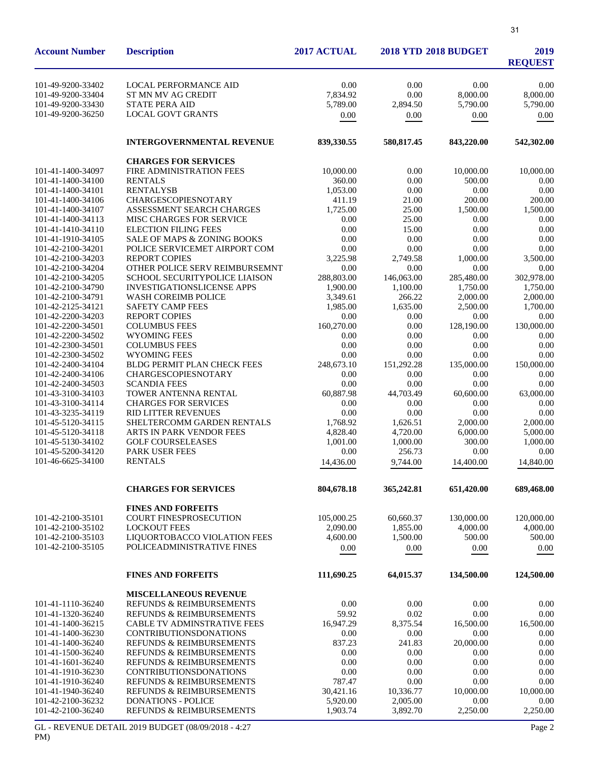| Account Number | Description | 2017 ACTUAL | 2018 YTD | 2018 BUDGET | 2019 REQUEST |
|---|---|---|---|---|---|
| 101-49-9200-33402 | LOCAL PERFORMANCE AID | 0.00 | 0.00 | 0.00 | 0.00 |
| 101-49-9200-33404 | ST MN MV AG CREDIT | 7,834.92 | 0.00 | 8,000.00 | 8,000.00 |
| 101-49-9200-33430 | STATE PERA AID | 5,789.00 | 2,894.50 | 5,790.00 | 5,790.00 |
| 101-49-9200-36250 | LOCAL GOVT GRANTS | 0.00 | 0.00 | 0.00 | 0.00 |
| | **INTERGOVERNMENTAL REVENUE** | **839,330.55** | **580,817.45** | **843,220.00** | **542,302.00** |
| | **CHARGES FOR SERVICES** | | | | |
| 101-41-1400-34097 | FIRE ADMINISTRATION FEES | 10,000.00 | 0.00 | 10,000.00 | 10,000.00 |
| 101-41-1400-34100 | RENTALS | 360.00 | 0.00 | 500.00 | 0.00 |
| 101-41-1400-34101 | RENTALYSB | 1,053.00 | 0.00 | 0.00 | 0.00 |
| 101-41-1400-34106 | CHARGESCOPIESNOTARY | 411.19 | 21.00 | 200.00 | 200.00 |
| 101-41-1400-34107 | ASSESSMENT SEARCH CHARGES | 1,725.00 | 25.00 | 1,500.00 | 1,500.00 |
| 101-41-1400-34113 | MISC CHARGES FOR SERVICE | 0.00 | 25.00 | 0.00 | 0.00 |
| 101-41-1410-34110 | ELECTION FILING FEES | 0.00 | 15.00 | 0.00 | 0.00 |
| 101-41-1910-34105 | SALE OF MAPS & ZONING BOOKS | 0.00 | 0.00 | 0.00 | 0.00 |
| 101-42-2100-34201 | POLICE SERVICEMET AIRPORT COM | 0.00 | 0.00 | 0.00 | 0.00 |
| 101-42-2100-34203 | REPORT COPIES | 3,225.98 | 2,749.58 | 1,000.00 | 3,500.00 |
| 101-42-2100-34204 | OTHER POLICE SERV REIMBURSEMNT | 0.00 | 0.00 | 0.00 | 0.00 |
| 101-42-2100-34205 | SCHOOL SECURITYPOLICE LIAISON | 288,803.00 | 146,063.00 | 285,480.00 | 302,978.00 |
| 101-42-2100-34790 | INVESTIGATIONSLICENSE APPS | 1,900.00 | 1,100.00 | 1,750.00 | 1,750.00 |
| 101-42-2100-34791 | WASH COREIMB POLICE | 3,349.61 | 266.22 | 2,000.00 | 2,000.00 |
| 101-42-2125-34121 | SAFETY CAMP FEES | 1,985.00 | 1,635.00 | 2,500.00 | 1,700.00 |
| 101-42-2200-34203 | REPORT COPIES | 0.00 | 0.00 | 0.00 | 0.00 |
| 101-42-2200-34501 | COLUMBUS FEES | 160,270.00 | 0.00 | 128,190.00 | 130,000.00 |
| 101-42-2200-34502 | WYOMING FEES | 0.00 | 0.00 | 0.00 | 0.00 |
| 101-42-2300-34501 | COLUMBUS FEES | 0.00 | 0.00 | 0.00 | 0.00 |
| 101-42-2300-34502 | WYOMING FEES | 0.00 | 0.00 | 0.00 | 0.00 |
| 101-42-2400-34104 | BLDG PERMIT PLAN CHECK FEES | 248,673.10 | 151,292.28 | 135,000.00 | 150,000.00 |
| 101-42-2400-34106 | CHARGESCOPIESNOTARY | 0.00 | 0.00 | 0.00 | 0.00 |
| 101-42-2400-34503 | SCANDIA FEES | 0.00 | 0.00 | 0.00 | 0.00 |
| 101-43-3100-34103 | TOWER ANTENNA RENTAL | 60,887.98 | 44,703.49 | 60,600.00 | 63,000.00 |
| 101-43-3100-34114 | CHARGES FOR SERVICES | 0.00 | 0.00 | 0.00 | 0.00 |
| 101-43-3235-34119 | RID LITTER REVENUES | 0.00 | 0.00 | 0.00 | 0.00 |
| 101-45-5120-34115 | SHELTERCOMM GARDEN RENTALS | 1,768.92 | 1,626.51 | 2,000.00 | 2,000.00 |
| 101-45-5120-34118 | ARTS IN PARK VENDOR FEES | 4,828.40 | 4,720.00 | 6,000.00 | 5,000.00 |
| 101-45-5130-34102 | GOLF COURSELEASES | 1,001.00 | 1,000.00 | 300.00 | 1,000.00 |
| 101-45-5200-34120 | PARK USER FEES | 0.00 | 256.73 | 0.00 | 0.00 |
| 101-46-6625-34100 | RENTALS | 14,436.00 | 9,744.00 | 14,400.00 | 14,840.00 |
| | **CHARGES FOR SERVICES** | **804,678.18** | **365,242.81** | **651,420.00** | **689,468.00** |
| | **FINES AND FORFEITS** | | | | |
| 101-42-2100-35101 | COURT FINESPROSECUTION | 105,000.25 | 60,660.37 | 130,000.00 | 120,000.00 |
| 101-42-2100-35102 | LOCKOUT FEES | 2,090.00 | 1,855.00 | 4,000.00 | 4,000.00 |
| 101-42-2100-35103 | LIQUORTOBACCO VIOLATION FEES | 4,600.00 | 1,500.00 | 500.00 | 500.00 |
| 101-42-2100-35105 | POLICEADMINISTRATIVE FINES | 0.00 | 0.00 | 0.00 | 0.00 |
| | **FINES AND FORFEITS** | **111,690.25** | **64,015.37** | **134,500.00** | **124,500.00** |
| | **MISCELLANEOUS REVENUE** | | | | |
| 101-41-1110-36240 | REFUNDS & REIMBURSEMENTS | 0.00 | 0.00 | 0.00 | 0.00 |
| 101-41-1320-36240 | REFUNDS & REIMBURSEMENTS | 59.92 | 0.02 | 0.00 | 0.00 |
| 101-41-1400-36215 | CABLE TV ADMINSTRATIVE FEES | 16,947.29 | 8,375.54 | 16,500.00 | 16,500.00 |
| 101-41-1400-36230 | CONTRIBUTIONSDONATIONS | 0.00 | 0.00 | 0.00 | 0.00 |
| 101-41-1400-36240 | REFUNDS & REIMBURSEMENTS | 837.23 | 241.83 | 20,000.00 | 0.00 |
| 101-41-1500-36240 | REFUNDS & REIMBURSEMENTS | 0.00 | 0.00 | 0.00 | 0.00 |
| 101-41-1601-36240 | REFUNDS & REIMBURSEMENTS | 0.00 | 0.00 | 0.00 | 0.00 |
| 101-41-1910-36230 | CONTRIBUTIONSDONATIONS | 0.00 | 0.00 | 0.00 | 0.00 |
| 101-41-1910-36240 | REFUNDS & REIMBURSEMENTS | 787.47 | 0.00 | 0.00 | 0.00 |
| 101-41-1940-36240 | REFUNDS & REIMBURSEMENTS | 30,421.16 | 10,336.77 | 10,000.00 | 10,000.00 |
| 101-42-2100-36232 | DONATIONS - POLICE | 5,920.00 | 2,005.00 | 0.00 | 0.00 |
| 101-42-2100-36240 | REFUNDS & REIMBURSEMENTS | 1,903.74 | 3,892.70 | 2,250.00 | 2,250.00 |

GL - REVENUE DETAIL 2019 BUDGET (08/09/2018 - 4:27 PM)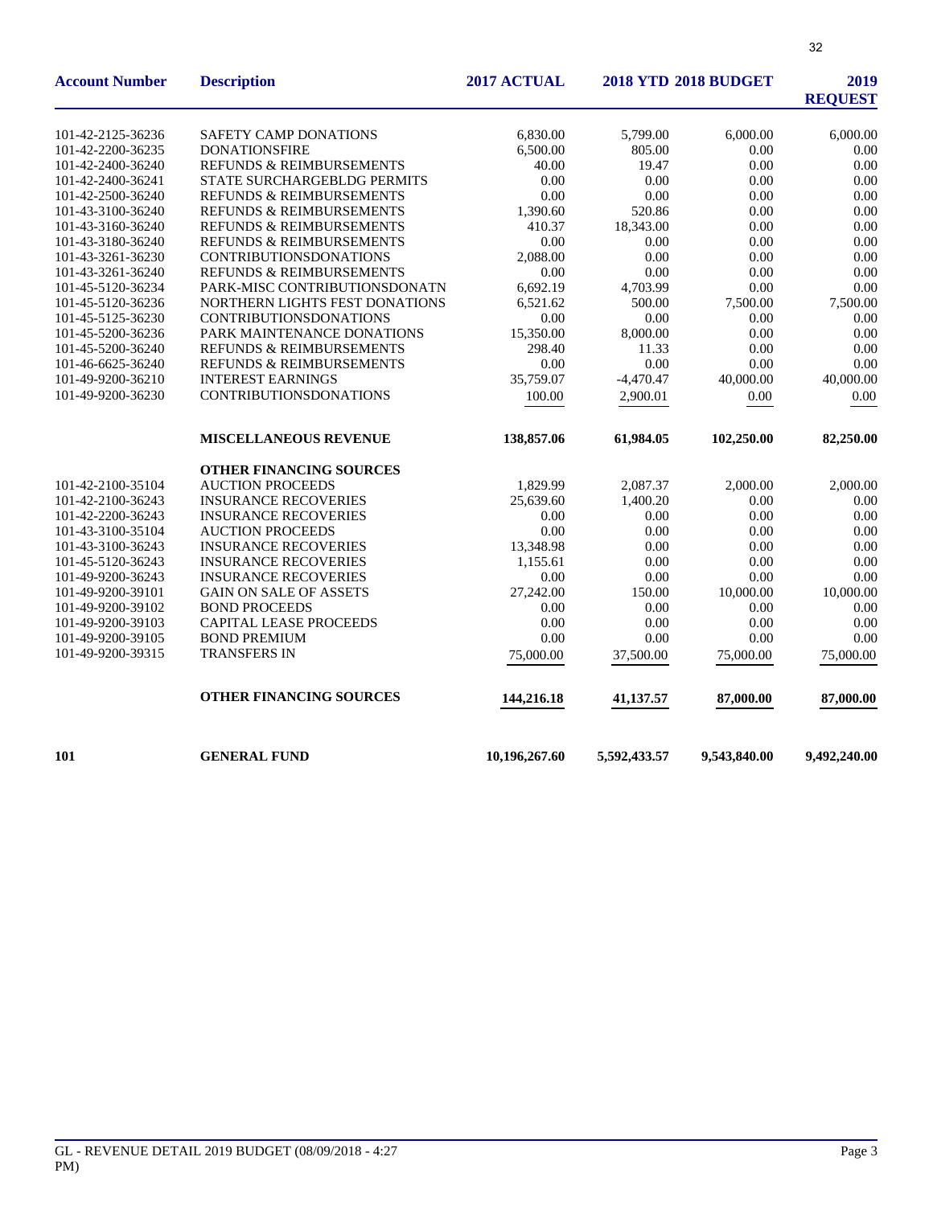| Account Number | Description | 2017 ACTUAL | 2018 YTD | 2018 BUDGET | 2019 REQUEST |
|---|---|---|---|---|---|
| 101-42-2125-36236 | SAFETY CAMP DONATIONS | 6,830.00 | 5,799.00 | 6,000.00 | 6,000.00 |
| 101-42-2200-36235 | DONATIONSFIRE | 6,500.00 | 805.00 | 0.00 | 0.00 |
| 101-42-2400-36240 | REFUNDS & REIMBURSEMENTS | 40.00 | 19.47 | 0.00 | 0.00 |
| 101-42-2400-36241 | STATE SURCHARGEBLDG PERMITS | 0.00 | 0.00 | 0.00 | 0.00 |
| 101-42-2500-36240 | REFUNDS & REIMBURSEMENTS | 0.00 | 0.00 | 0.00 | 0.00 |
| 101-43-3100-36240 | REFUNDS & REIMBURSEMENTS | 1,390.60 | 520.86 | 0.00 | 0.00 |
| 101-43-3160-36240 | REFUNDS & REIMBURSEMENTS | 410.37 | 18,343.00 | 0.00 | 0.00 |
| 101-43-3180-36240 | REFUNDS & REIMBURSEMENTS | 0.00 | 0.00 | 0.00 | 0.00 |
| 101-43-3261-36230 | CONTRIBUTIONSDONATIONS | 2,088.00 | 0.00 | 0.00 | 0.00 |
| 101-43-3261-36240 | REFUNDS & REIMBURSEMENTS | 0.00 | 0.00 | 0.00 | 0.00 |
| 101-45-5120-36234 | PARK-MISC CONTRIBUTIONSDONATN | 6,692.19 | 4,703.99 | 0.00 | 0.00 |
| 101-45-5120-36236 | NORTHERN LIGHTS FEST DONATIONS | 6,521.62 | 500.00 | 7,500.00 | 7,500.00 |
| 101-45-5125-36230 | CONTRIBUTIONSDONATIONS | 0.00 | 0.00 | 0.00 | 0.00 |
| 101-45-5200-36236 | PARK MAINTENANCE DONATIONS | 15,350.00 | 8,000.00 | 0.00 | 0.00 |
| 101-45-5200-36240 | REFUNDS & REIMBURSEMENTS | 298.40 | 11.33 | 0.00 | 0.00 |
| 101-46-6625-36240 | REFUNDS & REIMBURSEMENTS | 0.00 | 0.00 | 0.00 | 0.00 |
| 101-49-9200-36210 | INTEREST EARNINGS | 35,759.07 | -4,470.47 | 40,000.00 | 40,000.00 |
| 101-49-9200-36230 | CONTRIBUTIONSDONATIONS | 100.00 | 2,900.01 | 0.00 | 0.00 |
| | **MISCELLANEOUS REVENUE** | **138,857.06** | **61,984.05** | **102,250.00** | **82,250.00** |
| | **OTHER FINANCING SOURCES** | | | | |
| 101-42-2100-35104 | AUCTION PROCEEDS | 1,829.99 | 2,087.37 | 2,000.00 | 2,000.00 |
| 101-42-2100-36243 | INSURANCE RECOVERIES | 25,639.60 | 1,400.20 | 0.00 | 0.00 |
| 101-42-2200-36243 | INSURANCE RECOVERIES | 0.00 | 0.00 | 0.00 | 0.00 |
| 101-43-3100-35104 | AUCTION PROCEEDS | 0.00 | 0.00 | 0.00 | 0.00 |
| 101-43-3100-36243 | INSURANCE RECOVERIES | 13,348.98 | 0.00 | 0.00 | 0.00 |
| 101-45-5120-36243 | INSURANCE RECOVERIES | 1,155.61 | 0.00 | 0.00 | 0.00 |
| 101-49-9200-36243 | INSURANCE RECOVERIES | 0.00 | 0.00 | 0.00 | 0.00 |
| 101-49-9200-39101 | GAIN ON SALE OF ASSETS | 27,242.00 | 150.00 | 10,000.00 | 10,000.00 |
| 101-49-9200-39102 | BOND PROCEEDS | 0.00 | 0.00 | 0.00 | 0.00 |
| 101-49-9200-39103 | CAPITAL LEASE PROCEEDS | 0.00 | 0.00 | 0.00 | 0.00 |
| 101-49-9200-39105 | BOND PREMIUM | 0.00 | 0.00 | 0.00 | 0.00 |
| 101-49-9200-39315 | TRANSFERS IN | 75,000.00 | 37,500.00 | 75,000.00 | 75,000.00 |
| | **OTHER FINANCING SOURCES** | **144,216.18** | **41,137.57** | **87,000.00** | **87,000.00** |
| **101** | **GENERAL FUND** | **10,196,267.60** | **5,592,433.57** | **9,543,840.00** | **9,492,240.00** |

GL - REVENUE DETAIL 2019 BUDGET (08/09/2018 - 4:27 PM)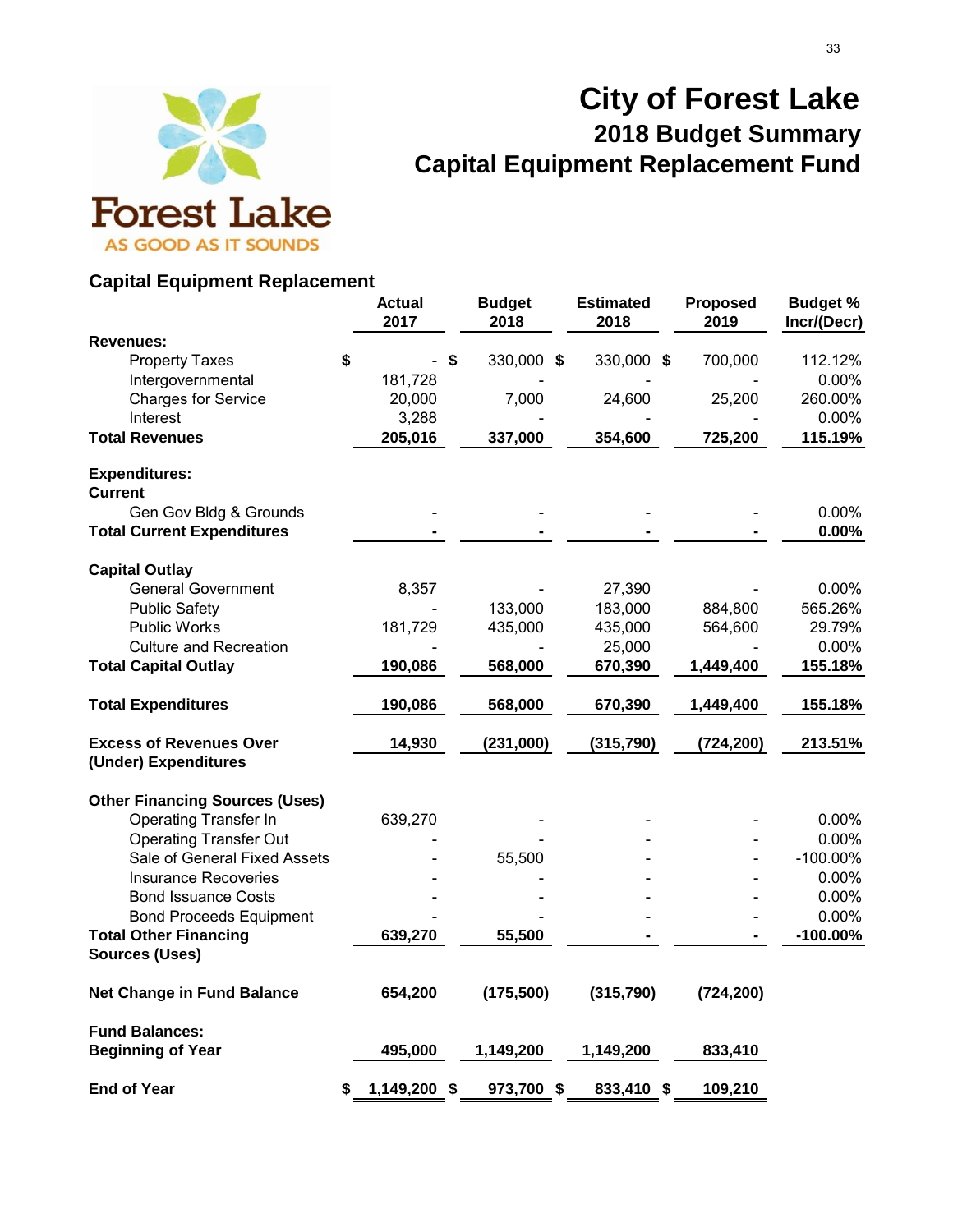# City of Forest Lake
## 2018 Budget Summary
## Capital Equipment Replacement Fund

Forest Lake
AS GOOD AS IT SOUNDS

### Capital Equipment Replacement

| | Actual 2017 | Budget 2018 | Estimated 2018 | Proposed 2019 | Budget % Incr/(Decr) |
|---|---|---|---|---|---|
| **Revenues:** | | | | | |
| Property Taxes | $ - | $ 330,000 | $ 330,000 | $ 700,000 | 112.12% |
| Intergovernmental | 181,728 | - | - | - | 0.00% |
| Charges for Service | 20,000 | 7,000 | 24,600 | 25,200 | 260.00% |
| Interest | 3,288 | - | - | - | 0.00% |
| **Total Revenues** | **205,016** | **337,000** | **354,600** | **725,200** | **115.19%** |
| **Expenditures:** | | | | | |
| **Current** | | | | | |
| Gen Gov Bldg & Grounds | - | - | - | - | 0.00% |
| **Total Current Expenditures** | **-** | **-** | **-** | **-** | **0.00%** |
| **Capital Outlay** | | | | | |
| General Government | 8,357 | - | 27,390 | - | 0.00% |
| Public Safety | - | 133,000 | 183,000 | 884,800 | 565.26% |
| Public Works | 181,729 | 435,000 | 435,000 | 564,600 | 29.79% |
| Culture and Recreation | - | - | 25,000 | - | 0.00% |
| **Total Capital Outlay** | **190,086** | **568,000** | **670,390** | **1,449,400** | **155.18%** |
| **Total Expenditures** | **190,086** | **568,000** | **670,390** | **1,449,400** | **155.18%** |
| **Excess of Revenues Over (Under) Expenditures** | **14,930** | **(231,000)** | **(315,790)** | **(724,200)** | **213.51%** |
| **Other Financing Sources (Uses)** | | | | | |
| Operating Transfer In | 639,270 | - | - | - | 0.00% |
| Operating Transfer Out | - | - | - | - | 0.00% |
| Sale of General Fixed Assets | - | 55,500 | - | - | -100.00% |
| Insurance Recoveries | - | - | - | - | 0.00% |
| Bond Issuance Costs | - | - | - | - | 0.00% |
| Bond Proceeds Equipment | - | - | - | - | 0.00% |
| **Total Other Financing Sources (Uses)** | **639,270** | **55,500** | **-** | **-** | **-100.00%** |
| **Net Change in Fund Balance** | **654,200** | **(175,500)** | **(315,790)** | **(724,200)** | |
| **Fund Balances:** | | | | | |
| **Beginning of Year** | **495,000** | **1,149,200** | **1,149,200** | **833,410** | |
| **End of Year** | **$ 1,149,200** | **$ 973,700** | **$ 833,410** | **$ 109,210** | |